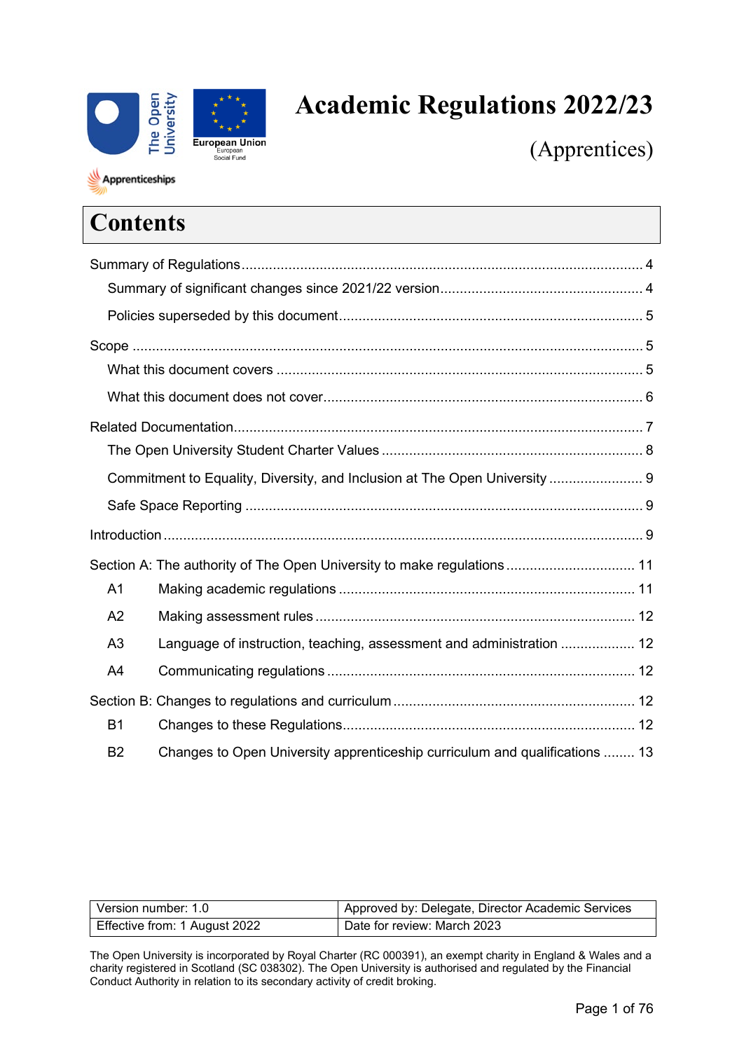# Academic Regulations 2022/23

(Apprentices)

## Contents

Summary of Regulations ..... 4

- Summary of significant changes since 2021/22 version ..... 4
- Policies superseded by this document ..... 5

Scope ..... 5

- What this document covers ..... 5
- What this document does not cover ..... 6

Related Documentation ..... 7

- The Open University Student Charter Values ..... 8
- Commitment to Equality, Diversity, and Inclusion at The Open University ..... 9
- Safe Space Reporting ..... 9

Introduction ..... 9

Section A: The authority of The Open University to make regulations ..... 11

- A1 Making academic regulations ..... 11
- A2 Making assessment rules ..... 12
- A3 Language of instruction, teaching, assessment and administration ..... 12
- A4 Communicating regulations ..... 12

Section B: Changes to regulations and curriculum ..... 12

- B1 Changes to these Regulations ..... 12
- B2 Changes to Open University apprenticeship curriculum and qualifications ..... 13

| | |
|---|---|
| Version number: 1.0 | Approved by: Delegate, Director Academic Services |
| Effective from: 1 August 2022 | Date for review: March 2023 |

The Open University is incorporated by Royal Charter (RC 000391), an exempt charity in England & Wales and a charity registered in Scotland (SC 038302). The Open University is authorised and regulated by the Financial Conduct Authority in relation to its secondary activity of credit broking.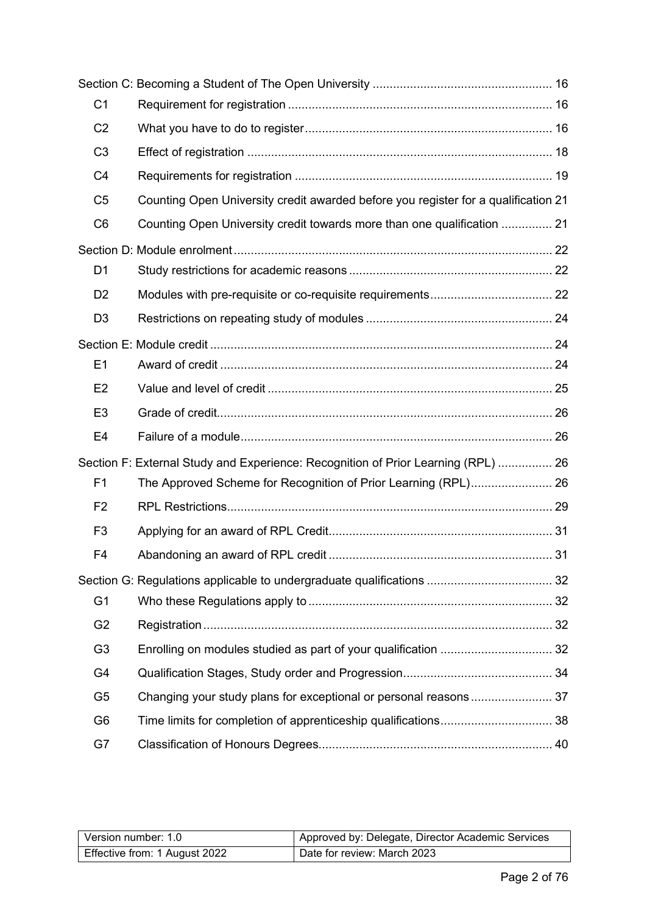Section C: Becoming a Student of The Open University ..................................................... 16

| | | |
|---|---|---|
| C1 | Requirement for registration | 16 |
| C2 | What you have to do to register | 16 |
| C3 | Effect of registration | 18 |
| C4 | Requirements for registration | 19 |
| C5 | Counting Open University credit awarded before you register for a qualification | 21 |
| C6 | Counting Open University credit towards more than one qualification | 21 |

Section D: Module enrolment ............................................................................................ 22

| | | |
|---|---|---|
| D1 | Study restrictions for academic reasons | 22 |
| D2 | Modules with pre-requisite or co-requisite requirements | 22 |
| D3 | Restrictions on repeating study of modules | 24 |

Section E: Module credit .................................................................................................... 24

| | | |
|---|---|---|
| E1 | Award of credit | 24 |
| E2 | Value and level of credit | 25 |
| E3 | Grade of credit | 26 |
| E4 | Failure of a module | 26 |

Section F: External Study and Experience: Recognition of Prior Learning (RPL) ................ 26

| | | |
|---|---|---|
| F1 | The Approved Scheme for Recognition of Prior Learning (RPL) | 26 |
| F2 | RPL Restrictions | 29 |
| F3 | Applying for an award of RPL Credit | 31 |
| F4 | Abandoning an award of RPL credit | 31 |

Section G: Regulations applicable to undergraduate qualifications ..................................... 32

| | | |
|---|---|---|
| G1 | Who these Regulations apply to | 32 |
| G2 | Registration | 32 |
| G3 | Enrolling on modules studied as part of your qualification | 32 |
| G4 | Qualification Stages, Study order and Progression | 34 |
| G5 | Changing your study plans for exceptional or personal reasons | 37 |
| G6 | Time limits for completion of apprenticeship qualifications | 38 |
| G7 | Classification of Honours Degrees | 40 |

| | |
|---|---|
| Version number: 1.0 | Approved by: Delegate, Director Academic Services |
| Effective from: 1 August 2022 | Date for review: March 2023 |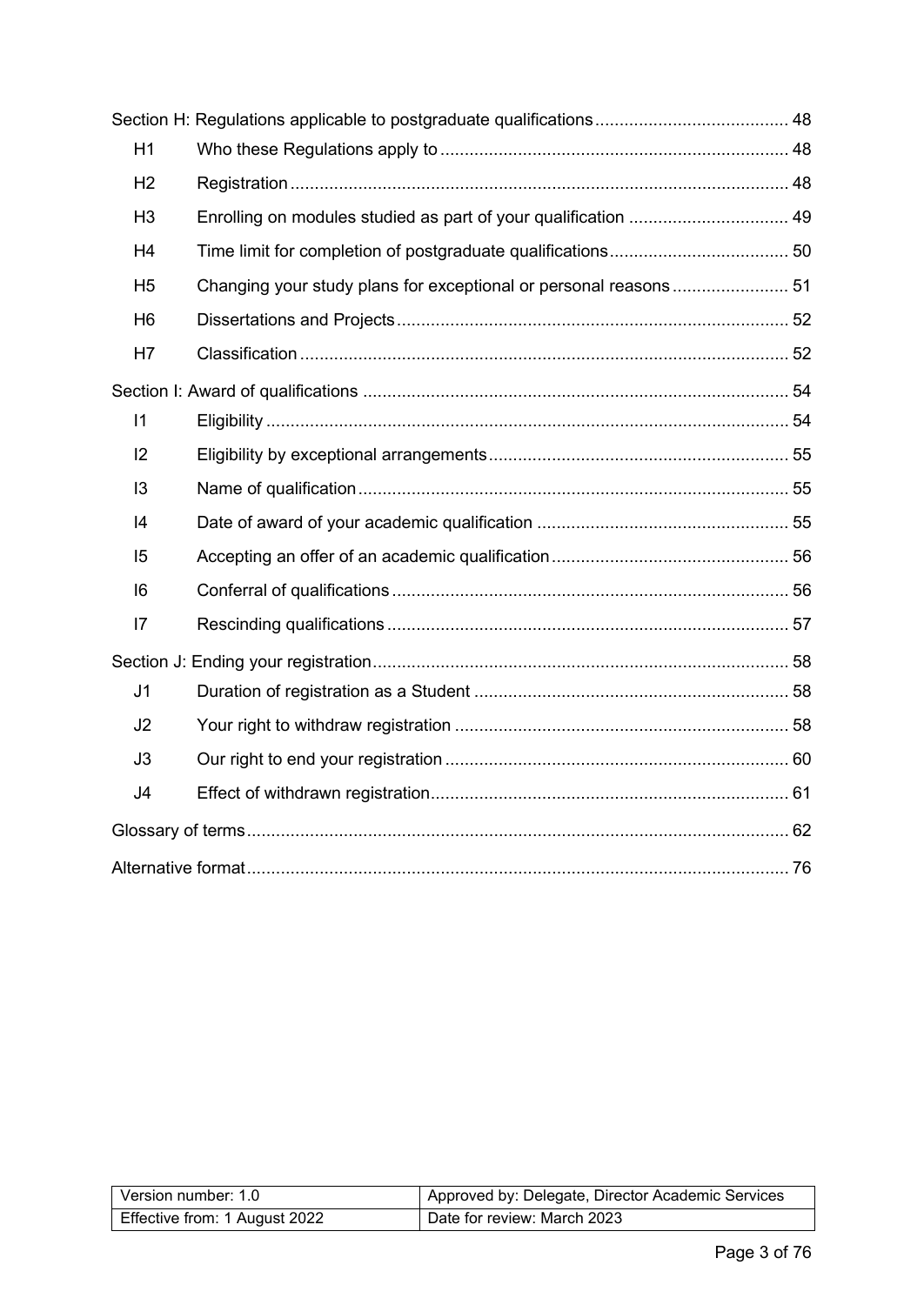Section H: Regulations applicable to postgraduate qualifications ........................................ 48

| | | |
|---|---|---|
| H1 | Who these Regulations apply to | 48 |
| H2 | Registration | 48 |
| H3 | Enrolling on modules studied as part of your qualification | 49 |
| H4 | Time limit for completion of postgraduate qualifications | 50 |
| H5 | Changing your study plans for exceptional or personal reasons | 51 |
| H6 | Dissertations and Projects | 52 |
| H7 | Classification | 52 |

Section I: Award of qualifications ........................................................................................ 54

| | | |
|---|---|---|
| I1 | Eligibility | 54 |
| I2 | Eligibility by exceptional arrangements | 55 |
| I3 | Name of qualification | 55 |
| I4 | Date of award of your academic qualification | 55 |
| I5 | Accepting an offer of an academic qualification | 56 |
| I6 | Conferral of qualifications | 56 |
| I7 | Rescinding qualifications | 57 |

Section J: Ending your registration ...................................................................................... 58

| | | |
|---|---|---|
| J1 | Duration of registration as a Student | 58 |
| J2 | Your right to withdraw registration | 58 |
| J3 | Our right to end your registration | 60 |
| J4 | Effect of withdrawn registration | 61 |

Glossary of terms ................................................................................................................ 62

Alternative format ................................................................................................................ 76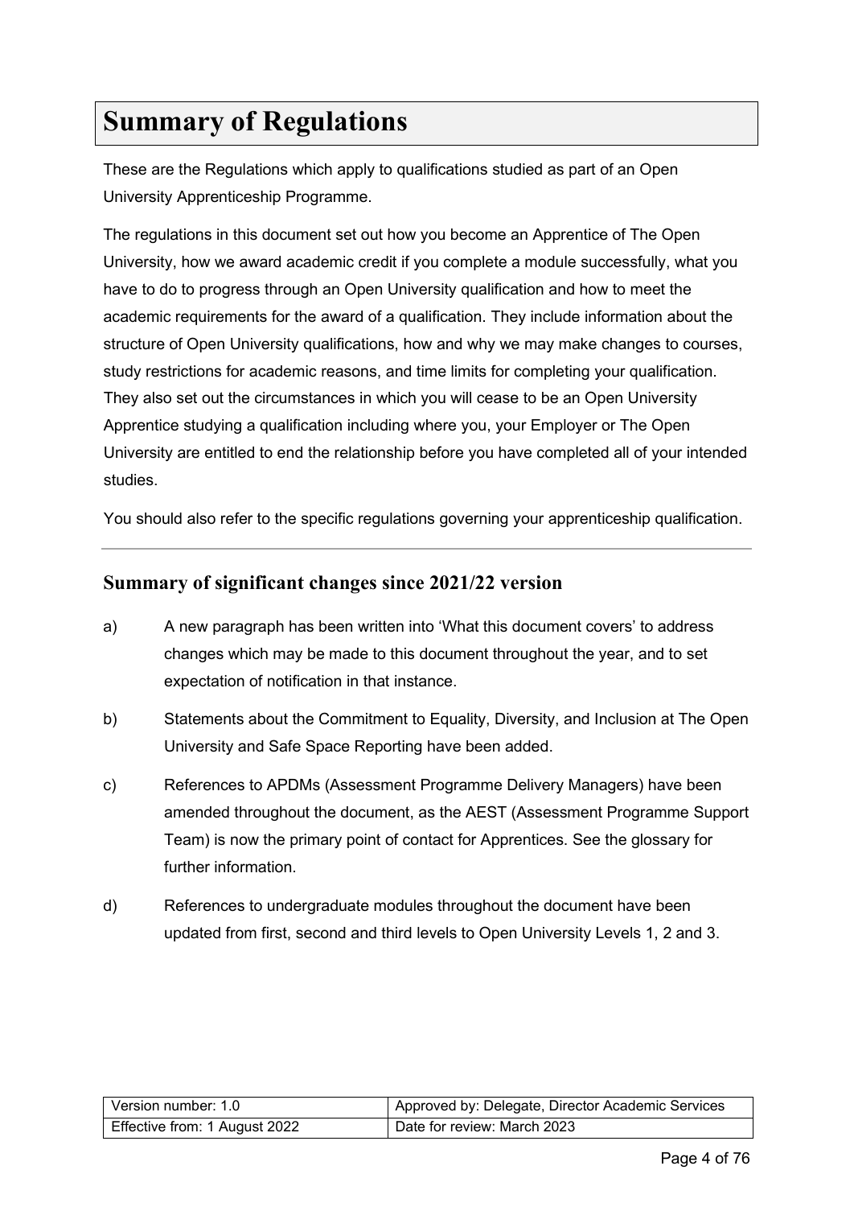# Summary of Regulations

These are the Regulations which apply to qualifications studied as part of an Open University Apprenticeship Programme.

The regulations in this document set out how you become an Apprentice of The Open University, how we award academic credit if you complete a module successfully, what you have to do to progress through an Open University qualification and how to meet the academic requirements for the award of a qualification. They include information about the structure of Open University qualifications, how and why we may make changes to courses, study restrictions for academic reasons, and time limits for completing your qualification. They also set out the circumstances in which you will cease to be an Open University Apprentice studying a qualification including where you, your Employer or The Open University are entitled to end the relationship before you have completed all of your intended studies.

You should also refer to the specific regulations governing your apprenticeship qualification.

---

## Summary of significant changes since 2021/22 version

a) A new paragraph has been written into 'What this document covers' to address changes which may be made to this document throughout the year, and to set expectation of notification in that instance.

b) Statements about the Commitment to Equality, Diversity, and Inclusion at The Open University and Safe Space Reporting have been added.

c) References to APDMs (Assessment Programme Delivery Managers) have been amended throughout the document, as the AEST (Assessment Programme Support Team) is now the primary point of contact for Apprentices. See the glossary for further information.

d) References to undergraduate modules throughout the document have been updated from first, second and third levels to Open University Levels 1, 2 and 3.

| | |
|---|---|
| Version number: 1.0 | Approved by: Delegate, Director Academic Services |
| Effective from: 1 August 2022 | Date for review: March 2023 |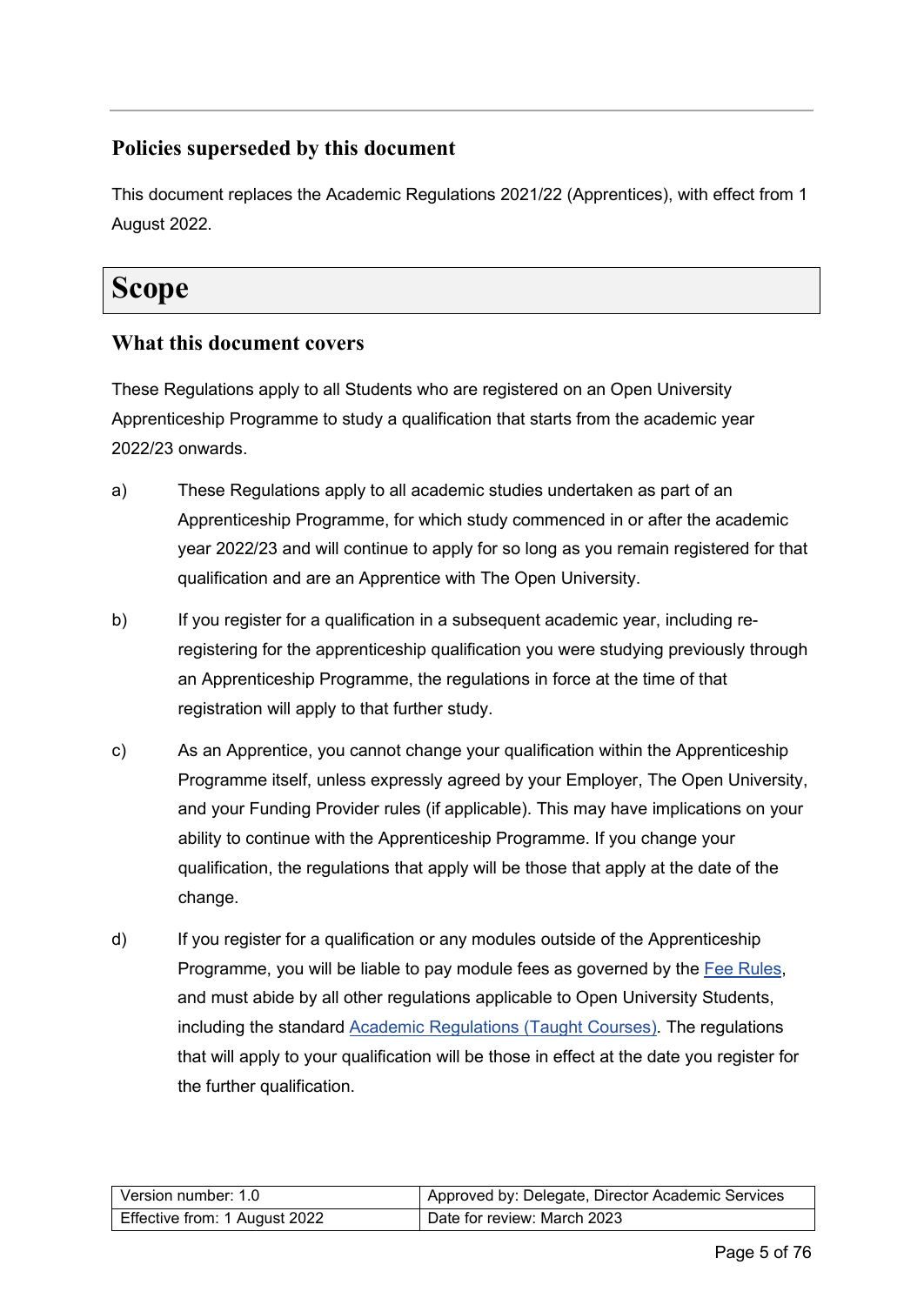### Policies superseded by this document

This document replaces the Academic Regulations 2021/22 (Apprentices), with effect from 1 August 2022.

# Scope

### What this document covers

These Regulations apply to all Students who are registered on an Open University Apprenticeship Programme to study a qualification that starts from the academic year 2022/23 onwards.

a) These Regulations apply to all academic studies undertaken as part of an Apprenticeship Programme, for which study commenced in or after the academic year 2022/23 and will continue to apply for so long as you remain registered for that qualification and are an Apprentice with The Open University.

b) If you register for a qualification in a subsequent academic year, including re-registering for the apprenticeship qualification you were studying previously through an Apprenticeship Programme, the regulations in force at the time of that registration will apply to that further study.

c) As an Apprentice, you cannot change your qualification within the Apprenticeship Programme itself, unless expressly agreed by your Employer, The Open University, and your Funding Provider rules (if applicable). This may have implications on your ability to continue with the Apprenticeship Programme. If you change your qualification, the regulations that apply will be those that apply at the date of the change.

d) If you register for a qualification or any modules outside of the Apprenticeship Programme, you will be liable to pay module fees as governed by the Fee Rules, and must abide by all other regulations applicable to Open University Students, including the standard Academic Regulations (Taught Courses). The regulations that will apply to your qualification will be those in effect at the date you register for the further qualification.

| | |
|---|---|
| Version number: 1.0 | Approved by: Delegate, Director Academic Services |
| Effective from: 1 August 2022 | Date for review: March 2023 |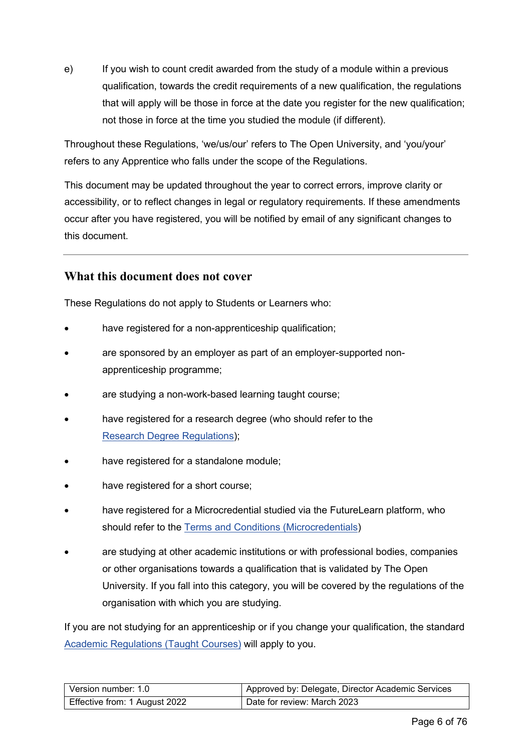e) If you wish to count credit awarded from the study of a module within a previous qualification, towards the credit requirements of a new qualification, the regulations that will apply will be those in force at the date you register for the new qualification; not those in force at the time you studied the module (if different).

Throughout these Regulations, 'we/us/our' refers to The Open University, and 'you/your' refers to any Apprentice who falls under the scope of the Regulations.

This document may be updated throughout the year to correct errors, improve clarity or accessibility, or to reflect changes in legal or regulatory requirements. If these amendments occur after you have registered, you will be notified by email of any significant changes to this document.

---

## What this document does not cover

These Regulations do not apply to Students or Learners who:

- have registered for a non-apprenticeship qualification;
- are sponsored by an employer as part of an employer-supported non-apprenticeship programme;
- are studying a non-work-based learning taught course;
- have registered for a research degree (who should refer to the Research Degree Regulations);
- have registered for a standalone module;
- have registered for a short course;
- have registered for a Microcredential studied via the FutureLearn platform, who should refer to the Terms and Conditions (Microcredentials)
- are studying at other academic institutions or with professional bodies, companies or other organisations towards a qualification that is validated by The Open University. If you fall into this category, you will be covered by the regulations of the organisation with which you are studying.

If you are not studying for an apprenticeship or if you change your qualification, the standard Academic Regulations (Taught Courses) will apply to you.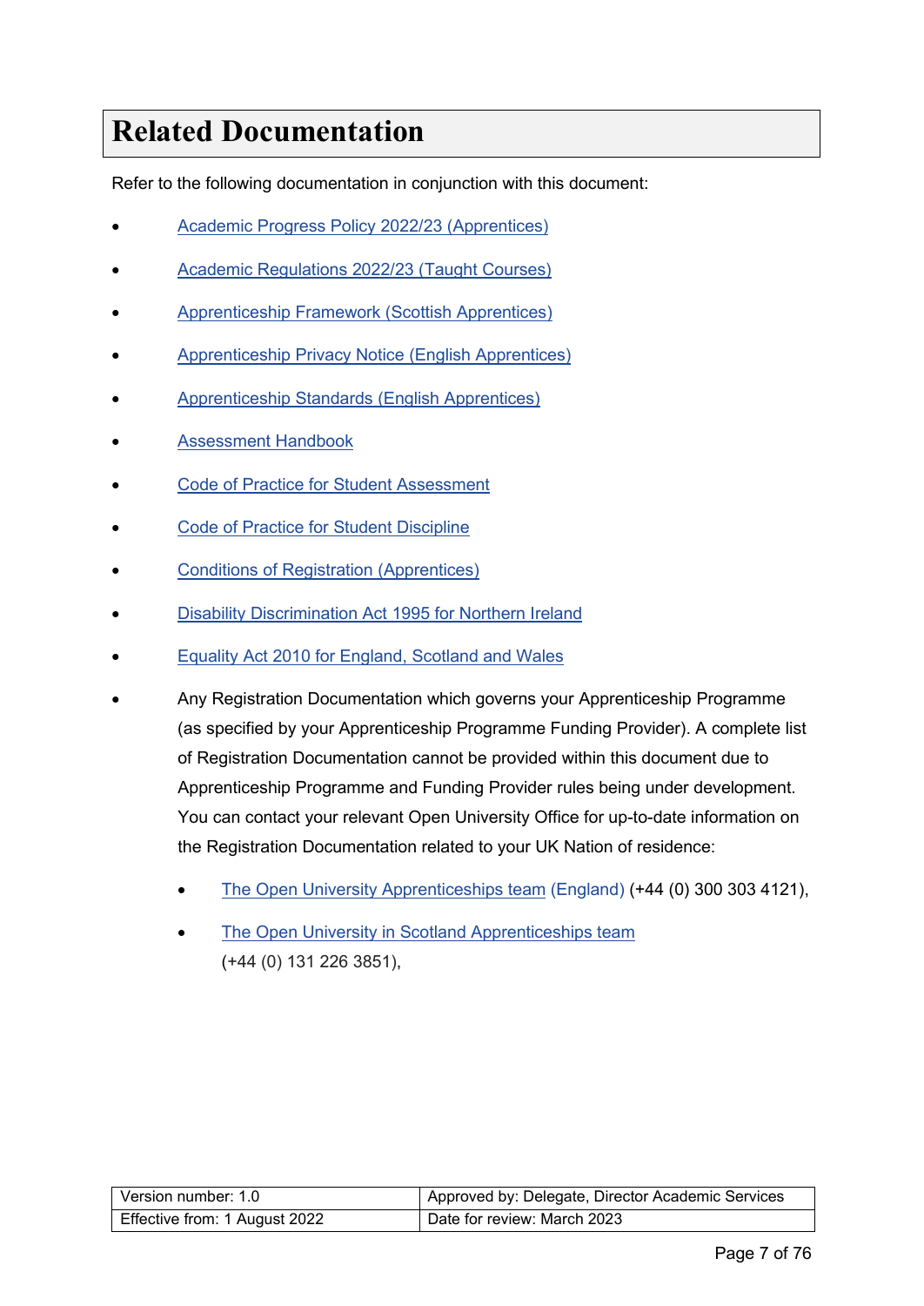# Related Documentation

Refer to the following documentation in conjunction with this document:

- Academic Progress Policy 2022/23 (Apprentices)
- Academic Regulations 2022/23 (Taught Courses)
- Apprenticeship Framework (Scottish Apprentices)
- Apprenticeship Privacy Notice (English Apprentices)
- Apprenticeship Standards (English Apprentices)
- Assessment Handbook
- Code of Practice for Student Assessment
- Code of Practice for Student Discipline
- Conditions of Registration (Apprentices)
- Disability Discrimination Act 1995 for Northern Ireland
- Equality Act 2010 for England, Scotland and Wales
- Any Registration Documentation which governs your Apprenticeship Programme (as specified by your Apprenticeship Programme Funding Provider). A complete list of Registration Documentation cannot be provided within this document due to Apprenticeship Programme and Funding Provider rules being under development. You can contact your relevant Open University Office for up-to-date information on the Registration Documentation related to your UK Nation of residence:
    - The Open University Apprenticeships team (England) (+44 (0) 300 303 4121),
    - The Open University in Scotland Apprenticeships team (+44 (0) 131 226 3851),

| | |
|---|---|
| Version number: 1.0 | Approved by: Delegate, Director Academic Services |
| Effective from: 1 August 2022 | Date for review: March 2023 |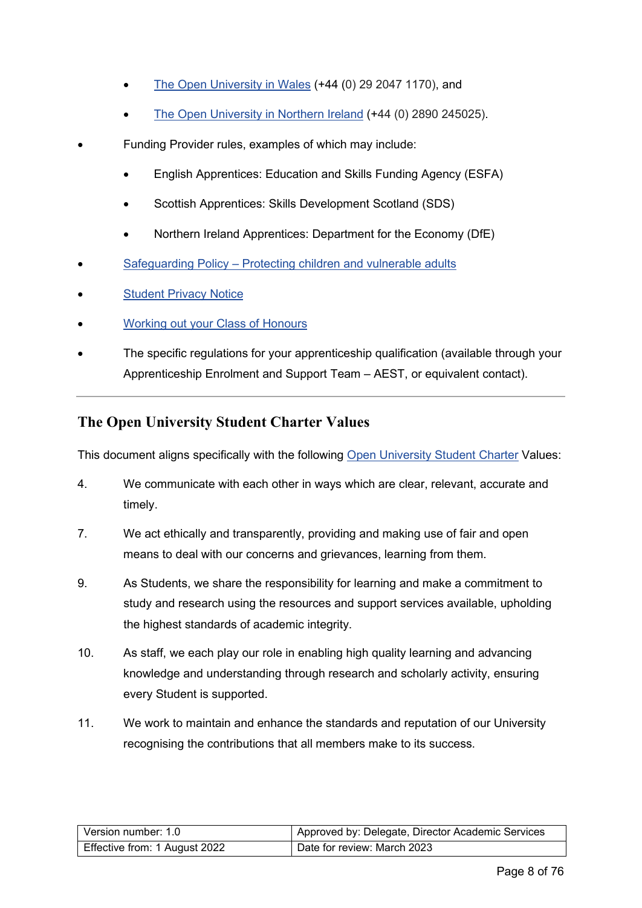- The Open University in Wales (+44 (0) 29 2047 1170), and
    - The Open University in Northern Ireland (+44 (0) 2890 245025).
- Funding Provider rules, examples of which may include:
    - English Apprentices: Education and Skills Funding Agency (ESFA)
    - Scottish Apprentices: Skills Development Scotland (SDS)
    - Northern Ireland Apprentices: Department for the Economy (DfE)
- Safeguarding Policy – Protecting children and vulnerable adults
- Student Privacy Notice
- Working out your Class of Honours
- The specific regulations for your apprenticeship qualification (available through your Apprenticeship Enrolment and Support Team – AEST, or equivalent contact).

---

## The Open University Student Charter Values

This document aligns specifically with the following Open University Student Charter Values:

4. We communicate with each other in ways which are clear, relevant, accurate and timely.

7. We act ethically and transparently, providing and making use of fair and open means to deal with our concerns and grievances, learning from them.

9. As Students, we share the responsibility for learning and make a commitment to study and research using the resources and support services available, upholding the highest standards of academic integrity.

10. As staff, we each play our role in enabling high quality learning and advancing knowledge and understanding through research and scholarly activity, ensuring every Student is supported.

11. We work to maintain and enhance the standards and reputation of our University recognising the contributions that all members make to its success.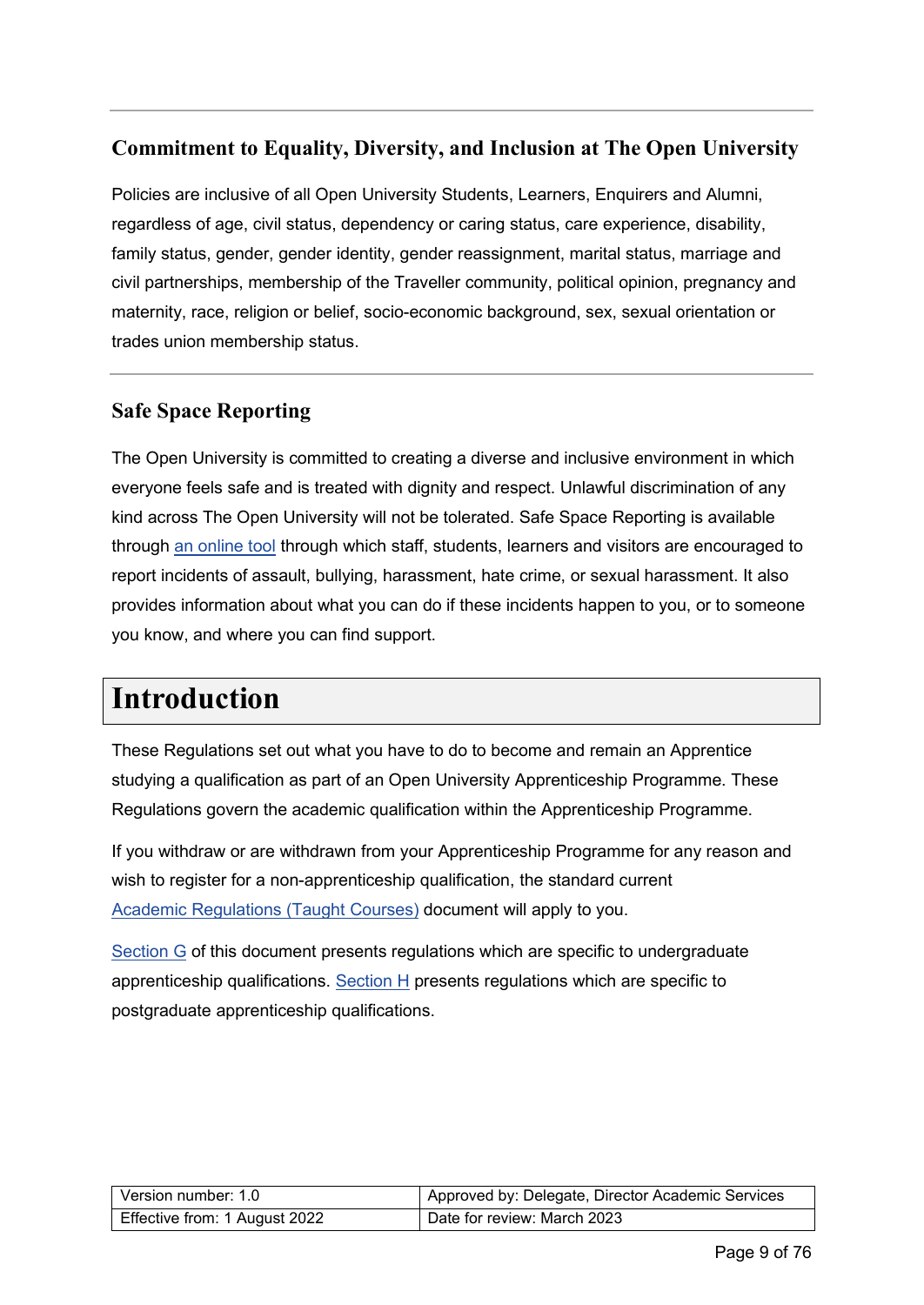## Commitment to Equality, Diversity, and Inclusion at The Open University

Policies are inclusive of all Open University Students, Learners, Enquirers and Alumni, regardless of age, civil status, dependency or caring status, care experience, disability, family status, gender, gender identity, gender reassignment, marital status, marriage and civil partnerships, membership of the Traveller community, political opinion, pregnancy and maternity, race, religion or belief, socio-economic background, sex, sexual orientation or trades union membership status.

## Safe Space Reporting

The Open University is committed to creating a diverse and inclusive environment in which everyone feels safe and is treated with dignity and respect. Unlawful discrimination of any kind across The Open University will not be tolerated. Safe Space Reporting is available through an online tool through which staff, students, learners and visitors are encouraged to report incidents of assault, bullying, harassment, hate crime, or sexual harassment. It also provides information about what you can do if these incidents happen to you, or to someone you know, and where you can find support.

# Introduction

These Regulations set out what you have to do to become and remain an Apprentice studying a qualification as part of an Open University Apprenticeship Programme. These Regulations govern the academic qualification within the Apprenticeship Programme.

If you withdraw or are withdrawn from your Apprenticeship Programme for any reason and wish to register for a non-apprenticeship qualification, the standard current Academic Regulations (Taught Courses) document will apply to you.

Section G of this document presents regulations which are specific to undergraduate apprenticeship qualifications. Section H presents regulations which are specific to postgraduate apprenticeship qualifications.

| | |
|---|---|
| Version number: 1.0 | Approved by: Delegate, Director Academic Services |
| Effective from: 1 August 2022 | Date for review: March 2023 |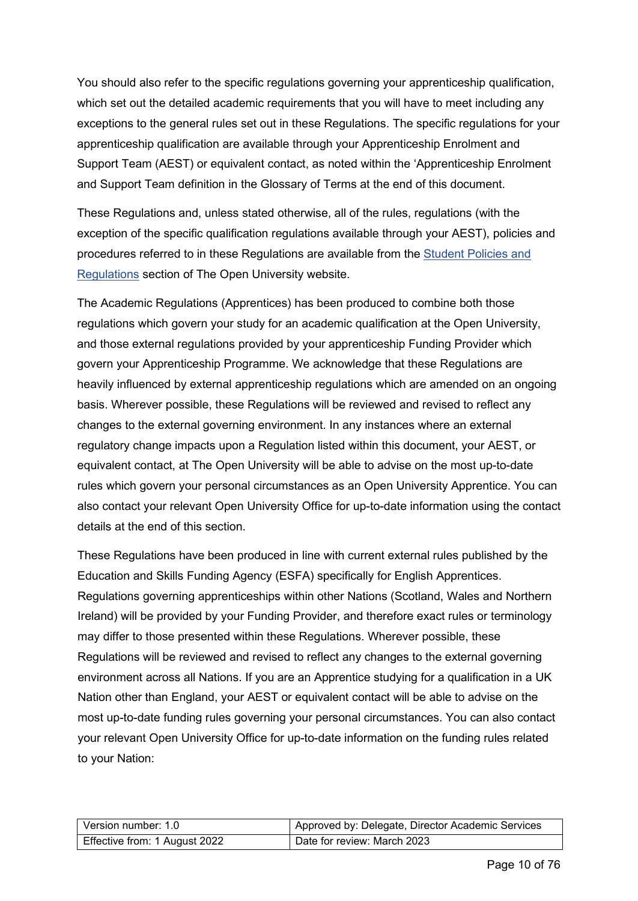You should also refer to the specific regulations governing your apprenticeship qualification, which set out the detailed academic requirements that you will have to meet including any exceptions to the general rules set out in these Regulations. The specific regulations for your apprenticeship qualification are available through your Apprenticeship Enrolment and Support Team (AEST) or equivalent contact, as noted within the 'Apprenticeship Enrolment and Support Team definition in the Glossary of Terms at the end of this document.

These Regulations and, unless stated otherwise, all of the rules, regulations (with the exception of the specific qualification regulations available through your AEST), policies and procedures referred to in these Regulations are available from the [Student Policies and Regulations] section of The Open University website.

The Academic Regulations (Apprentices) has been produced to combine both those regulations which govern your study for an academic qualification at the Open University, and those external regulations provided by your apprenticeship Funding Provider which govern your Apprenticeship Programme. We acknowledge that these Regulations are heavily influenced by external apprenticeship regulations which are amended on an ongoing basis. Wherever possible, these Regulations will be reviewed and revised to reflect any changes to the external governing environment. In any instances where an external regulatory change impacts upon a Regulation listed within this document, your AEST, or equivalent contact, at The Open University will be able to advise on the most up-to-date rules which govern your personal circumstances as an Open University Apprentice. You can also contact your relevant Open University Office for up-to-date information using the contact details at the end of this section.

These Regulations have been produced in line with current external rules published by the Education and Skills Funding Agency (ESFA) specifically for English Apprentices. Regulations governing apprenticeships within other Nations (Scotland, Wales and Northern Ireland) will be provided by your Funding Provider, and therefore exact rules or terminology may differ to those presented within these Regulations. Wherever possible, these Regulations will be reviewed and revised to reflect any changes to the external governing environment across all Nations. If you are an Apprentice studying for a qualification in a UK Nation other than England, your AEST or equivalent contact will be able to advise on the most up-to-date funding rules governing your personal circumstances. You can also contact your relevant Open University Office for up-to-date information on the funding rules related to your Nation:

| | |
|---|---|
| Version number: 1.0 | Approved by: Delegate, Director Academic Services |
| Effective from: 1 August 2022 | Date for review: March 2023 |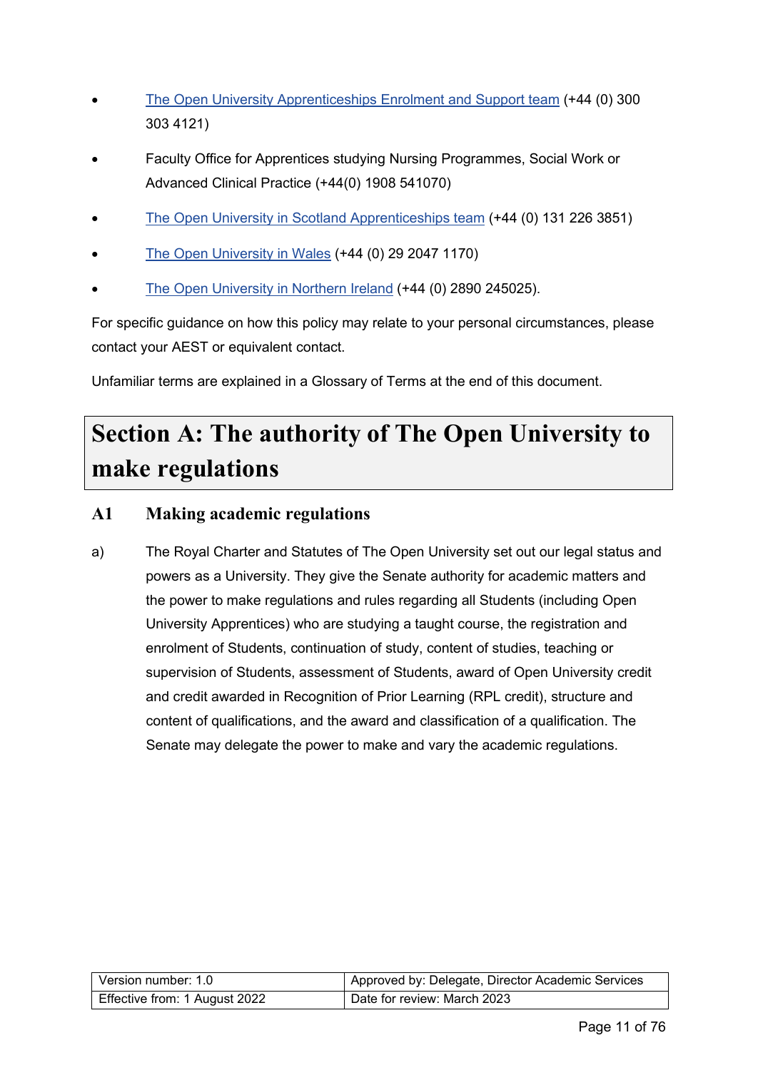- The Open University Apprenticeships Enrolment and Support team (+44 (0) 300 303 4121)
- Faculty Office for Apprentices studying Nursing Programmes, Social Work or Advanced Clinical Practice (+44(0) 1908 541070)
- The Open University in Scotland Apprenticeships team (+44 (0) 131 226 3851)
- The Open University in Wales (+44 (0) 29 2047 1170)
- The Open University in Northern Ireland (+44 (0) 2890 245025).

For specific guidance on how this policy may relate to your personal circumstances, please contact your AEST or equivalent contact.

Unfamiliar terms are explained in a Glossary of Terms at the end of this document.

# Section A: The authority of The Open University to make regulations

## A1 Making academic regulations

a) The Royal Charter and Statutes of The Open University set out our legal status and powers as a University. They give the Senate authority for academic matters and the power to make regulations and rules regarding all Students (including Open University Apprentices) who are studying a taught course, the registration and enrolment of Students, continuation of study, content of studies, teaching or supervision of Students, assessment of Students, award of Open University credit and credit awarded in Recognition of Prior Learning (RPL credit), structure and content of qualifications, and the award and classification of a qualification. The Senate may delegate the power to make and vary the academic regulations.

| | |
|---|---|
| Version number: 1.0 | Approved by: Delegate, Director Academic Services |
| Effective from: 1 August 2022 | Date for review: March 2023 |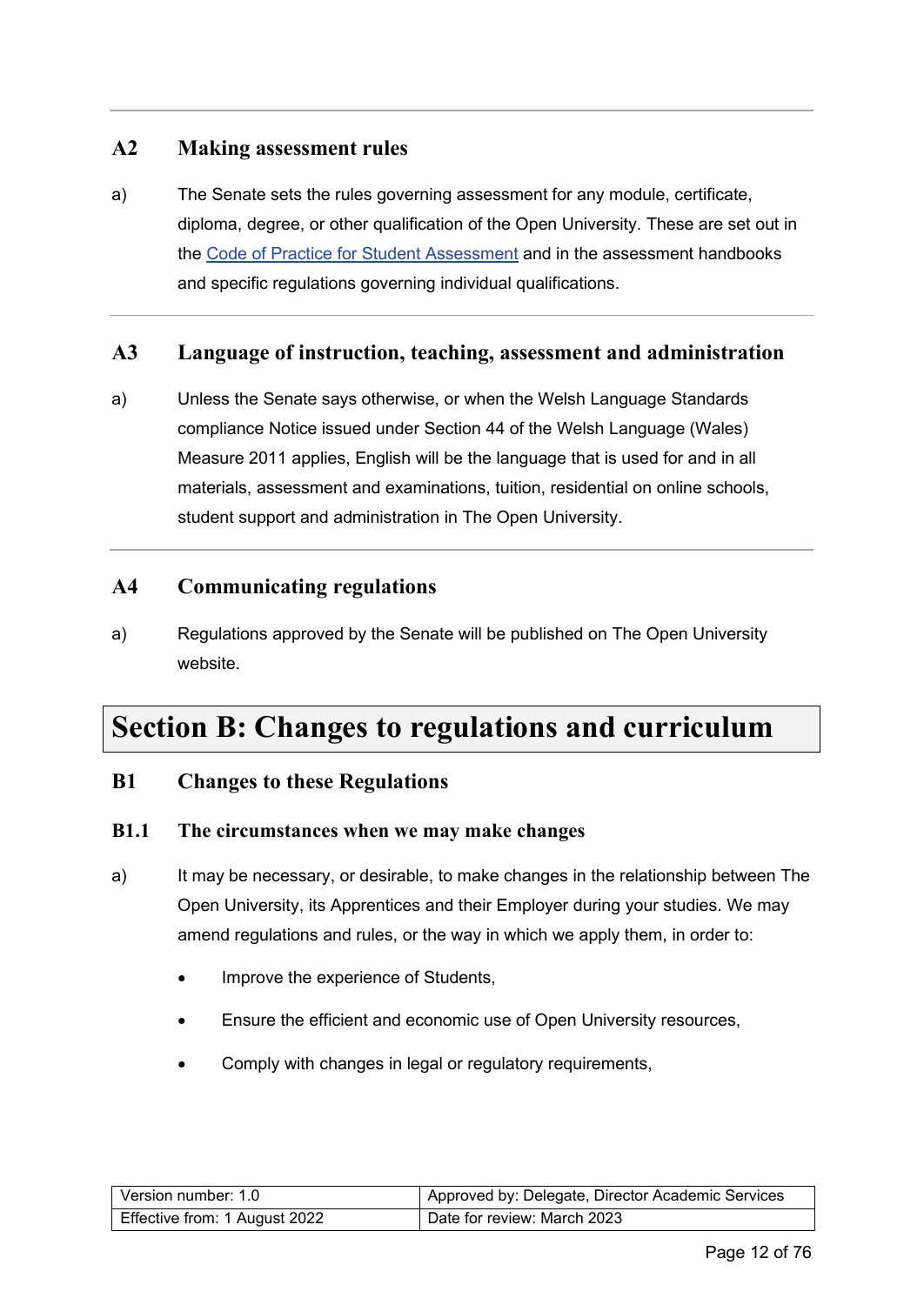## A2 Making assessment rules

a) The Senate sets the rules governing assessment for any module, certificate, diploma, degree, or other qualification of the Open University. These are set out in the Code of Practice for Student Assessment and in the assessment handbooks and specific regulations governing individual qualifications.

## A3 Language of instruction, teaching, assessment and administration

a) Unless the Senate says otherwise, or when the Welsh Language Standards compliance Notice issued under Section 44 of the Welsh Language (Wales) Measure 2011 applies, English will be the language that is used for and in all materials, assessment and examinations, tuition, residential on online schools, student support and administration in The Open University.

## A4 Communicating regulations

a) Regulations approved by the Senate will be published on The Open University website.

# Section B: Changes to regulations and curriculum

## B1 Changes to these Regulations

### B1.1 The circumstances when we may make changes

a) It may be necessary, or desirable, to make changes in the relationship between The Open University, its Apprentices and their Employer during your studies. We may amend regulations and rules, or the way in which we apply them, in order to:

- Improve the experience of Students,
- Ensure the efficient and economic use of Open University resources,
- Comply with changes in legal or regulatory requirements,

| | |
|---|---|
| Version number: 1.0 | Approved by: Delegate, Director Academic Services |
| Effective from: 1 August 2022 | Date for review: March 2023 |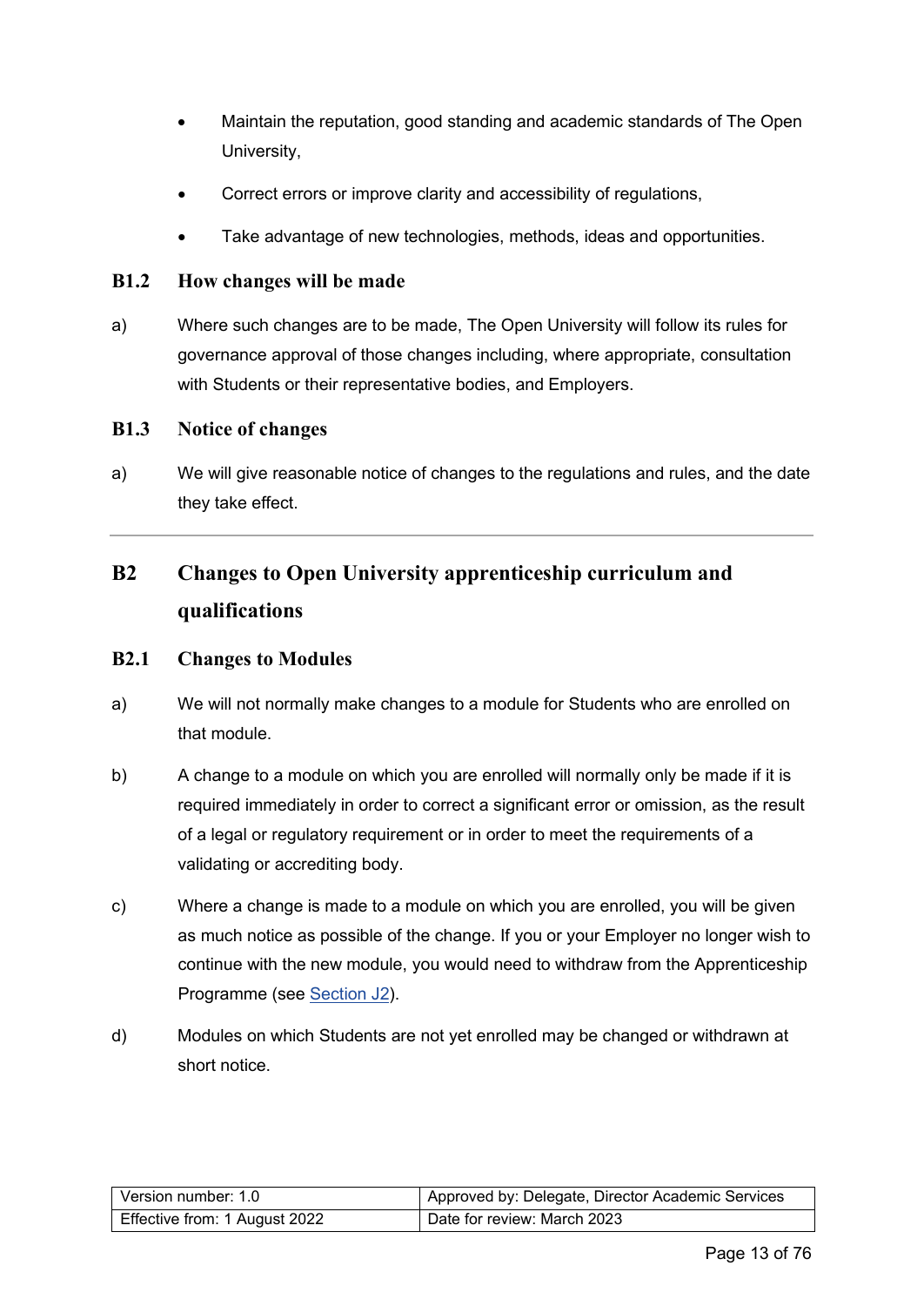- Maintain the reputation, good standing and academic standards of The Open University,
- Correct errors or improve clarity and accessibility of regulations,
- Take advantage of new technologies, methods, ideas and opportunities.

### B1.2 How changes will be made

a) Where such changes are to be made, The Open University will follow its rules for governance approval of those changes including, where appropriate, consultation with Students or their representative bodies, and Employers.

### B1.3 Notice of changes

a) We will give reasonable notice of changes to the regulations and rules, and the date they take effect.

---

## B2 Changes to Open University apprenticeship curriculum and qualifications

### B2.1 Changes to Modules

a) We will not normally make changes to a module for Students who are enrolled on that module.

b) A change to a module on which you are enrolled will normally only be made if it is required immediately in order to correct a significant error or omission, as the result of a legal or regulatory requirement or in order to meet the requirements of a validating or accrediting body.

c) Where a change is made to a module on which you are enrolled, you will be given as much notice as possible of the change. If you or your Employer no longer wish to continue with the new module, you would need to withdraw from the Apprenticeship Programme (see Section J2).

d) Modules on which Students are not yet enrolled may be changed or withdrawn at short notice.

| | |
|---|---|
| Version number: 1.0 | Approved by: Delegate, Director Academic Services |
| Effective from: 1 August 2022 | Date for review: March 2023 |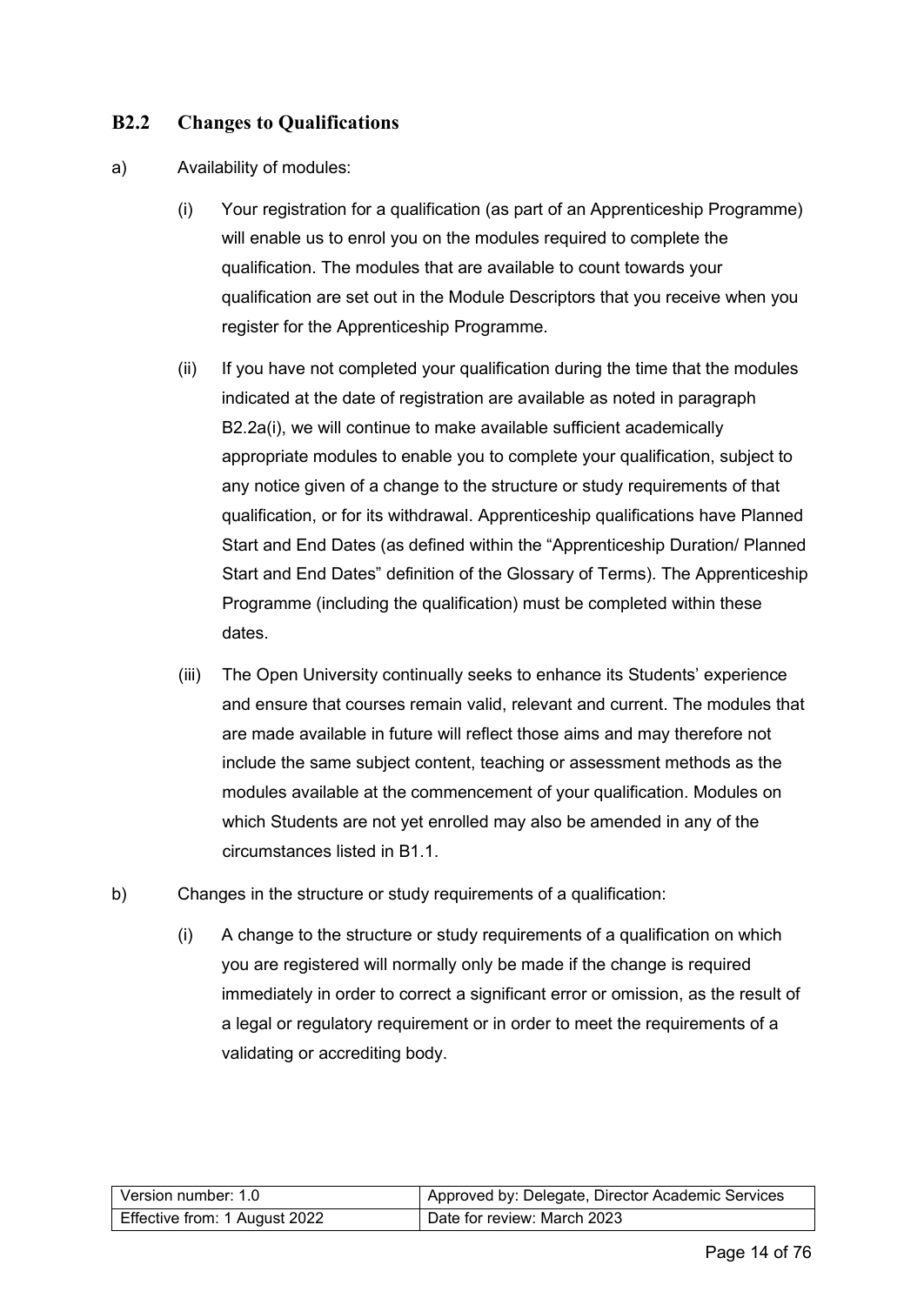## B2.2 Changes to Qualifications

a) Availability of modules:

(i) Your registration for a qualification (as part of an Apprenticeship Programme) will enable us to enrol you on the modules required to complete the qualification. The modules that are available to count towards your qualification are set out in the Module Descriptors that you receive when you register for the Apprenticeship Programme.

(ii) If you have not completed your qualification during the time that the modules indicated at the date of registration are available as noted in paragraph B2.2a(i), we will continue to make available sufficient academically appropriate modules to enable you to complete your qualification, subject to any notice given of a change to the structure or study requirements of that qualification, or for its withdrawal. Apprenticeship qualifications have Planned Start and End Dates (as defined within the "Apprenticeship Duration/ Planned Start and End Dates" definition of the Glossary of Terms). The Apprenticeship Programme (including the qualification) must be completed within these dates.

(iii) The Open University continually seeks to enhance its Students' experience and ensure that courses remain valid, relevant and current. The modules that are made available in future will reflect those aims and may therefore not include the same subject content, teaching or assessment methods as the modules available at the commencement of your qualification. Modules on which Students are not yet enrolled may also be amended in any of the circumstances listed in B1.1.

b) Changes in the structure or study requirements of a qualification:

(i) A change to the structure or study requirements of a qualification on which you are registered will normally only be made if the change is required immediately in order to correct a significant error or omission, as the result of a legal or regulatory requirement or in order to meet the requirements of a validating or accrediting body.

| | |
|---|---|
| Version number: 1.0 | Approved by: Delegate, Director Academic Services |
| Effective from: 1 August 2022 | Date for review: March 2023 |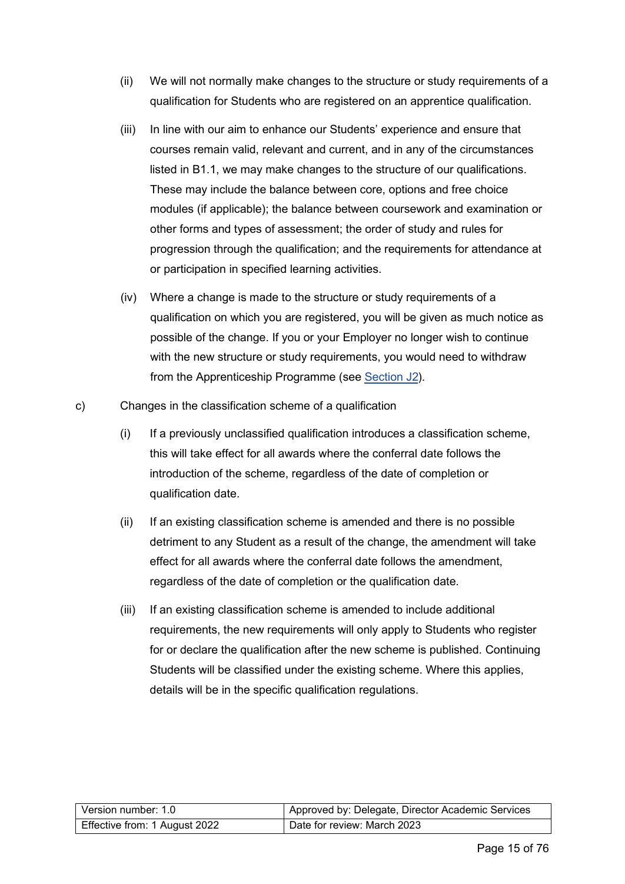(ii) We will not normally make changes to the structure or study requirements of a qualification for Students who are registered on an apprentice qualification.

(iii) In line with our aim to enhance our Students' experience and ensure that courses remain valid, relevant and current, and in any of the circumstances listed in B1.1, we may make changes to the structure of our qualifications. These may include the balance between core, options and free choice modules (if applicable); the balance between coursework and examination or other forms and types of assessment; the order of study and rules for progression through the qualification; and the requirements for attendance at or participation in specified learning activities.

(iv) Where a change is made to the structure or study requirements of a qualification on which you are registered, you will be given as much notice as possible of the change. If you or your Employer no longer wish to continue with the new structure or study requirements, you would need to withdraw from the Apprenticeship Programme (see Section J2).

c) Changes in the classification scheme of a qualification

(i) If a previously unclassified qualification introduces a classification scheme, this will take effect for all awards where the conferral date follows the introduction of the scheme, regardless of the date of completion or qualification date.

(ii) If an existing classification scheme is amended and there is no possible detriment to any Student as a result of the change, the amendment will take effect for all awards where the conferral date follows the amendment, regardless of the date of completion or the qualification date.

(iii) If an existing classification scheme is amended to include additional requirements, the new requirements will only apply to Students who register for or declare the qualification after the new scheme is published. Continuing Students will be classified under the existing scheme. Where this applies, details will be in the specific qualification regulations.

| | |
|---|---|
| Version number: 1.0 | Approved by: Delegate, Director Academic Services |
| Effective from: 1 August 2022 | Date for review: March 2023 |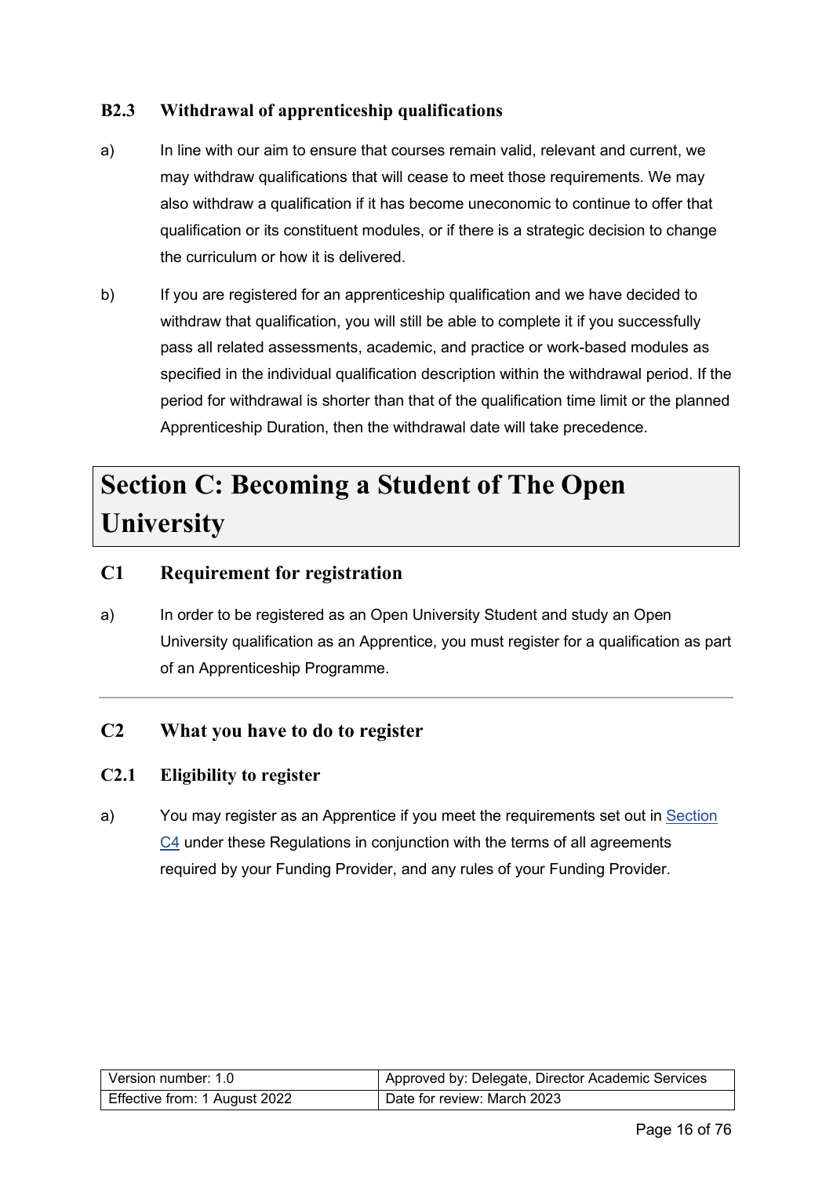### B2.3 Withdrawal of apprenticeship qualifications

a) In line with our aim to ensure that courses remain valid, relevant and current, we may withdraw qualifications that will cease to meet those requirements. We may also withdraw a qualification if it has become uneconomic to continue to offer that qualification or its constituent modules, or if there is a strategic decision to change the curriculum or how it is delivered.

b) If you are registered for an apprenticeship qualification and we have decided to withdraw that qualification, you will still be able to complete it if you successfully pass all related assessments, academic, and practice or work-based modules as specified in the individual qualification description within the withdrawal period. If the period for withdrawal is shorter than that of the qualification time limit or the planned Apprenticeship Duration, then the withdrawal date will take precedence.

# Section C: Becoming a Student of The Open University

## C1 Requirement for registration

a) In order to be registered as an Open University Student and study an Open University qualification as an Apprentice, you must register for a qualification as part of an Apprenticeship Programme.

---

## C2 What you have to do to register

### C2.1 Eligibility to register

a) You may register as an Apprentice if you meet the requirements set out in Section C4 under these Regulations in conjunction with the terms of all agreements required by your Funding Provider, and any rules of your Funding Provider.

| | |
|---|---|
| Version number: 1.0 | Approved by: Delegate, Director Academic Services |
| Effective from: 1 August 2022 | Date for review: March 2023 |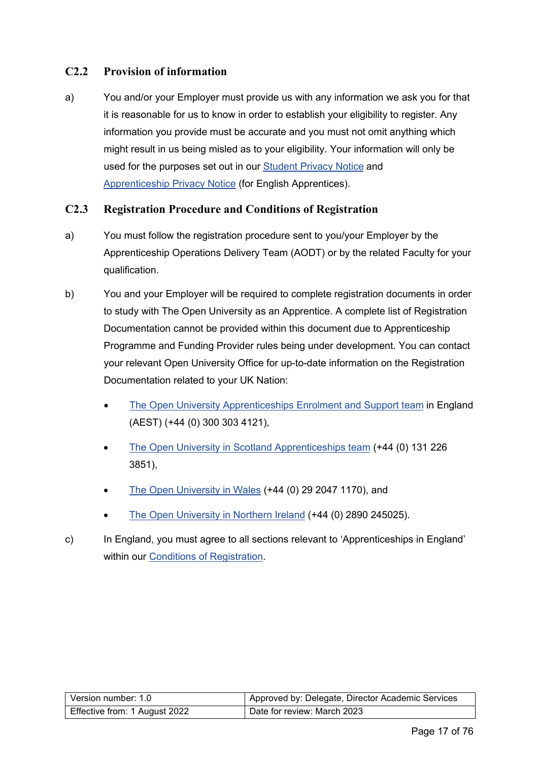### C2.2 Provision of information

a) You and/or your Employer must provide us with any information we ask you for that it is reasonable for us to know in order to establish your eligibility to register. Any information you provide must be accurate and you must not omit anything which might result in us being misled as to your eligibility. Your information will only be used for the purposes set out in our Student Privacy Notice and Apprenticeship Privacy Notice (for English Apprentices).

### C2.3 Registration Procedure and Conditions of Registration

a) You must follow the registration procedure sent to you/your Employer by the Apprenticeship Operations Delivery Team (AODT) or by the related Faculty for your qualification.

b) You and your Employer will be required to complete registration documents in order to study with The Open University as an Apprentice. A complete list of Registration Documentation cannot be provided within this document due to Apprenticeship Programme and Funding Provider rules being under development. You can contact your relevant Open University Office for up-to-date information on the Registration Documentation related to your UK Nation:

- The Open University Apprenticeships Enrolment and Support team in England (AEST) (+44 (0) 300 303 4121),
- The Open University in Scotland Apprenticeships team (+44 (0) 131 226 3851),
- The Open University in Wales (+44 (0) 29 2047 1170), and
- The Open University in Northern Ireland (+44 (0) 2890 245025).

c) In England, you must agree to all sections relevant to 'Apprenticeships in England' within our Conditions of Registration.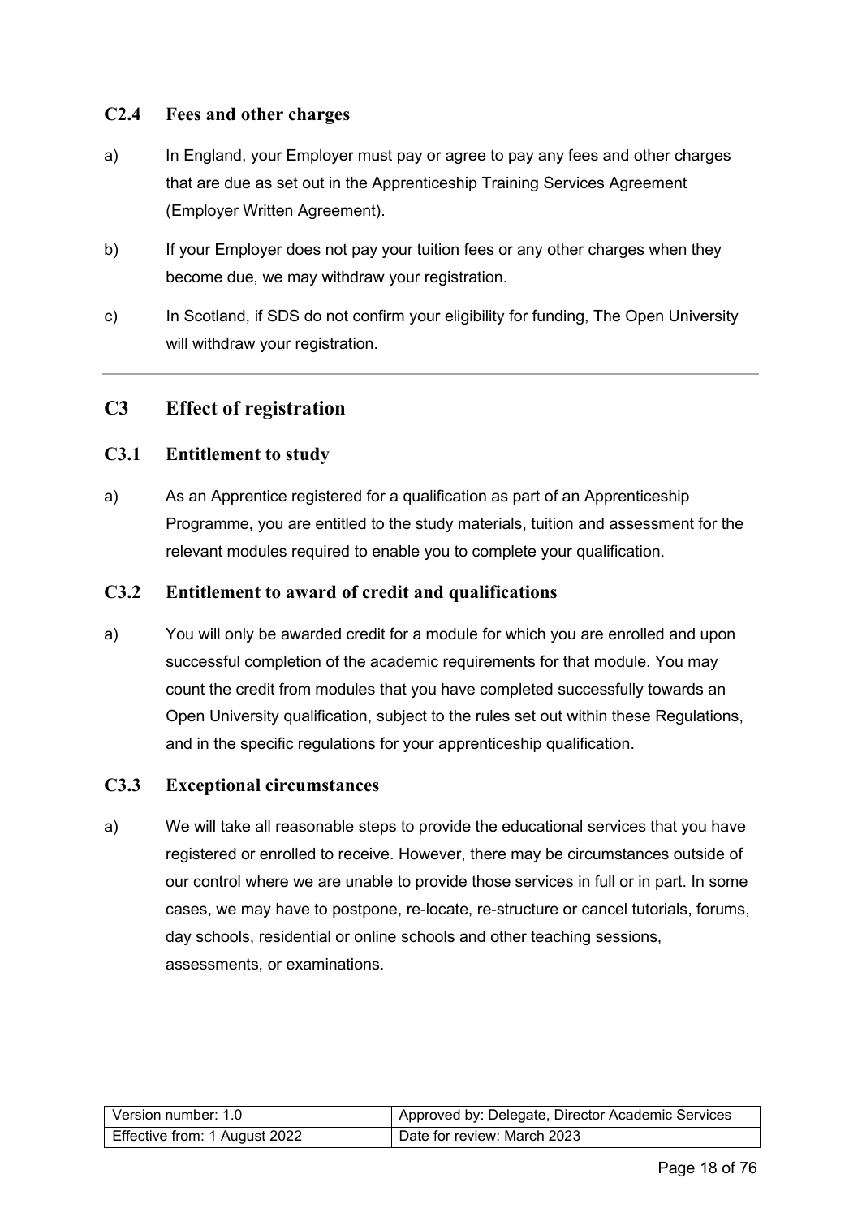### C2.4 Fees and other charges

a) In England, your Employer must pay or agree to pay any fees and other charges that are due as set out in the Apprenticeship Training Services Agreement (Employer Written Agreement).

b) If your Employer does not pay your tuition fees or any other charges when they become due, we may withdraw your registration.

c) In Scotland, if SDS do not confirm your eligibility for funding, The Open University will withdraw your registration.

---

## C3 Effect of registration

### C3.1 Entitlement to study

a) As an Apprentice registered for a qualification as part of an Apprenticeship Programme, you are entitled to the study materials, tuition and assessment for the relevant modules required to enable you to complete your qualification.

### C3.2 Entitlement to award of credit and qualifications

a) You will only be awarded credit for a module for which you are enrolled and upon successful completion of the academic requirements for that module. You may count the credit from modules that you have completed successfully towards an Open University qualification, subject to the rules set out within these Regulations, and in the specific regulations for your apprenticeship qualification.

### C3.3 Exceptional circumstances

a) We will take all reasonable steps to provide the educational services that you have registered or enrolled to receive. However, there may be circumstances outside of our control where we are unable to provide those services in full or in part. In some cases, we may have to postpone, re-locate, re-structure or cancel tutorials, forums, day schools, residential or online schools and other teaching sessions, assessments, or examinations.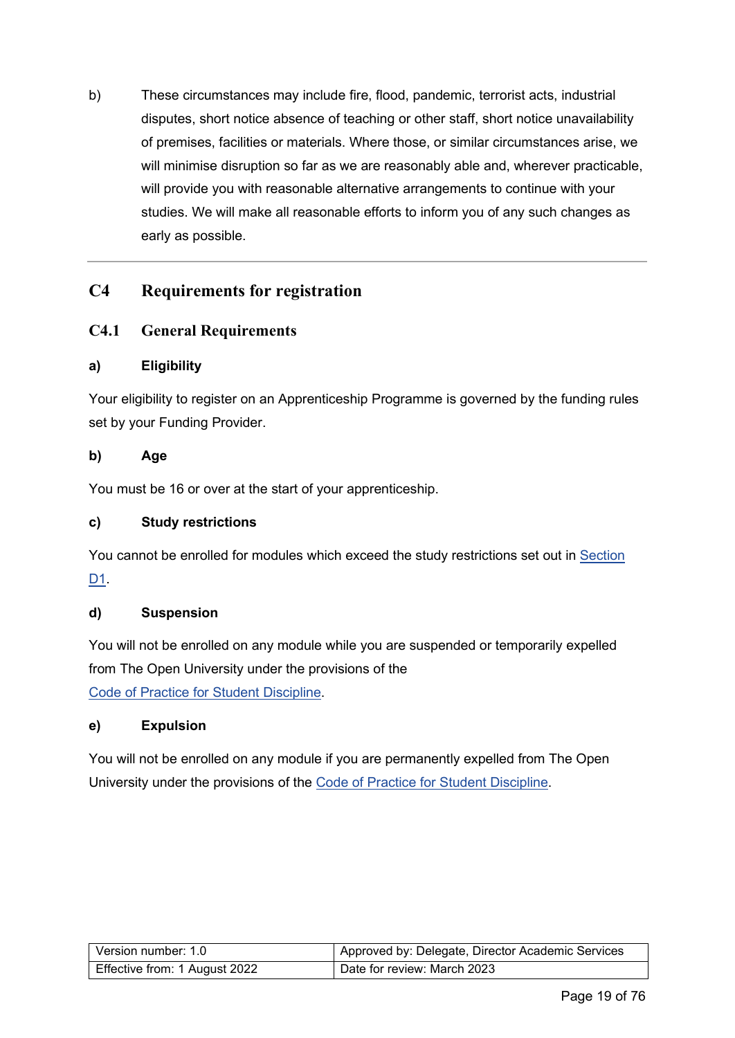b) These circumstances may include fire, flood, pandemic, terrorist acts, industrial disputes, short notice absence of teaching or other staff, short notice unavailability of premises, facilities or materials. Where those, or similar circumstances arise, we will minimise disruption so far as we are reasonably able and, wherever practicable, will provide you with reasonable alternative arrangements to continue with your studies. We will make all reasonable efforts to inform you of any such changes as early as possible.

---

## C4 Requirements for registration

### C4.1 General Requirements

#### a) Eligibility

Your eligibility to register on an Apprenticeship Programme is governed by the funding rules set by your Funding Provider.

#### b) Age

You must be 16 or over at the start of your apprenticeship.

#### c) Study restrictions

You cannot be enrolled for modules which exceed the study restrictions set out in Section D1.

#### d) Suspension

You will not be enrolled on any module while you are suspended or temporarily expelled from The Open University under the provisions of the Code of Practice for Student Discipline.

#### e) Expulsion

You will not be enrolled on any module if you are permanently expelled from The Open University under the provisions of the Code of Practice for Student Discipline.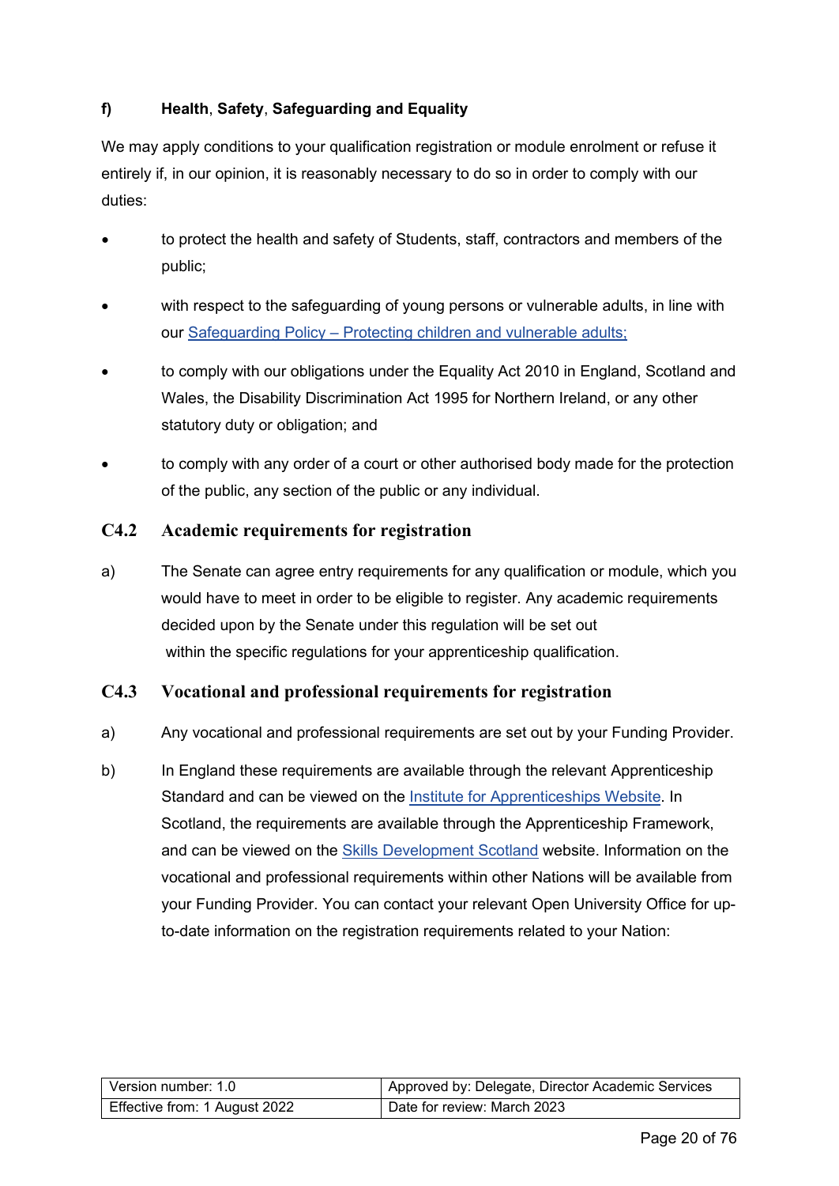**f) Health, Safety, Safeguarding and Equality**

We may apply conditions to your qualification registration or module enrolment or refuse it entirely if, in our opinion, it is reasonably necessary to do so in order to comply with our duties:

- to protect the health and safety of Students, staff, contractors and members of the public;
- with respect to the safeguarding of young persons or vulnerable adults, in line with our Safeguarding Policy – Protecting children and vulnerable adults;
- to comply with our obligations under the Equality Act 2010 in England, Scotland and Wales, the Disability Discrimination Act 1995 for Northern Ireland, or any other statutory duty or obligation; and
- to comply with any order of a court or other authorised body made for the protection of the public, any section of the public or any individual.

## C4.2 Academic requirements for registration

a) The Senate can agree entry requirements for any qualification or module, which you would have to meet in order to be eligible to register. Any academic requirements decided upon by the Senate under this regulation will be set out within the specific regulations for your apprenticeship qualification.

## C4.3 Vocational and professional requirements for registration

a) Any vocational and professional requirements are set out by your Funding Provider.

b) In England these requirements are available through the relevant Apprenticeship Standard and can be viewed on the Institute for Apprenticeships Website. In Scotland, the requirements are available through the Apprenticeship Framework, and can be viewed on the Skills Development Scotland website. Information on the vocational and professional requirements within other Nations will be available from your Funding Provider. You can contact your relevant Open University Office for up-to-date information on the registration requirements related to your Nation:

| | |
|---|---|
| Version number: 1.0 | Approved by: Delegate, Director Academic Services |
| Effective from: 1 August 2022 | Date for review: March 2023 |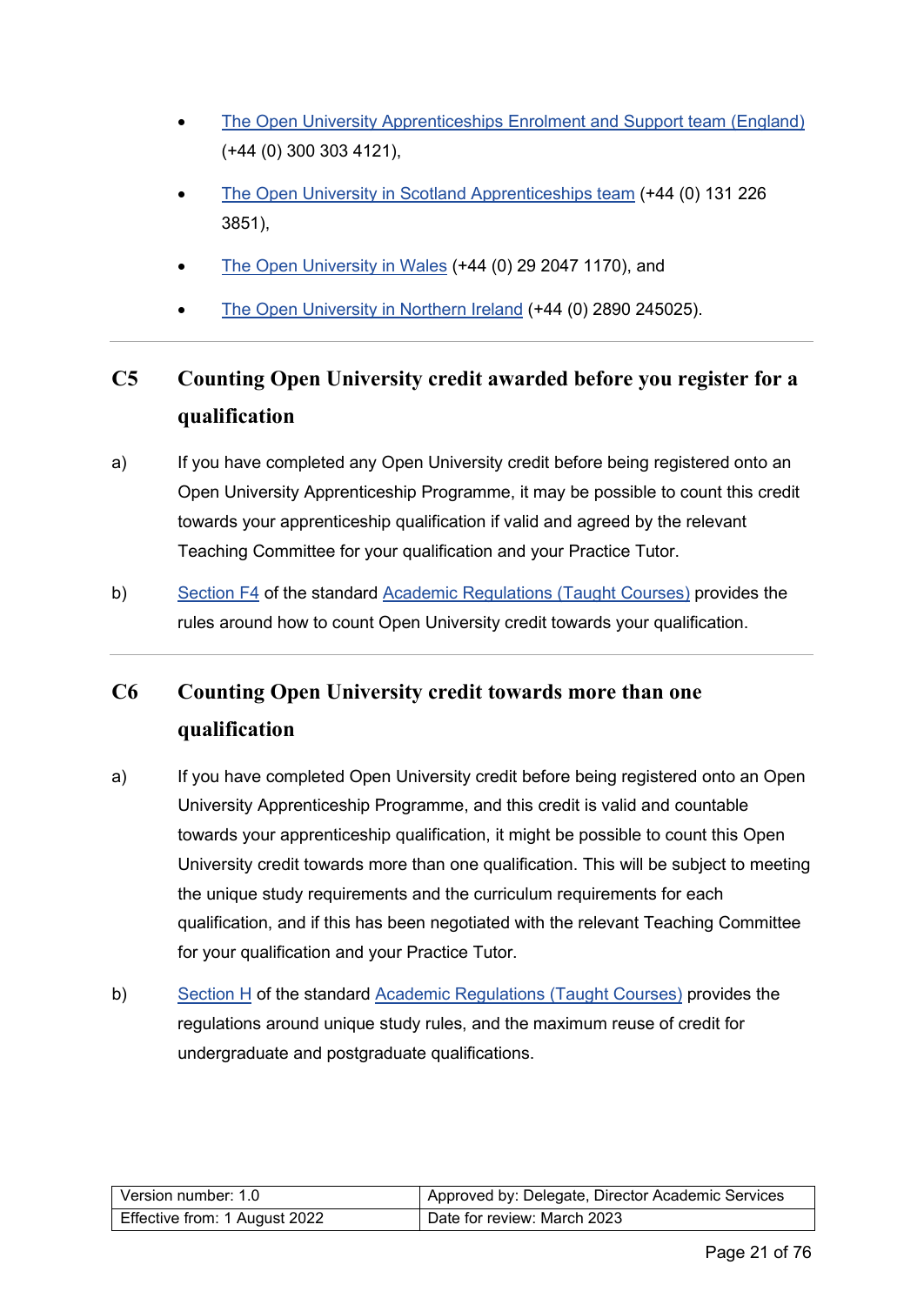- The Open University Apprenticeships Enrolment and Support team (England) (+44 (0) 300 303 4121),
- The Open University in Scotland Apprenticeships team (+44 (0) 131 226 3851),
- The Open University in Wales (+44 (0) 29 2047 1170), and
- The Open University in Northern Ireland (+44 (0) 2890 245025).

## C5 Counting Open University credit awarded before you register for a qualification

a) If you have completed any Open University credit before being registered onto an Open University Apprenticeship Programme, it may be possible to count this credit towards your apprenticeship qualification if valid and agreed by the relevant Teaching Committee for your qualification and your Practice Tutor.

b) Section F4 of the standard Academic Regulations (Taught Courses) provides the rules around how to count Open University credit towards your qualification.

## C6 Counting Open University credit towards more than one qualification

a) If you have completed Open University credit before being registered onto an Open University Apprenticeship Programme, and this credit is valid and countable towards your apprenticeship qualification, it might be possible to count this Open University credit towards more than one qualification. This will be subject to meeting the unique study requirements and the curriculum requirements for each qualification, and if this has been negotiated with the relevant Teaching Committee for your qualification and your Practice Tutor.

b) Section H of the standard Academic Regulations (Taught Courses) provides the regulations around unique study rules, and the maximum reuse of credit for undergraduate and postgraduate qualifications.

| | |
|---|---|
| Version number: 1.0 | Approved by: Delegate, Director Academic Services |
| Effective from: 1 August 2022 | Date for review: March 2023 |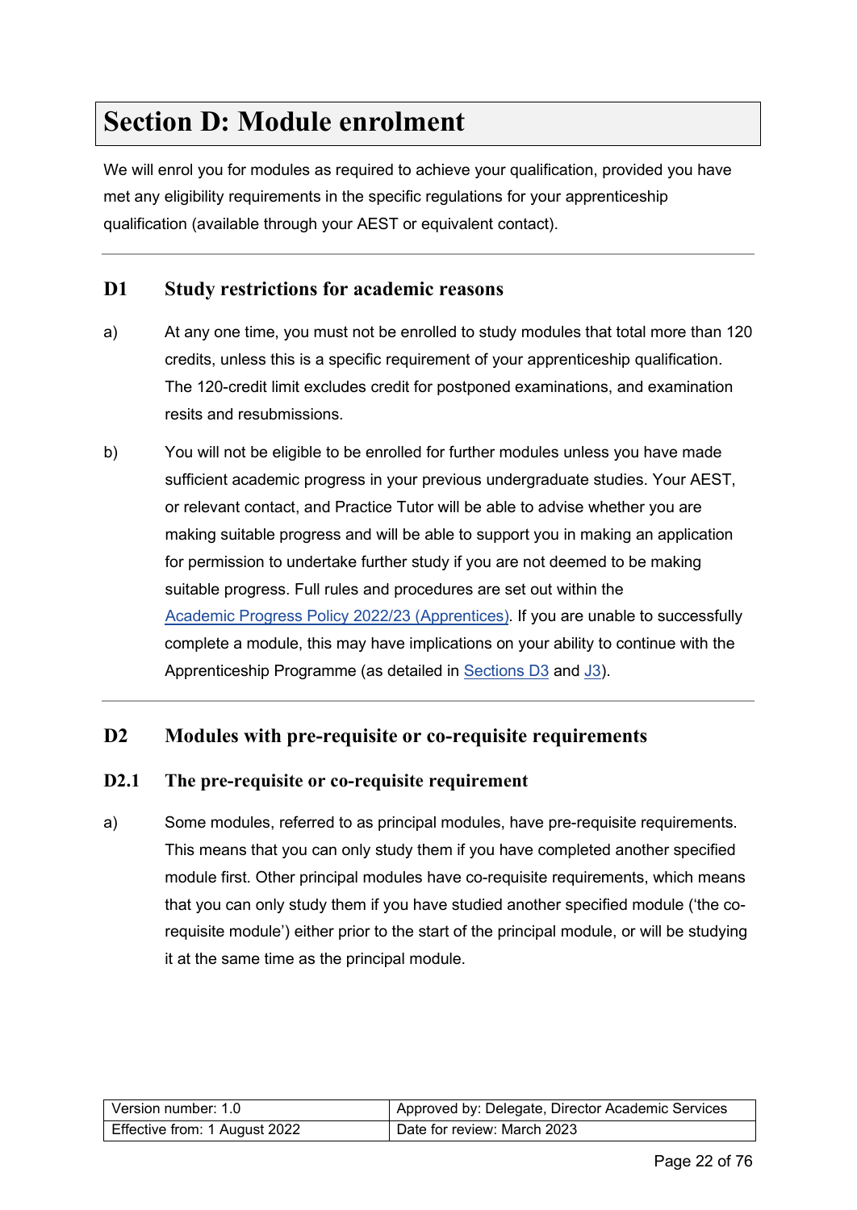# Section D: Module enrolment

We will enrol you for modules as required to achieve your qualification, provided you have met any eligibility requirements in the specific regulations for your apprenticeship qualification (available through your AEST or equivalent contact).

## D1 Study restrictions for academic reasons

a) At any one time, you must not be enrolled to study modules that total more than 120 credits, unless this is a specific requirement of your apprenticeship qualification. The 120-credit limit excludes credit for postponed examinations, and examination resits and resubmissions.

b) You will not be eligible to be enrolled for further modules unless you have made sufficient academic progress in your previous undergraduate studies. Your AEST, or relevant contact, and Practice Tutor will be able to advise whether you are making suitable progress and will be able to support you in making an application for permission to undertake further study if you are not deemed to be making suitable progress. Full rules and procedures are set out within the Academic Progress Policy 2022/23 (Apprentices). If you are unable to successfully complete a module, this may have implications on your ability to continue with the Apprenticeship Programme (as detailed in Sections D3 and J3).

## D2 Modules with pre-requisite or co-requisite requirements

### D2.1 The pre-requisite or co-requisite requirement

a) Some modules, referred to as principal modules, have pre-requisite requirements. This means that you can only study them if you have completed another specified module first. Other principal modules have co-requisite requirements, which means that you can only study them if you have studied another specified module ('the co-requisite module') either prior to the start of the principal module, or will be studying it at the same time as the principal module.

| | |
|---|---|
| Version number: 1.0 | Approved by: Delegate, Director Academic Services |
| Effective from: 1 August 2022 | Date for review: March 2023 |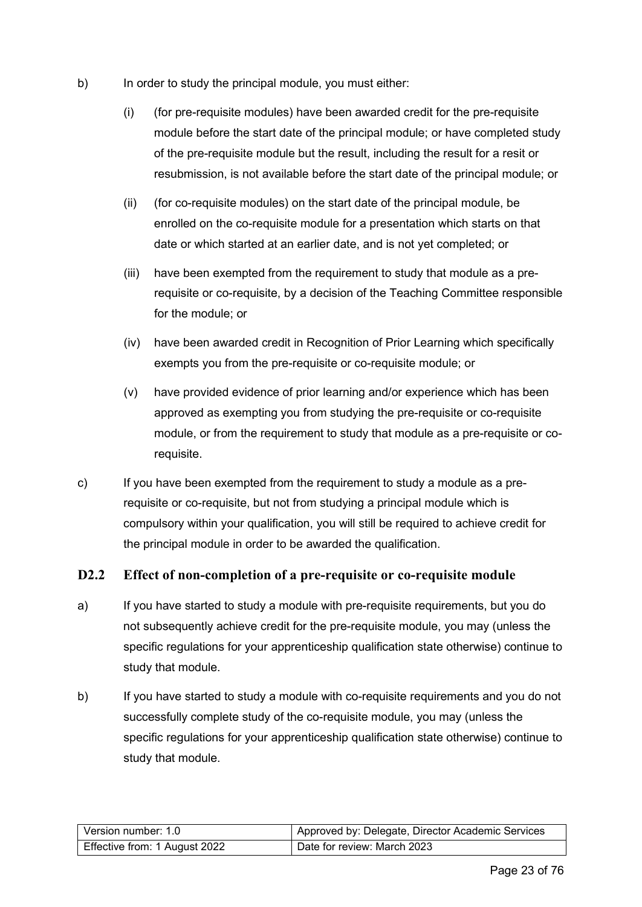b) In order to study the principal module, you must either:

   (i) (for pre-requisite modules) have been awarded credit for the pre-requisite module before the start date of the principal module; or have completed study of the pre-requisite module but the result, including the result for a resit or resubmission, is not available before the start date of the principal module; or

   (ii) (for co-requisite modules) on the start date of the principal module, be enrolled on the co-requisite module for a presentation which starts on that date or which started at an earlier date, and is not yet completed; or

   (iii) have been exempted from the requirement to study that module as a pre-requisite or co-requisite, by a decision of the Teaching Committee responsible for the module; or

   (iv) have been awarded credit in Recognition of Prior Learning which specifically exempts you from the pre-requisite or co-requisite module; or

   (v) have provided evidence of prior learning and/or experience which has been approved as exempting you from studying the pre-requisite or co-requisite module, or from the requirement to study that module as a pre-requisite or co-requisite.

c) If you have been exempted from the requirement to study a module as a pre-requisite or co-requisite, but not from studying a principal module which is compulsory within your qualification, you will still be required to achieve credit for the principal module in order to be awarded the qualification.

### D2.2 Effect of non-completion of a pre-requisite or co-requisite module

a) If you have started to study a module with pre-requisite requirements, but you do not subsequently achieve credit for the pre-requisite module, you may (unless the specific regulations for your apprenticeship qualification state otherwise) continue to study that module.

b) If you have started to study a module with co-requisite requirements and you do not successfully complete study of the co-requisite module, you may (unless the specific regulations for your apprenticeship qualification state otherwise) continue to study that module.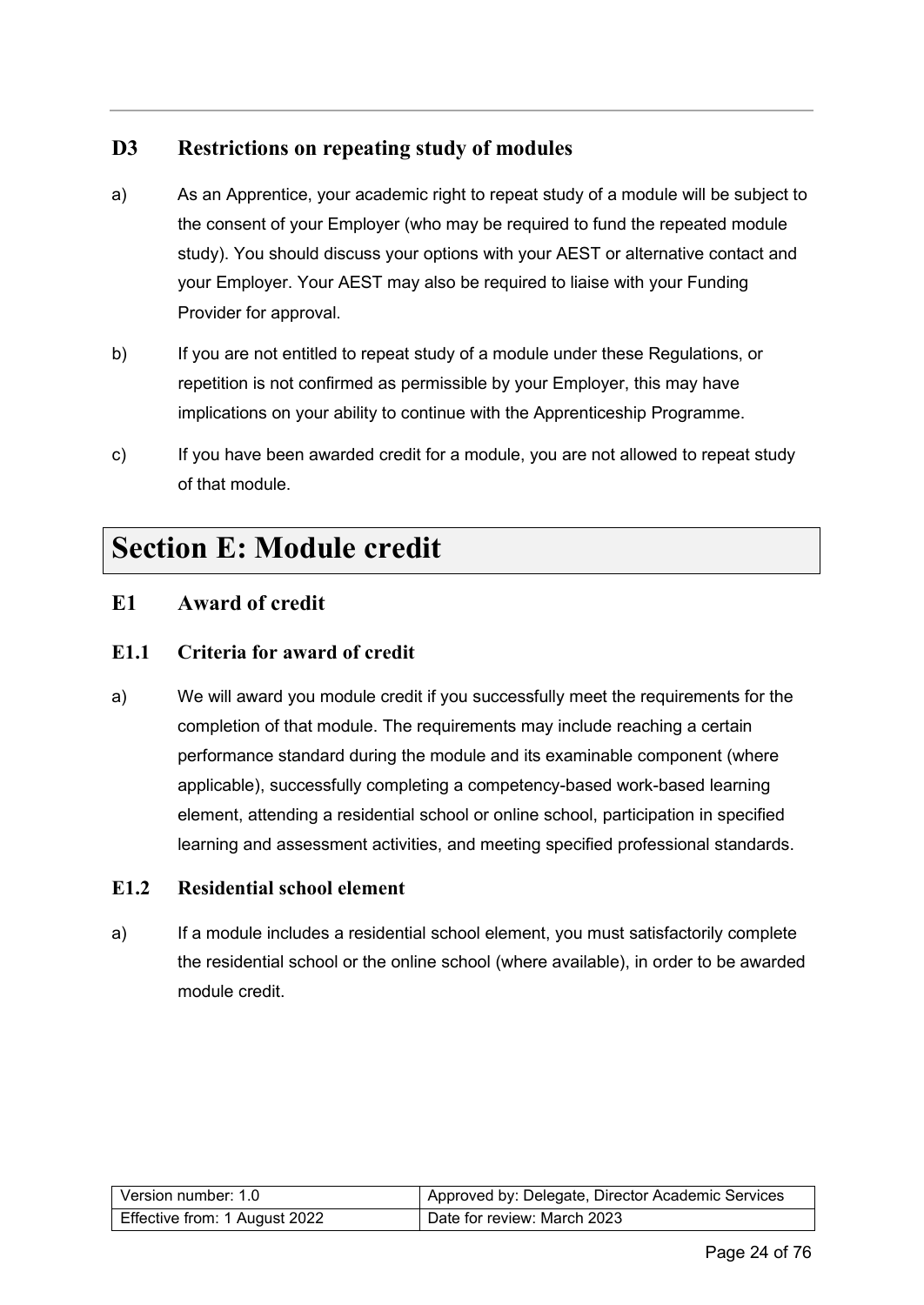### D3 Restrictions on repeating study of modules

a) As an Apprentice, your academic right to repeat study of a module will be subject to the consent of your Employer (who may be required to fund the repeated module study). You should discuss your options with your AEST or alternative contact and your Employer. Your AEST may also be required to liaise with your Funding Provider for approval.

b) If you are not entitled to repeat study of a module under these Regulations, or repetition is not confirmed as permissible by your Employer, this may have implications on your ability to continue with the Apprenticeship Programme.

c) If you have been awarded credit for a module, you are not allowed to repeat study of that module.

# Section E: Module credit

## E1 Award of credit

### E1.1 Criteria for award of credit

a) We will award you module credit if you successfully meet the requirements for the completion of that module. The requirements may include reaching a certain performance standard during the module and its examinable component (where applicable), successfully completing a competency-based work-based learning element, attending a residential school or online school, participation in specified learning and assessment activities, and meeting specified professional standards.

### E1.2 Residential school element

a) If a module includes a residential school element, you must satisfactorily complete the residential school or the online school (where available), in order to be awarded module credit.

| | |
|---|---|
| Version number: 1.0 | Approved by: Delegate, Director Academic Services |
| Effective from: 1 August 2022 | Date for review: March 2023 |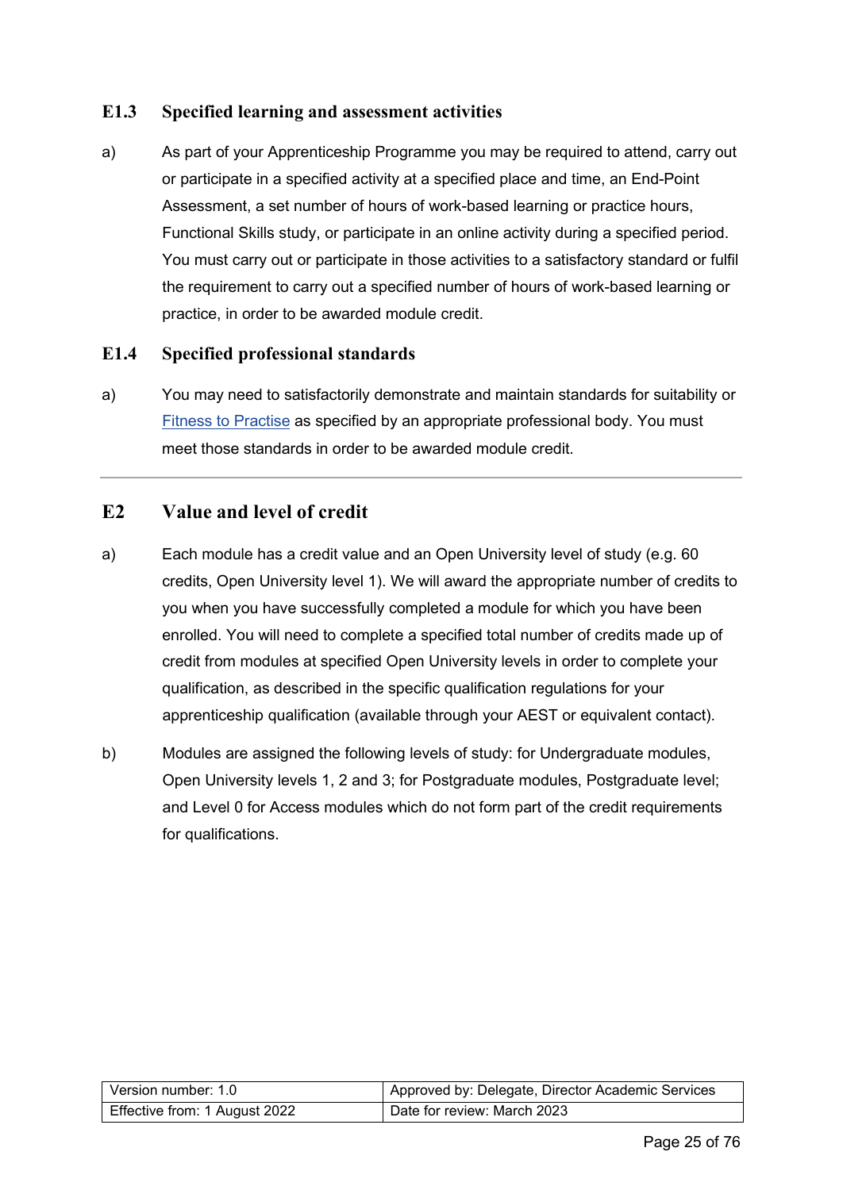### E1.3 Specified learning and assessment activities

a) As part of your Apprenticeship Programme you may be required to attend, carry out or participate in a specified activity at a specified place and time, an End-Point Assessment, a set number of hours of work-based learning or practice hours, Functional Skills study, or participate in an online activity during a specified period. You must carry out or participate in those activities to a satisfactory standard or fulfil the requirement to carry out a specified number of hours of work-based learning or practice, in order to be awarded module credit.

### E1.4 Specified professional standards

a) You may need to satisfactorily demonstrate and maintain standards for suitability or Fitness to Practise as specified by an appropriate professional body. You must meet those standards in order to be awarded module credit.

---

## E2 Value and level of credit

a) Each module has a credit value and an Open University level of study (e.g. 60 credits, Open University level 1). We will award the appropriate number of credits to you when you have successfully completed a module for which you have been enrolled. You will need to complete a specified total number of credits made up of credit from modules at specified Open University levels in order to complete your qualification, as described in the specific qualification regulations for your apprenticeship qualification (available through your AEST or equivalent contact).

b) Modules are assigned the following levels of study: for Undergraduate modules, Open University levels 1, 2 and 3; for Postgraduate modules, Postgraduate level; and Level 0 for Access modules which do not form part of the credit requirements for qualifications.

| | |
|---|---|
| Version number: 1.0 | Approved by: Delegate, Director Academic Services |
| Effective from: 1 August 2022 | Date for review: March 2023 |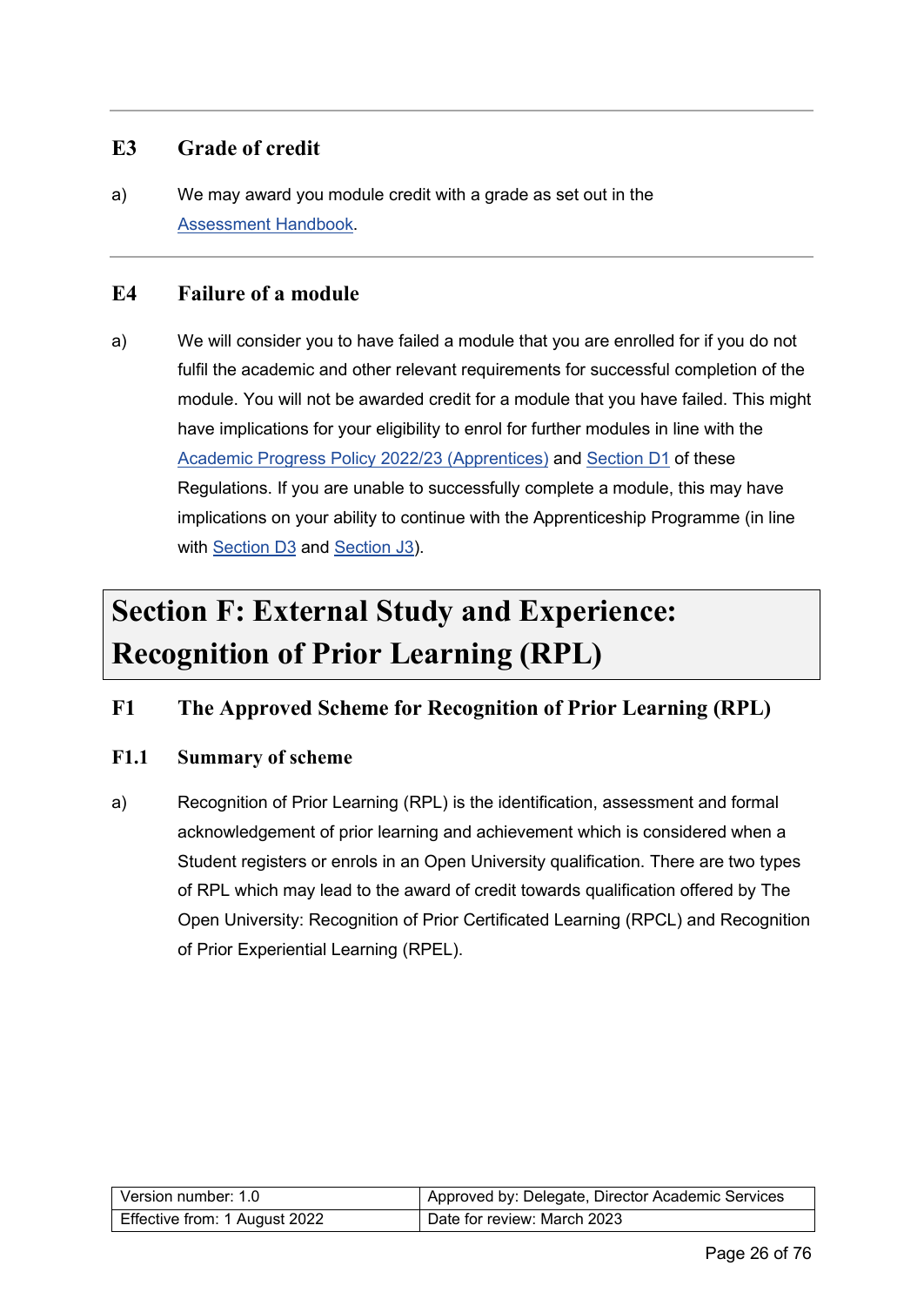## E3 Grade of credit

a) We may award you module credit with a grade as set out in the Assessment Handbook.

## E4 Failure of a module

a) We will consider you to have failed a module that you are enrolled for if you do not fulfil the academic and other relevant requirements for successful completion of the module. You will not be awarded credit for a module that you have failed. This might have implications for your eligibility to enrol for further modules in line with the Academic Progress Policy 2022/23 (Apprentices) and Section D1 of these Regulations. If you are unable to successfully complete a module, this may have implications on your ability to continue with the Apprenticeship Programme (in line with Section D3 and Section J3).

# Section F: External Study and Experience: Recognition of Prior Learning (RPL)

## F1 The Approved Scheme for Recognition of Prior Learning (RPL)

### F1.1 Summary of scheme

a) Recognition of Prior Learning (RPL) is the identification, assessment and formal acknowledgement of prior learning and achievement which is considered when a Student registers or enrols in an Open University qualification. There are two types of RPL which may lead to the award of credit towards qualification offered by The Open University: Recognition of Prior Certificated Learning (RPCL) and Recognition of Prior Experiential Learning (RPEL).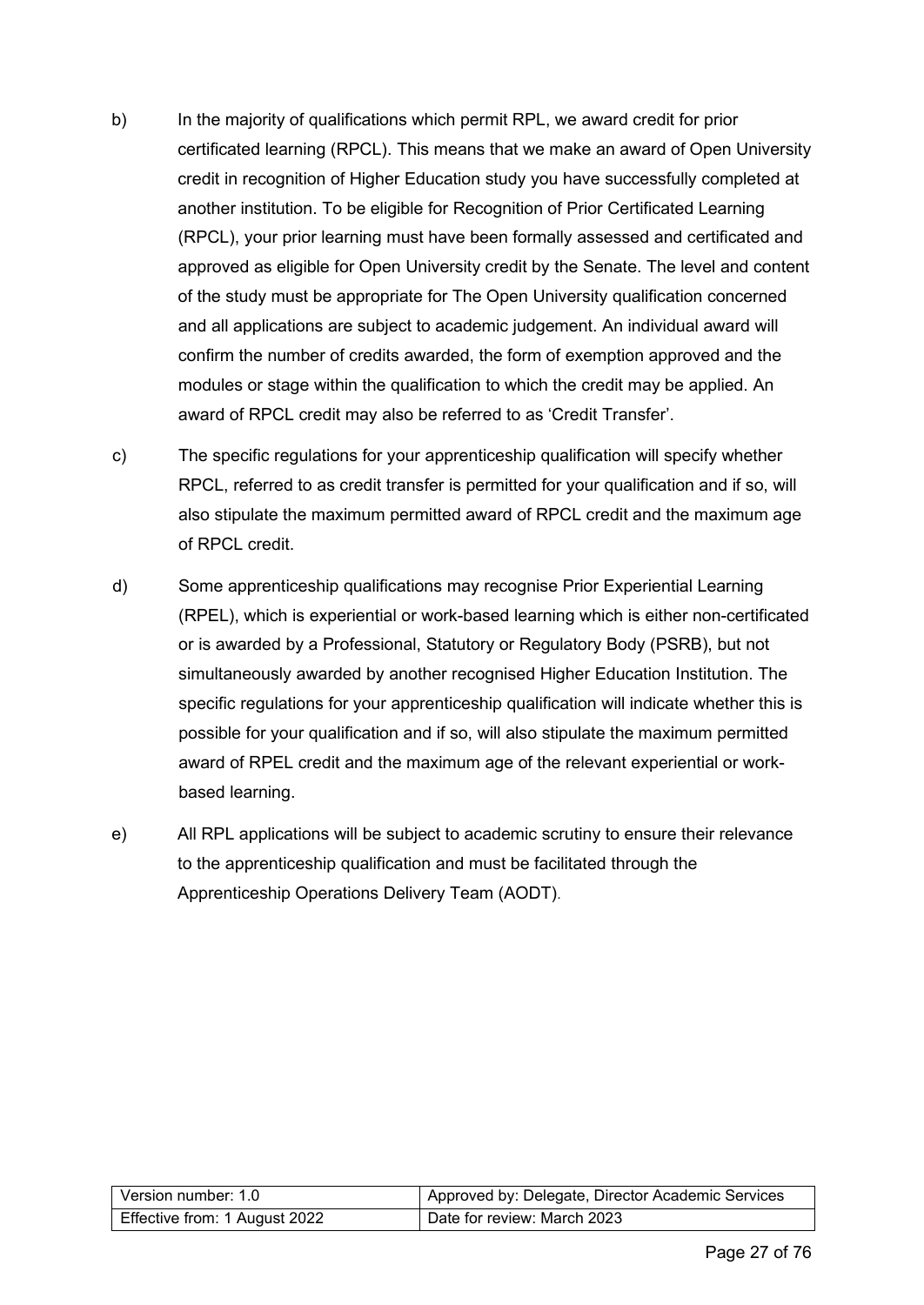b) In the majority of qualifications which permit RPL, we award credit for prior certificated learning (RPCL). This means that we make an award of Open University credit in recognition of Higher Education study you have successfully completed at another institution. To be eligible for Recognition of Prior Certificated Learning (RPCL), your prior learning must have been formally assessed and certificated and approved as eligible for Open University credit by the Senate. The level and content of the study must be appropriate for The Open University qualification concerned and all applications are subject to academic judgement. An individual award will confirm the number of credits awarded, the form of exemption approved and the modules or stage within the qualification to which the credit may be applied. An award of RPCL credit may also be referred to as 'Credit Transfer'.

c) The specific regulations for your apprenticeship qualification will specify whether RPCL, referred to as credit transfer is permitted for your qualification and if so, will also stipulate the maximum permitted award of RPCL credit and the maximum age of RPCL credit.

d) Some apprenticeship qualifications may recognise Prior Experiential Learning (RPEL), which is experiential or work-based learning which is either non-certificated or is awarded by a Professional, Statutory or Regulatory Body (PSRB), but not simultaneously awarded by another recognised Higher Education Institution. The specific regulations for your apprenticeship qualification will indicate whether this is possible for your qualification and if so, will also stipulate the maximum permitted award of RPEL credit and the maximum age of the relevant experiential or work-based learning.

e) All RPL applications will be subject to academic scrutiny to ensure their relevance to the apprenticeship qualification and must be facilitated through the Apprenticeship Operations Delivery Team (AODT).

| | |
|---|---|
| Version number: 1.0 | Approved by: Delegate, Director Academic Services |
| Effective from: 1 August 2022 | Date for review: March 2023 |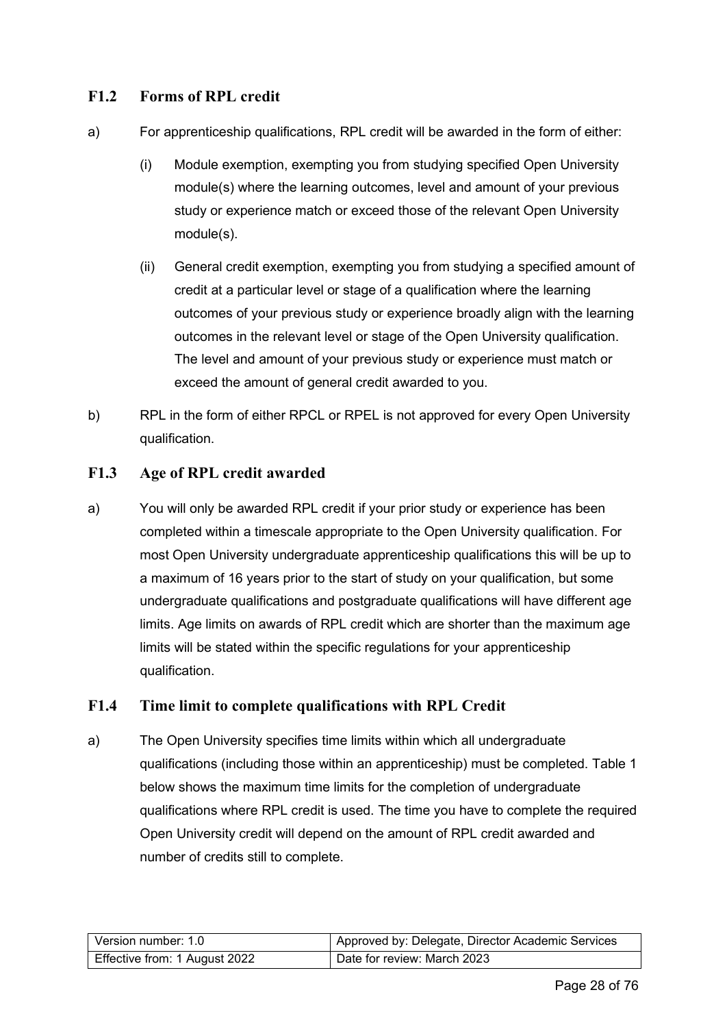### F1.2 Forms of RPL credit

a) For apprenticeship qualifications, RPL credit will be awarded in the form of either:

   (i) Module exemption, exempting you from studying specified Open University module(s) where the learning outcomes, level and amount of your previous study or experience match or exceed those of the relevant Open University module(s).

   (ii) General credit exemption, exempting you from studying a specified amount of credit at a particular level or stage of a qualification where the learning outcomes of your previous study or experience broadly align with the learning outcomes in the relevant level or stage of the Open University qualification. The level and amount of your previous study or experience must match or exceed the amount of general credit awarded to you.

b) RPL in the form of either RPCL or RPEL is not approved for every Open University qualification.

### F1.3 Age of RPL credit awarded

a) You will only be awarded RPL credit if your prior study or experience has been completed within a timescale appropriate to the Open University qualification. For most Open University undergraduate apprenticeship qualifications this will be up to a maximum of 16 years prior to the start of study on your qualification, but some undergraduate qualifications and postgraduate qualifications will have different age limits. Age limits on awards of RPL credit which are shorter than the maximum age limits will be stated within the specific regulations for your apprenticeship qualification.

### F1.4 Time limit to complete qualifications with RPL Credit

a) The Open University specifies time limits within which all undergraduate qualifications (including those within an apprenticeship) must be completed. Table 1 below shows the maximum time limits for the completion of undergraduate qualifications where RPL credit is used. The time you have to complete the required Open University credit will depend on the amount of RPL credit awarded and number of credits still to complete.

| | |
|---|---|
| Version number: 1.0 | Approved by: Delegate, Director Academic Services |
| Effective from: 1 August 2022 | Date for review: March 2023 |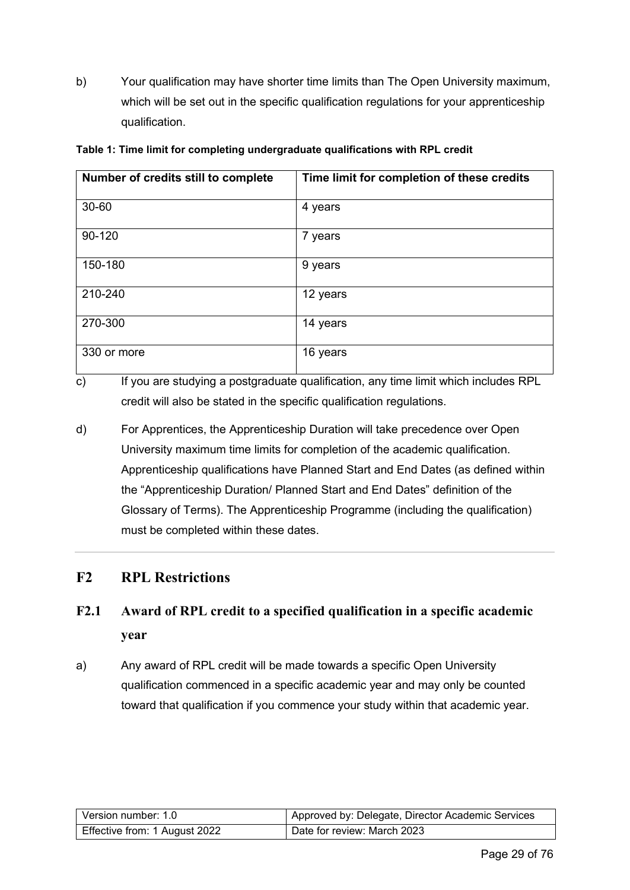b) Your qualification may have shorter time limits than The Open University maximum, which will be set out in the specific qualification regulations for your apprenticeship qualification.

**Table 1: Time limit for completing undergraduate qualifications with RPL credit**

| Number of credits still to complete | Time limit for completion of these credits |
|---|---|
| 30-60 | 4 years |
| 90-120 | 7 years |
| 150-180 | 9 years |
| 210-240 | 12 years |
| 270-300 | 14 years |
| 330 or more | 16 years |

c) If you are studying a postgraduate qualification, any time limit which includes RPL credit will also be stated in the specific qualification regulations.

d) For Apprentices, the Apprenticeship Duration will take precedence over Open University maximum time limits for completion of the academic qualification. Apprenticeship qualifications have Planned Start and End Dates (as defined within the "Apprenticeship Duration/ Planned Start and End Dates" definition of the Glossary of Terms). The Apprenticeship Programme (including the qualification) must be completed within these dates.

---

## F2 RPL Restrictions

### F2.1 Award of RPL credit to a specified qualification in a specific academic year

a) Any award of RPL credit will be made towards a specific Open University qualification commenced in a specific academic year and may only be counted toward that qualification if you commence your study within that academic year.

| | |
|---|---|
| Version number: 1.0 | Approved by: Delegate, Director Academic Services |
| Effective from: 1 August 2022 | Date for review: March 2023 |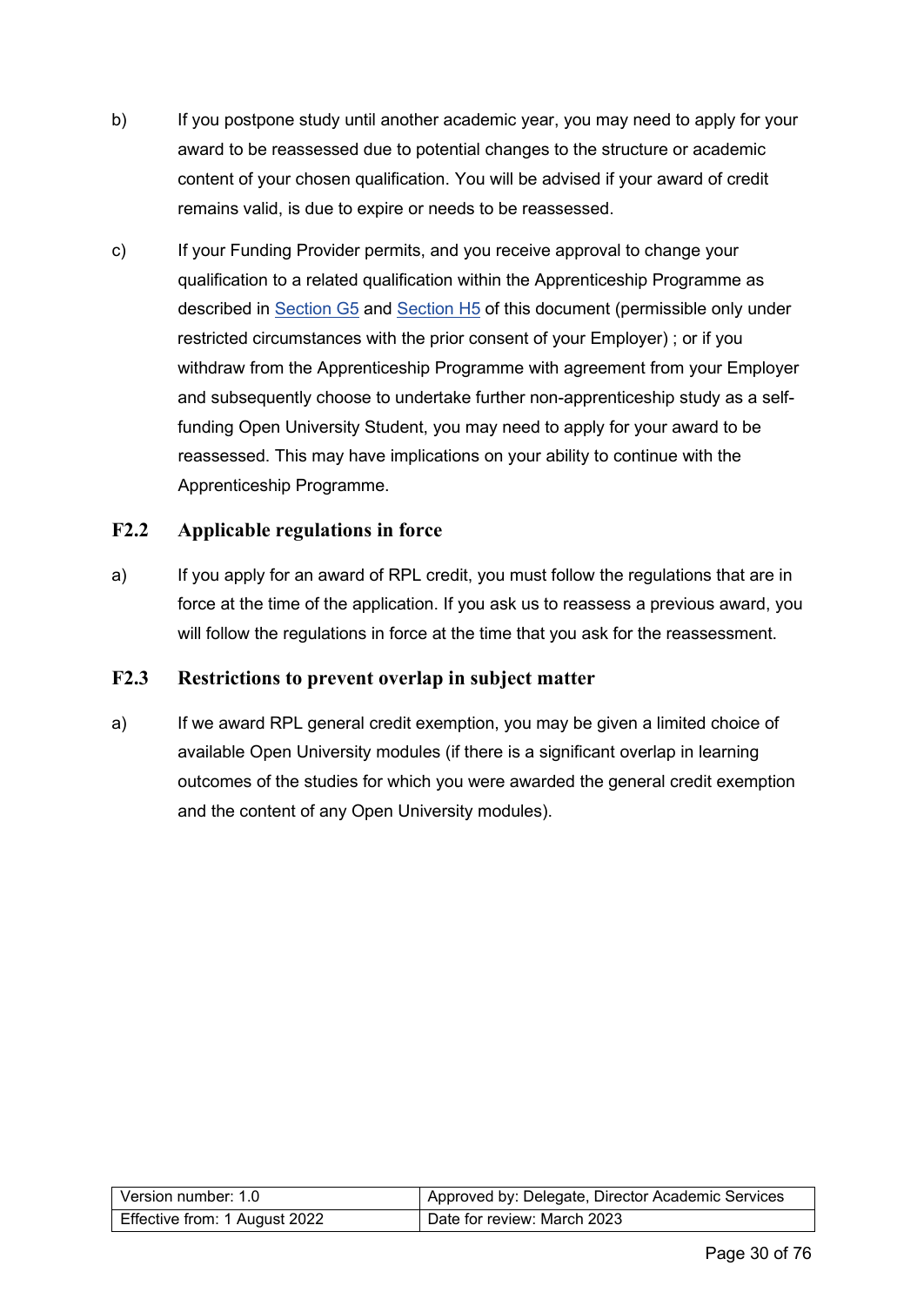b) If you postpone study until another academic year, you may need to apply for your award to be reassessed due to potential changes to the structure or academic content of your chosen qualification. You will be advised if your award of credit remains valid, is due to expire or needs to be reassessed.

c) If your Funding Provider permits, and you receive approval to change your qualification to a related qualification within the Apprenticeship Programme as described in Section G5 and Section H5 of this document (permissible only under restricted circumstances with the prior consent of your Employer) ; or if you withdraw from the Apprenticeship Programme with agreement from your Employer and subsequently choose to undertake further non-apprenticeship study as a self-funding Open University Student, you may need to apply for your award to be reassessed. This may have implications on your ability to continue with the Apprenticeship Programme.

### F2.2 Applicable regulations in force

a) If you apply for an award of RPL credit, you must follow the regulations that are in force at the time of the application. If you ask us to reassess a previous award, you will follow the regulations in force at the time that you ask for the reassessment.

### F2.3 Restrictions to prevent overlap in subject matter

a) If we award RPL general credit exemption, you may be given a limited choice of available Open University modules (if there is a significant overlap in learning outcomes of the studies for which you were awarded the general credit exemption and the content of any Open University modules).

| Version number: 1.0 | Approved by: Delegate, Director Academic Services |
| --- | --- |
| Effective from: 1 August 2022 | Date for review: March 2023 |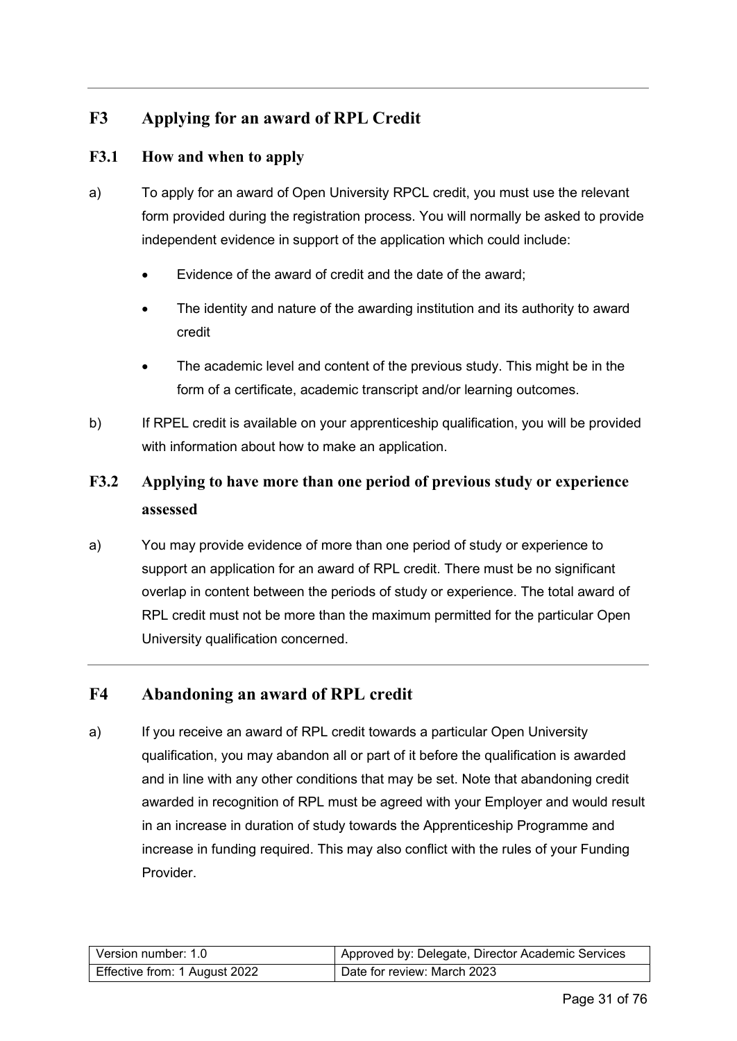## F3 Applying for an award of RPL Credit

### F3.1 How and when to apply

a) To apply for an award of Open University RPCL credit, you must use the relevant form provided during the registration process. You will normally be asked to provide independent evidence in support of the application which could include:

- Evidence of the award of credit and the date of the award;
- The identity and nature of the awarding institution and its authority to award credit
- The academic level and content of the previous study. This might be in the form of a certificate, academic transcript and/or learning outcomes.

b) If RPEL credit is available on your apprenticeship qualification, you will be provided with information about how to make an application.

### F3.2 Applying to have more than one period of previous study or experience assessed

a) You may provide evidence of more than one period of study or experience to support an application for an award of RPL credit. There must be no significant overlap in content between the periods of study or experience. The total award of RPL credit must not be more than the maximum permitted for the particular Open University qualification concerned.

## F4 Abandoning an award of RPL credit

a) If you receive an award of RPL credit towards a particular Open University qualification, you may abandon all or part of it before the qualification is awarded and in line with any other conditions that may be set. Note that abandoning credit awarded in recognition of RPL must be agreed with your Employer and would result in an increase in duration of study towards the Apprenticeship Programme and increase in funding required. This may also conflict with the rules of your Funding Provider.

| | |
|---|---|
| Version number: 1.0 | Approved by: Delegate, Director Academic Services |
| Effective from: 1 August 2022 | Date for review: March 2023 |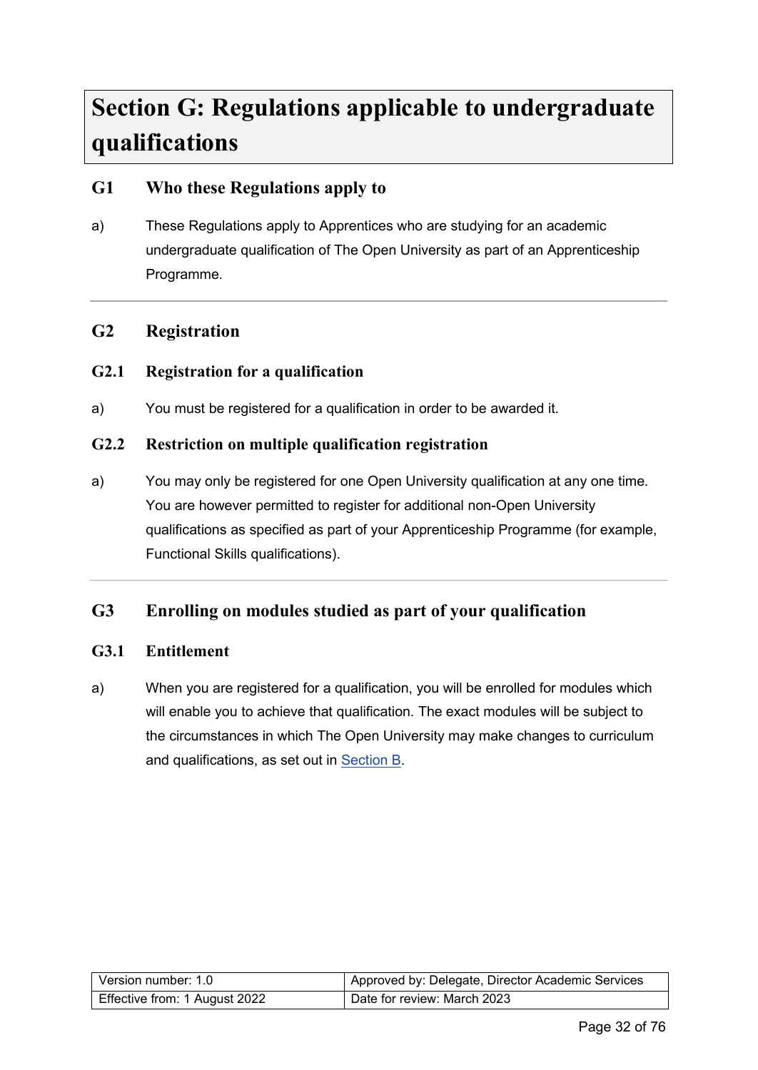# Section G: Regulations applicable to undergraduate qualifications

## G1 Who these Regulations apply to

a) These Regulations apply to Apprentices who are studying for an academic undergraduate qualification of The Open University as part of an Apprenticeship Programme.

---

## G2 Registration

### G2.1 Registration for a qualification

a) You must be registered for a qualification in order to be awarded it.

### G2.2 Restriction on multiple qualification registration

a) You may only be registered for one Open University qualification at any one time. You are however permitted to register for additional non-Open University qualifications as specified as part of your Apprenticeship Programme (for example, Functional Skills qualifications).

---

## G3 Enrolling on modules studied as part of your qualification

### G3.1 Entitlement

a) When you are registered for a qualification, you will be enrolled for modules which will enable you to achieve that qualification. The exact modules will be subject to the circumstances in which The Open University may make changes to curriculum and qualifications, as set out in Section B.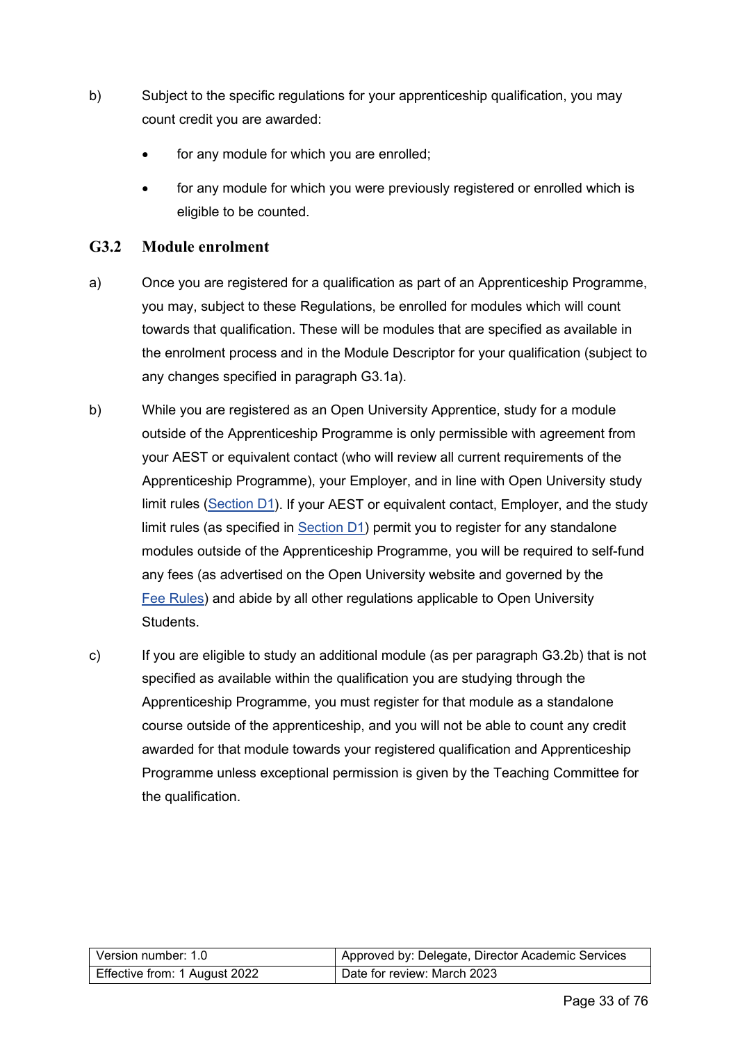b) Subject to the specific regulations for your apprenticeship qualification, you may count credit you are awarded:

- for any module for which you are enrolled;
- for any module for which you were previously registered or enrolled which is eligible to be counted.

### G3.2 Module enrolment

a) Once you are registered for a qualification as part of an Apprenticeship Programme, you may, subject to these Regulations, be enrolled for modules which will count towards that qualification. These will be modules that are specified as available in the enrolment process and in the Module Descriptor for your qualification (subject to any changes specified in paragraph G3.1a).

b) While you are registered as an Open University Apprentice, study for a module outside of the Apprenticeship Programme is only permissible with agreement from your AEST or equivalent contact (who will review all current requirements of the Apprenticeship Programme), your Employer, and in line with Open University study limit rules (Section D1). If your AEST or equivalent contact, Employer, and the study limit rules (as specified in Section D1) permit you to register for any standalone modules outside of the Apprenticeship Programme, you will be required to self-fund any fees (as advertised on the Open University website and governed by the Fee Rules) and abide by all other regulations applicable to Open University Students.

c) If you are eligible to study an additional module (as per paragraph G3.2b) that is not specified as available within the qualification you are studying through the Apprenticeship Programme, you must register for that module as a standalone course outside of the apprenticeship, and you will not be able to count any credit awarded for that module towards your registered qualification and Apprenticeship Programme unless exceptional permission is given by the Teaching Committee for the qualification.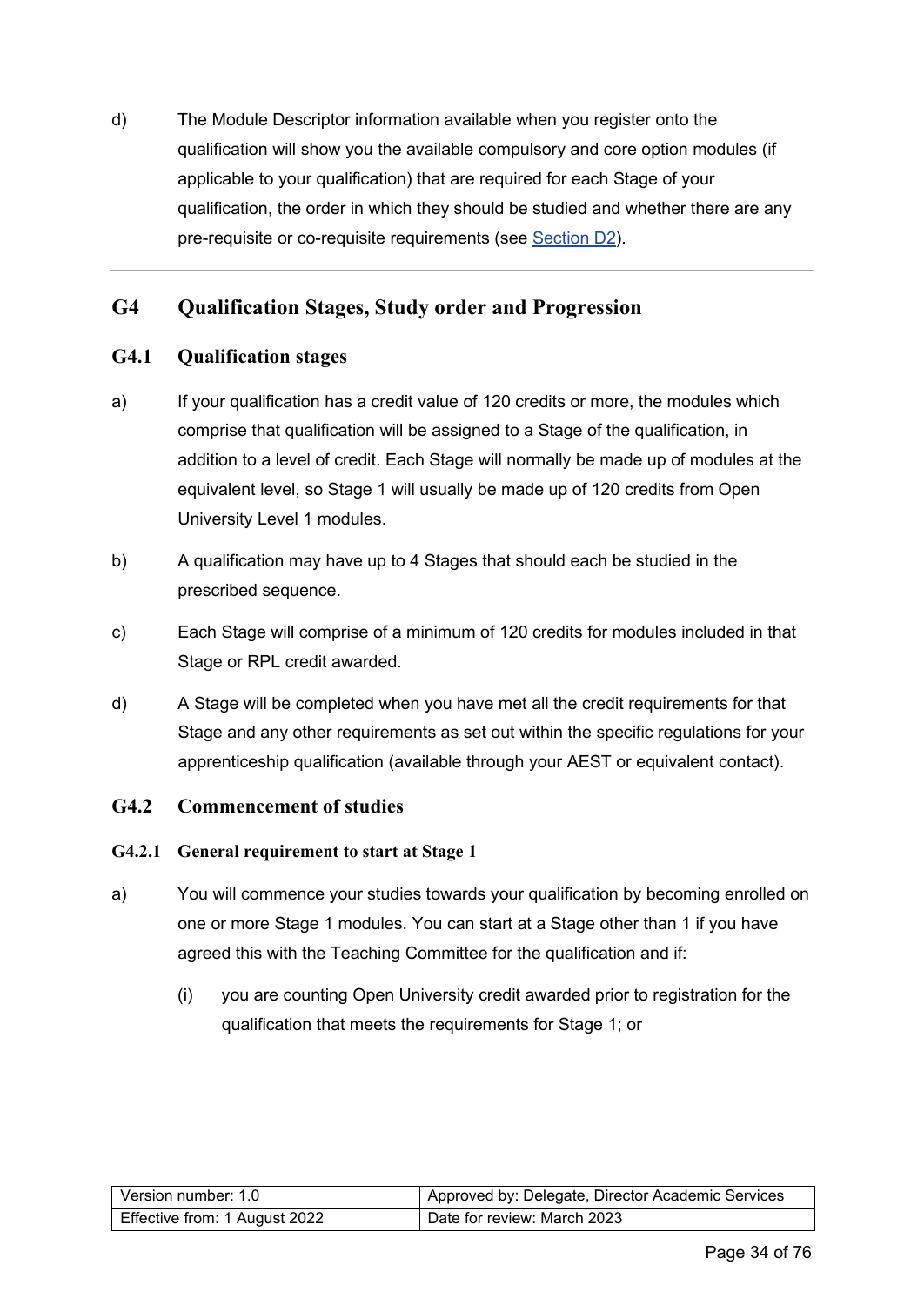d) The Module Descriptor information available when you register onto the qualification will show you the available compulsory and core option modules (if applicable to your qualification) that are required for each Stage of your qualification, the order in which they should be studied and whether there are any pre-requisite or co-requisite requirements (see Section D2).

---

## G4 Qualification Stages, Study order and Progression

### G4.1 Qualification stages

a) If your qualification has a credit value of 120 credits or more, the modules which comprise that qualification will be assigned to a Stage of the qualification, in addition to a level of credit. Each Stage will normally be made up of modules at the equivalent level, so Stage 1 will usually be made up of 120 credits from Open University Level 1 modules.

b) A qualification may have up to 4 Stages that should each be studied in the prescribed sequence.

c) Each Stage will comprise of a minimum of 120 credits for modules included in that Stage or RPL credit awarded.

d) A Stage will be completed when you have met all the credit requirements for that Stage and any other requirements as set out within the specific regulations for your apprenticeship qualification (available through your AEST or equivalent contact).

### G4.2 Commencement of studies

#### G4.2.1 General requirement to start at Stage 1

a) You will commence your studies towards your qualification by becoming enrolled on one or more Stage 1 modules. You can start at a Stage other than 1 if you have agreed this with the Teaching Committee for the qualification and if:

   (i) you are counting Open University credit awarded prior to registration for the qualification that meets the requirements for Stage 1; or

| | |
|---|---|
| Version number: 1.0 | Approved by: Delegate, Director Academic Services |
| Effective from: 1 August 2022 | Date for review: March 2023 |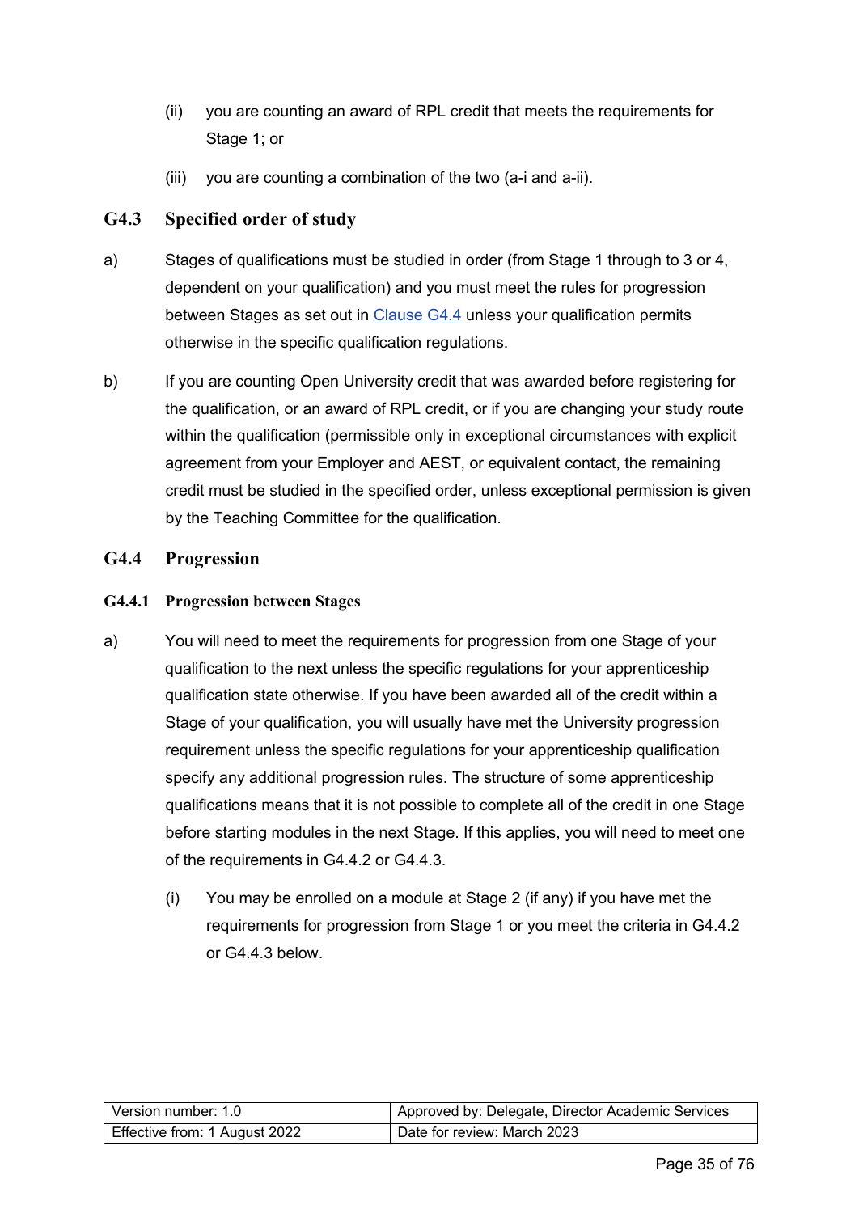(ii) you are counting an award of RPL credit that meets the requirements for Stage 1; or

(iii) you are counting a combination of the two (a-i and a-ii).

### G4.3 Specified order of study

a) Stages of qualifications must be studied in order (from Stage 1 through to 3 or 4, dependent on your qualification) and you must meet the rules for progression between Stages as set out in [Clause G4.4] unless your qualification permits otherwise in the specific qualification regulations.

b) If you are counting Open University credit that was awarded before registering for the qualification, or an award of RPL credit, or if you are changing your study route within the qualification (permissible only in exceptional circumstances with explicit agreement from your Employer and AEST, or equivalent contact, the remaining credit must be studied in the specified order, unless exceptional permission is given by the Teaching Committee for the qualification.

### G4.4 Progression

#### G4.4.1 Progression between Stages

a) You will need to meet the requirements for progression from one Stage of your qualification to the next unless the specific regulations for your apprenticeship qualification state otherwise. If you have been awarded all of the credit within a Stage of your qualification, you will usually have met the University progression requirement unless the specific regulations for your apprenticeship qualification specify any additional progression rules. The structure of some apprenticeship qualifications means that it is not possible to complete all of the credit in one Stage before starting modules in the next Stage. If this applies, you will need to meet one of the requirements in G4.4.2 or G4.4.3.

(i) You may be enrolled on a module at Stage 2 (if any) if you have met the requirements for progression from Stage 1 or you meet the criteria in G4.4.2 or G4.4.3 below.

| Version number: 1.0 | Approved by: Delegate, Director Academic Services |
|---|---|
| Effective from: 1 August 2022 | Date for review: March 2023 |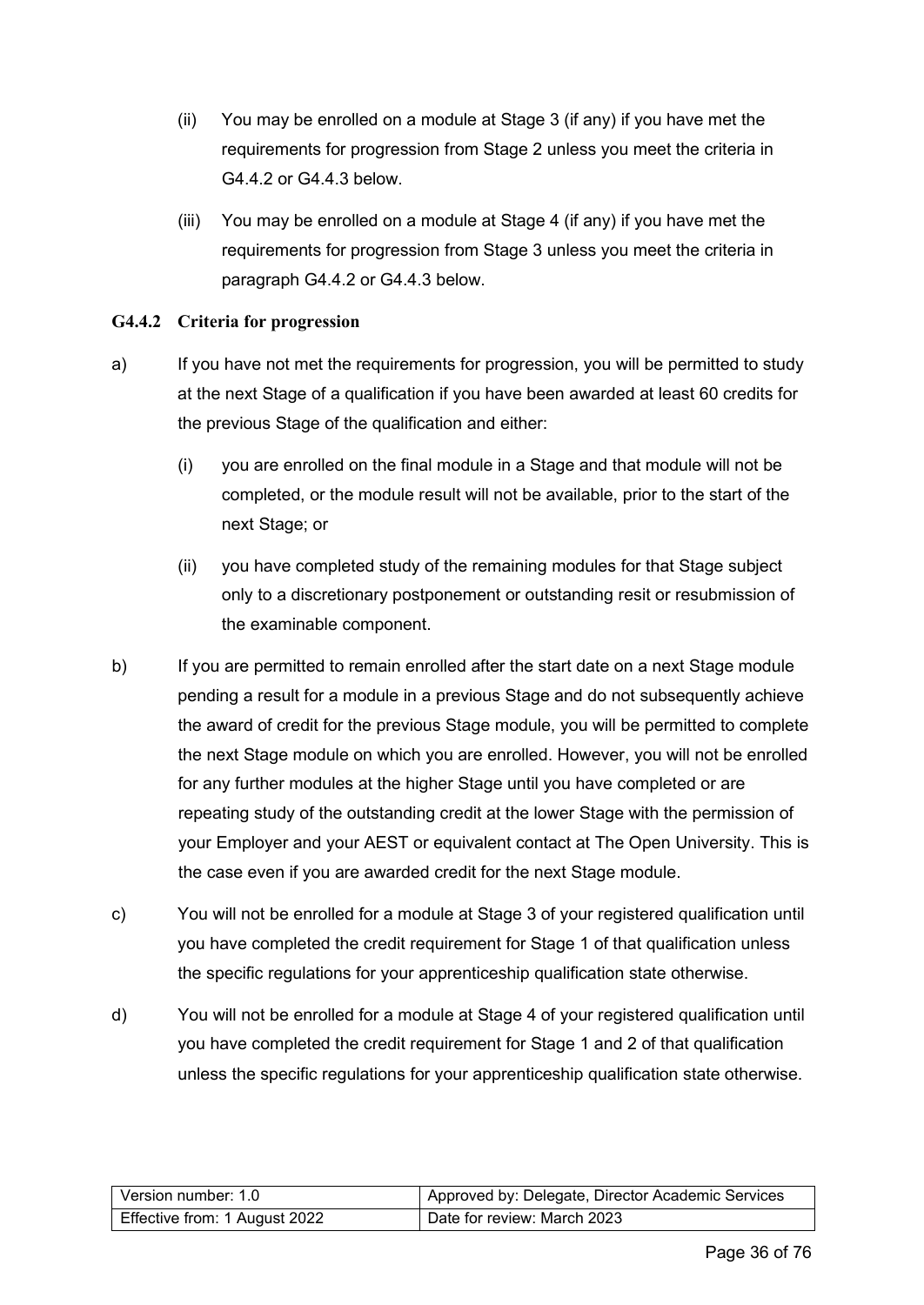(ii) You may be enrolled on a module at Stage 3 (if any) if you have met the requirements for progression from Stage 2 unless you meet the criteria in G4.4.2 or G4.4.3 below.

(iii) You may be enrolled on a module at Stage 4 (if any) if you have met the requirements for progression from Stage 3 unless you meet the criteria in paragraph G4.4.2 or G4.4.3 below.

### G4.4.2 Criteria for progression

a) If you have not met the requirements for progression, you will be permitted to study at the next Stage of a qualification if you have been awarded at least 60 credits for the previous Stage of the qualification and either:

   (i) you are enrolled on the final module in a Stage and that module will not be completed, or the module result will not be available, prior to the start of the next Stage; or

   (ii) you have completed study of the remaining modules for that Stage subject only to a discretionary postponement or outstanding resit or resubmission of the examinable component.

b) If you are permitted to remain enrolled after the start date on a next Stage module pending a result for a module in a previous Stage and do not subsequently achieve the award of credit for the previous Stage module, you will be permitted to complete the next Stage module on which you are enrolled. However, you will not be enrolled for any further modules at the higher Stage until you have completed or are repeating study of the outstanding credit at the lower Stage with the permission of your Employer and your AEST or equivalent contact at The Open University. This is the case even if you are awarded credit for the next Stage module.

c) You will not be enrolled for a module at Stage 3 of your registered qualification until you have completed the credit requirement for Stage 1 of that qualification unless the specific regulations for your apprenticeship qualification state otherwise.

d) You will not be enrolled for a module at Stage 4 of your registered qualification until you have completed the credit requirement for Stage 1 and 2 of that qualification unless the specific regulations for your apprenticeship qualification state otherwise.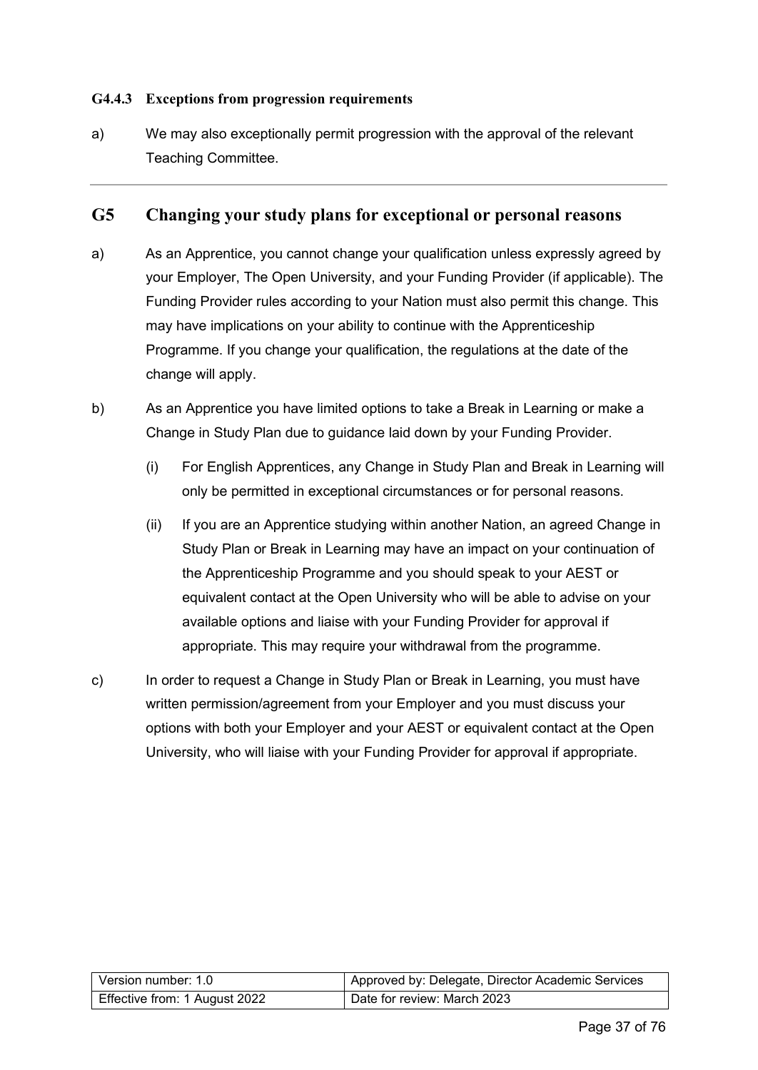#### G4.4.3 Exceptions from progression requirements

a) We may also exceptionally permit progression with the approval of the relevant Teaching Committee.

---

## G5 Changing your study plans for exceptional or personal reasons

a) As an Apprentice, you cannot change your qualification unless expressly agreed by your Employer, The Open University, and your Funding Provider (if applicable). The Funding Provider rules according to your Nation must also permit this change. This may have implications on your ability to continue with the Apprenticeship Programme. If you change your qualification, the regulations at the date of the change will apply.

b) As an Apprentice you have limited options to take a Break in Learning or make a Change in Study Plan due to guidance laid down by your Funding Provider.

   (i) For English Apprentices, any Change in Study Plan and Break in Learning will only be permitted in exceptional circumstances or for personal reasons.

   (ii) If you are an Apprentice studying within another Nation, an agreed Change in Study Plan or Break in Learning may have an impact on your continuation of the Apprenticeship Programme and you should speak to your AEST or equivalent contact at the Open University who will be able to advise on your available options and liaise with your Funding Provider for approval if appropriate. This may require your withdrawal from the programme.

c) In order to request a Change in Study Plan or Break in Learning, you must have written permission/agreement from your Employer and you must discuss your options with both your Employer and your AEST or equivalent contact at the Open University, who will liaise with your Funding Provider for approval if appropriate.

| | |
|---|---|
| Version number: 1.0 | Approved by: Delegate, Director Academic Services |
| Effective from: 1 August 2022 | Date for review: March 2023 |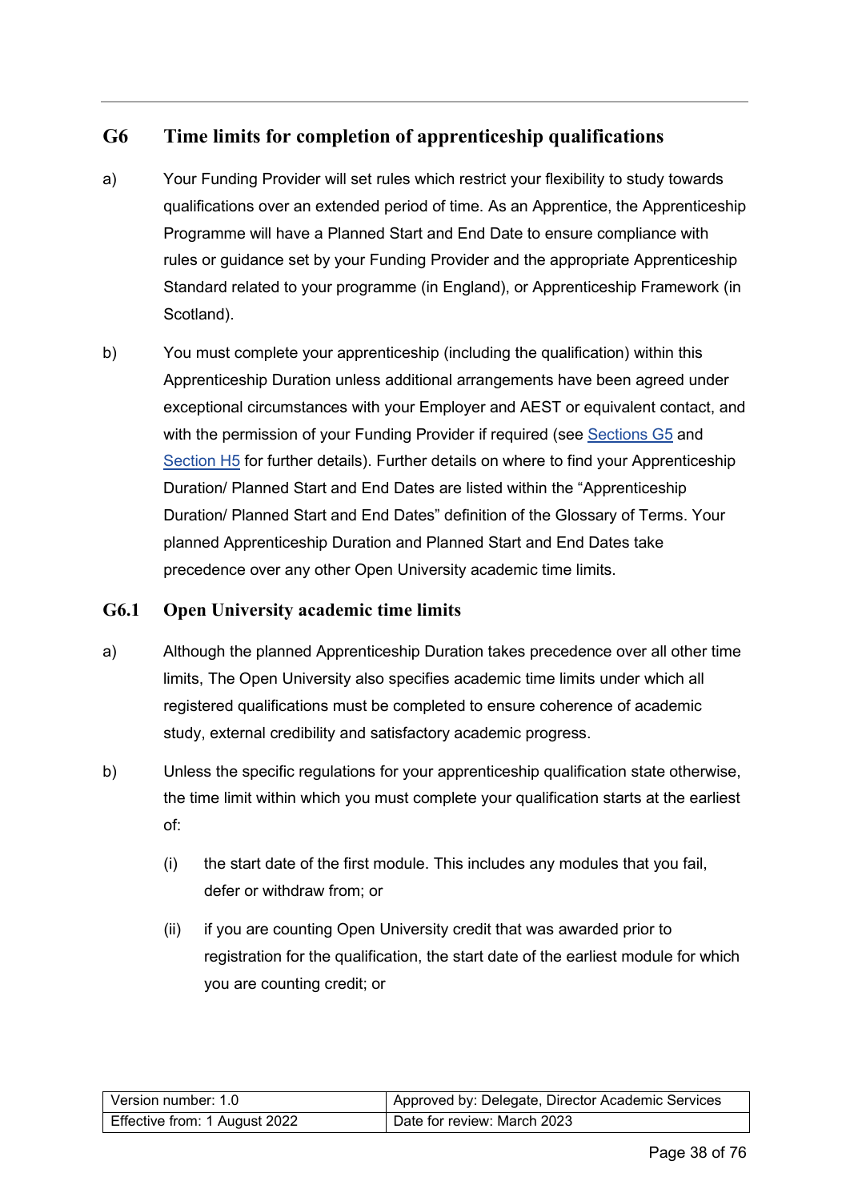## G6 Time limits for completion of apprenticeship qualifications

a) Your Funding Provider will set rules which restrict your flexibility to study towards qualifications over an extended period of time. As an Apprentice, the Apprenticeship Programme will have a Planned Start and End Date to ensure compliance with rules or guidance set by your Funding Provider and the appropriate Apprenticeship Standard related to your programme (in England), or Apprenticeship Framework (in Scotland).

b) You must complete your apprenticeship (including the qualification) within this Apprenticeship Duration unless additional arrangements have been agreed under exceptional circumstances with your Employer and AEST or equivalent contact, and with the permission of your Funding Provider if required (see Sections G5 and Section H5 for further details). Further details on where to find your Apprenticeship Duration/ Planned Start and End Dates are listed within the “Apprenticeship Duration/ Planned Start and End Dates” definition of the Glossary of Terms. Your planned Apprenticeship Duration and Planned Start and End Dates take precedence over any other Open University academic time limits.

### G6.1 Open University academic time limits

a) Although the planned Apprenticeship Duration takes precedence over all other time limits, The Open University also specifies academic time limits under which all registered qualifications must be completed to ensure coherence of academic study, external credibility and satisfactory academic progress.

b) Unless the specific regulations for your apprenticeship qualification state otherwise, the time limit within which you must complete your qualification starts at the earliest of:

(i) the start date of the first module. This includes any modules that you fail, defer or withdraw from; or

(ii) if you are counting Open University credit that was awarded prior to registration for the qualification, the start date of the earliest module for which you are counting credit; or

| | |
|---|---|
| Version number: 1.0 | Approved by: Delegate, Director Academic Services |
| Effective from: 1 August 2022 | Date for review: March 2023 |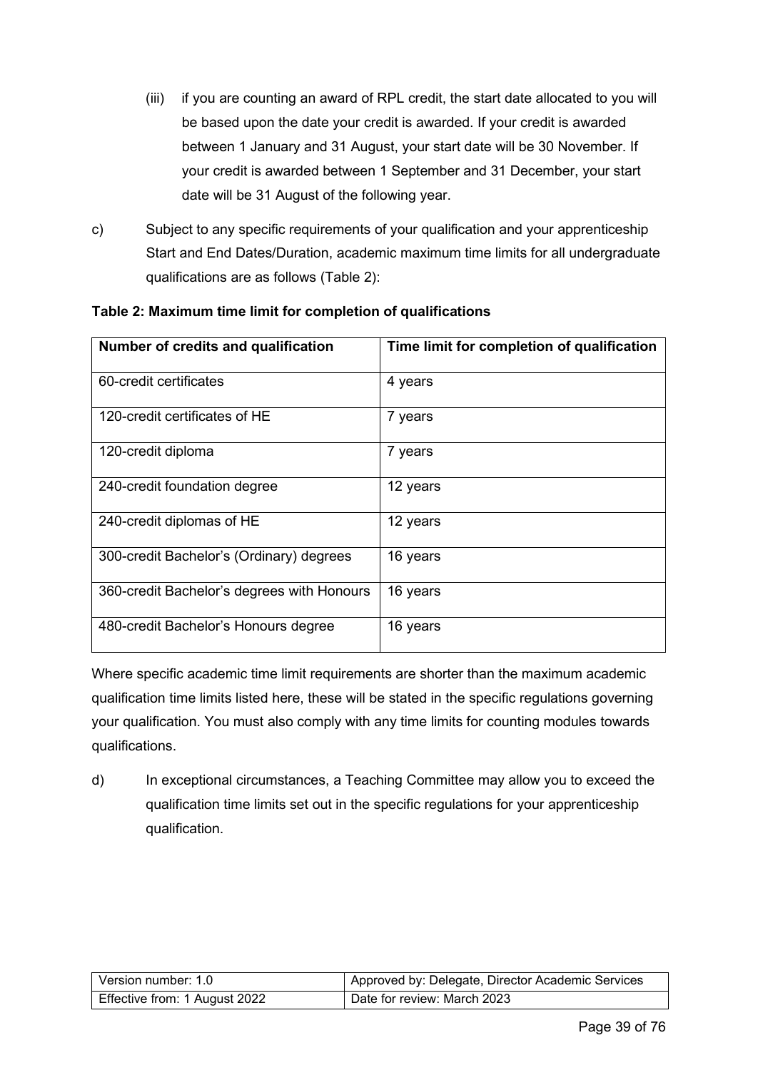(iii) if you are counting an award of RPL credit, the start date allocated to you will be based upon the date your credit is awarded. If your credit is awarded between 1 January and 31 August, your start date will be 30 November. If your credit is awarded between 1 September and 31 December, your start date will be 31 August of the following year.

c) Subject to any specific requirements of your qualification and your apprenticeship Start and End Dates/Duration, academic maximum time limits for all undergraduate qualifications are as follows (Table 2):

**Table 2: Maximum time limit for completion of qualifications**

| Number of credits and qualification | Time limit for completion of qualification |
|---|---|
| 60-credit certificates | 4 years |
| 120-credit certificates of HE | 7 years |
| 120-credit diploma | 7 years |
| 240-credit foundation degree | 12 years |
| 240-credit diplomas of HE | 12 years |
| 300-credit Bachelor's (Ordinary) degrees | 16 years |
| 360-credit Bachelor's degrees with Honours | 16 years |
| 480-credit Bachelor's Honours degree | 16 years |

Where specific academic time limit requirements are shorter than the maximum academic qualification time limits listed here, these will be stated in the specific regulations governing your qualification. You must also comply with any time limits for counting modules towards qualifications.

d) In exceptional circumstances, a Teaching Committee may allow you to exceed the qualification time limits set out in the specific regulations for your apprenticeship qualification.

| Version number: 1.0 | Approved by: Delegate, Director Academic Services |
|---|---|
| Effective from: 1 August 2022 | Date for review: March 2023 |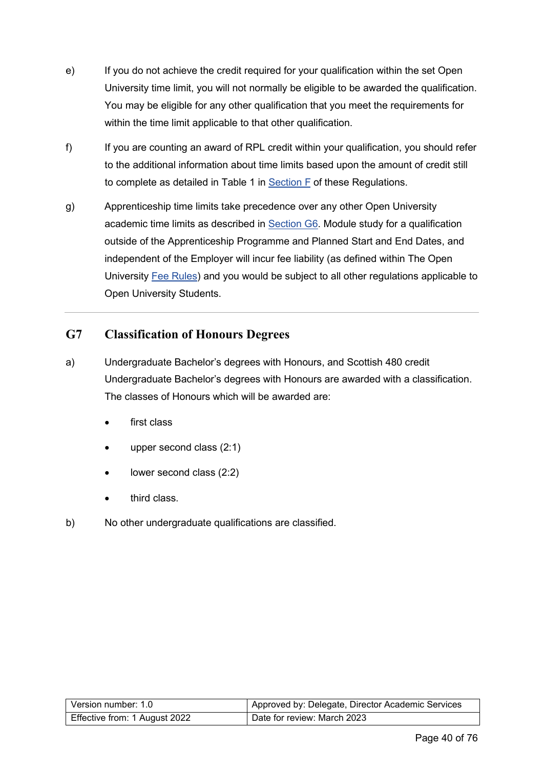e) If you do not achieve the credit required for your qualification within the set Open University time limit, you will not normally be eligible to be awarded the qualification. You may be eligible for any other qualification that you meet the requirements for within the time limit applicable to that other qualification.

f) If you are counting an award of RPL credit within your qualification, you should refer to the additional information about time limits based upon the amount of credit still to complete as detailed in Table 1 in Section F of these Regulations.

g) Apprenticeship time limits take precedence over any other Open University academic time limits as described in Section G6. Module study for a qualification outside of the Apprenticeship Programme and Planned Start and End Dates, and independent of the Employer will incur fee liability (as defined within The Open University Fee Rules) and you would be subject to all other regulations applicable to Open University Students.

---

## G7 Classification of Honours Degrees

a) Undergraduate Bachelor's degrees with Honours, and Scottish 480 credit Undergraduate Bachelor's degrees with Honours are awarded with a classification. The classes of Honours which will be awarded are:

- first class
- upper second class (2:1)
- lower second class (2:2)
- third class.

b) No other undergraduate qualifications are classified.

| | |
|---|---|
| Version number: 1.0 | Approved by: Delegate, Director Academic Services |
| Effective from: 1 August 2022 | Date for review: March 2023 |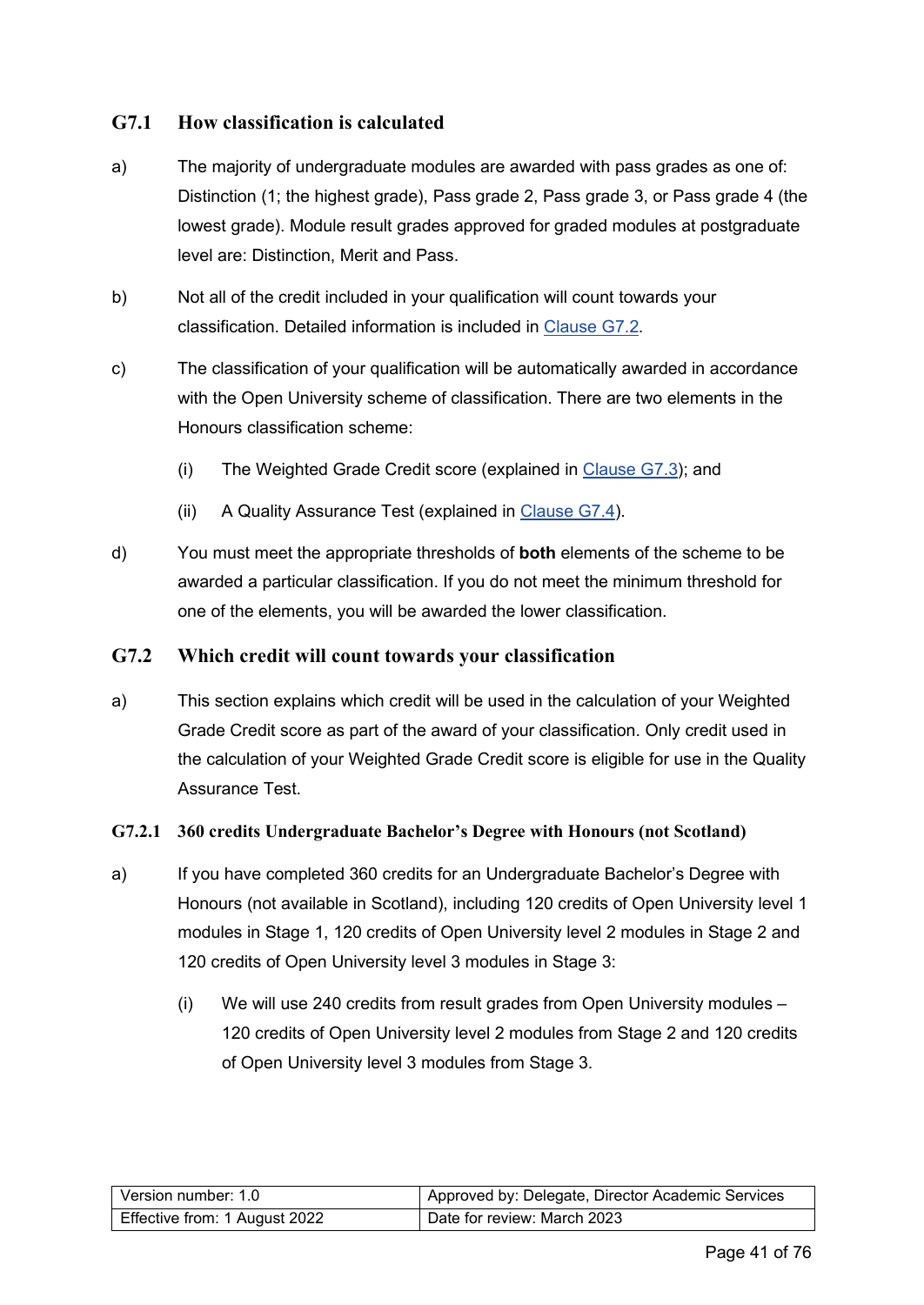## G7.1 How classification is calculated

a) The majority of undergraduate modules are awarded with pass grades as one of: Distinction (1; the highest grade), Pass grade 2, Pass grade 3, or Pass grade 4 (the lowest grade). Module result grades approved for graded modules at postgraduate level are: Distinction, Merit and Pass.

b) Not all of the credit included in your qualification will count towards your classification. Detailed information is included in Clause G7.2.

c) The classification of your qualification will be automatically awarded in accordance with the Open University scheme of classification. There are two elements in the Honours classification scheme:

   (i) The Weighted Grade Credit score (explained in Clause G7.3); and

   (ii) A Quality Assurance Test (explained in Clause G7.4).

d) You must meet the appropriate thresholds of **both** elements of the scheme to be awarded a particular classification. If you do not meet the minimum threshold for one of the elements, you will be awarded the lower classification.

## G7.2 Which credit will count towards your classification

a) This section explains which credit will be used in the calculation of your Weighted Grade Credit score as part of the award of your classification. Only credit used in the calculation of your Weighted Grade Credit score is eligible for use in the Quality Assurance Test.

### G7.2.1 360 credits Undergraduate Bachelor's Degree with Honours (not Scotland)

a) If you have completed 360 credits for an Undergraduate Bachelor's Degree with Honours (not available in Scotland), including 120 credits of Open University level 1 modules in Stage 1, 120 credits of Open University level 2 modules in Stage 2 and 120 credits of Open University level 3 modules in Stage 3:

   (i) We will use 240 credits from result grades from Open University modules – 120 credits of Open University level 2 modules from Stage 2 and 120 credits of Open University level 3 modules from Stage 3.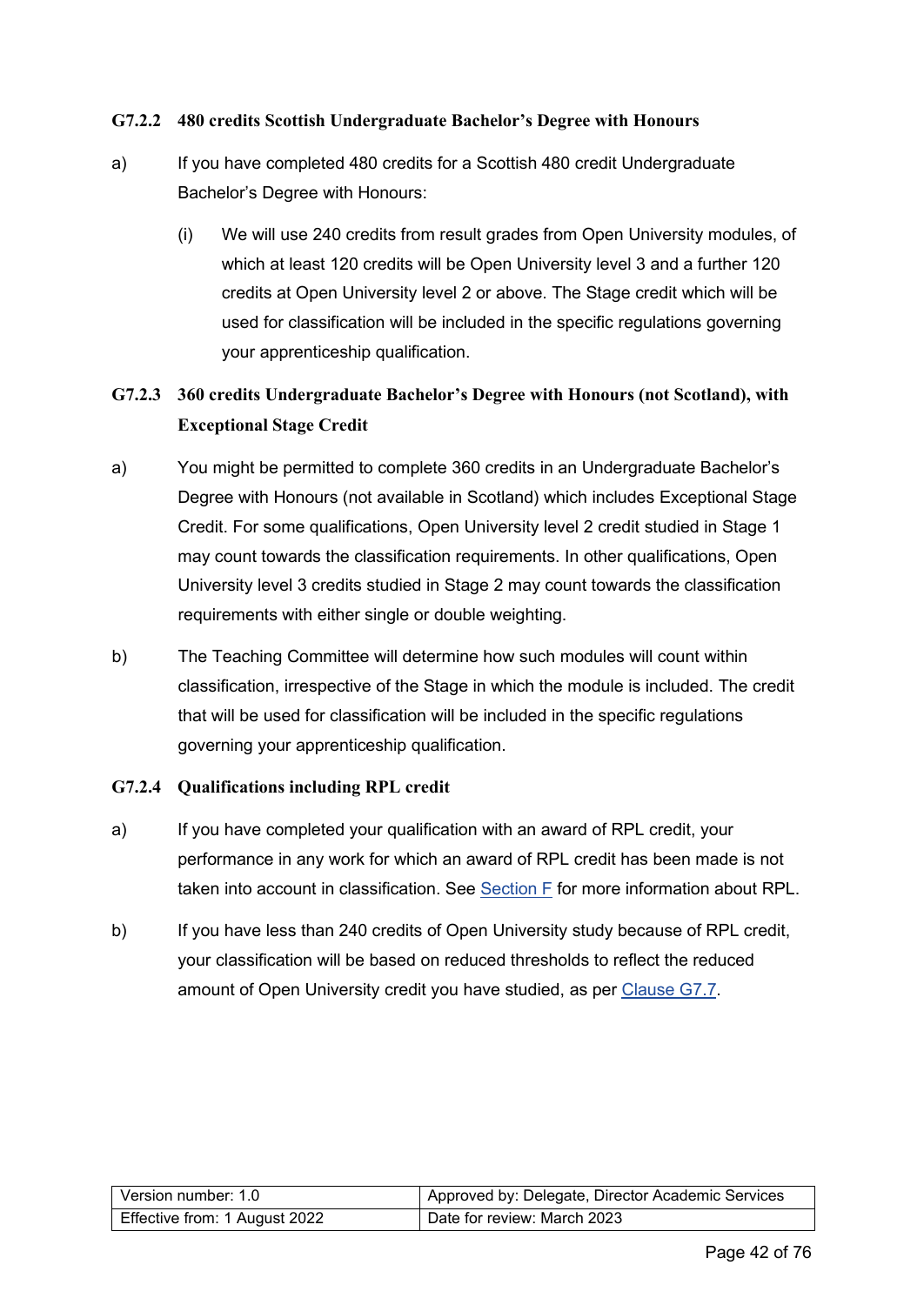#### G7.2.2 480 credits Scottish Undergraduate Bachelor's Degree with Honours

a) If you have completed 480 credits for a Scottish 480 credit Undergraduate Bachelor's Degree with Honours:

   (i) We will use 240 credits from result grades from Open University modules, of which at least 120 credits will be Open University level 3 and a further 120 credits at Open University level 2 or above. The Stage credit which will be used for classification will be included in the specific regulations governing your apprenticeship qualification.

#### G7.2.3 360 credits Undergraduate Bachelor's Degree with Honours (not Scotland), with Exceptional Stage Credit

a) You might be permitted to complete 360 credits in an Undergraduate Bachelor's Degree with Honours (not available in Scotland) which includes Exceptional Stage Credit. For some qualifications, Open University level 2 credit studied in Stage 1 may count towards the classification requirements. In other qualifications, Open University level 3 credits studied in Stage 2 may count towards the classification requirements with either single or double weighting.

b) The Teaching Committee will determine how such modules will count within classification, irrespective of the Stage in which the module is included. The credit that will be used for classification will be included in the specific regulations governing your apprenticeship qualification.

#### G7.2.4 Qualifications including RPL credit

a) If you have completed your qualification with an award of RPL credit, your performance in any work for which an award of RPL credit has been made is not taken into account in classification. See Section F for more information about RPL.

b) If you have less than 240 credits of Open University study because of RPL credit, your classification will be based on reduced thresholds to reflect the reduced amount of Open University credit you have studied, as per Clause G7.7.

| | |
|---|---|
| Version number: 1.0 | Approved by: Delegate, Director Academic Services |
| Effective from: 1 August 2022 | Date for review: March 2023 |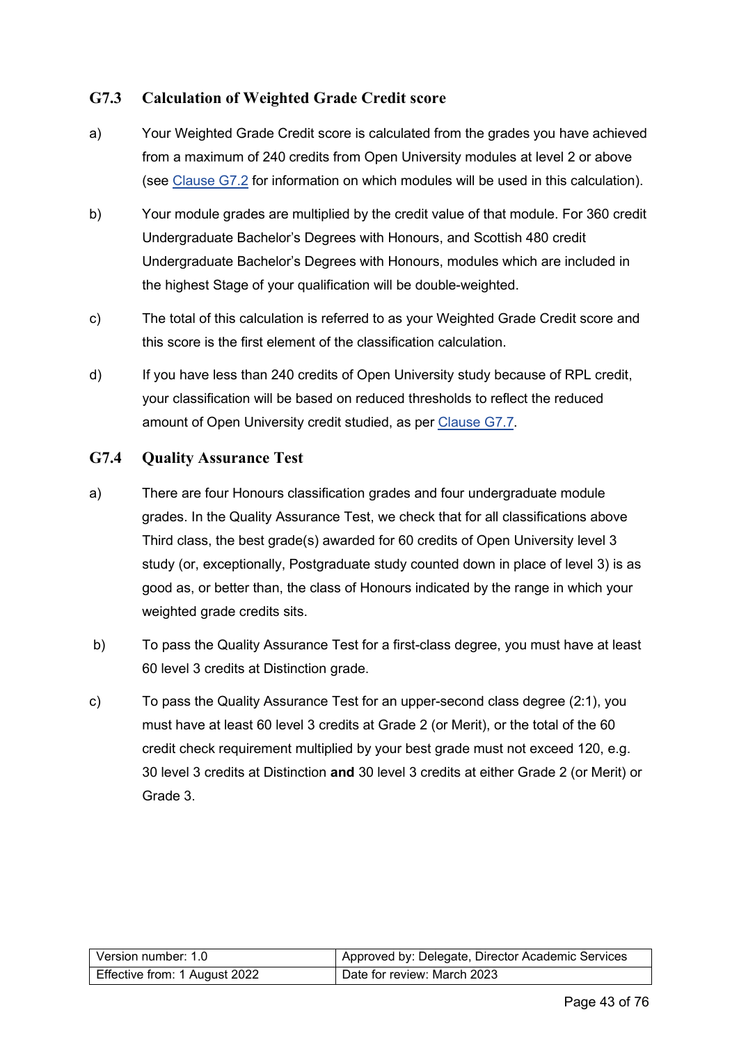### G7.3 Calculation of Weighted Grade Credit score

a) Your Weighted Grade Credit score is calculated from the grades you have achieved from a maximum of 240 credits from Open University modules at level 2 or above (see Clause G7.2 for information on which modules will be used in this calculation).

b) Your module grades are multiplied by the credit value of that module. For 360 credit Undergraduate Bachelor's Degrees with Honours, and Scottish 480 credit Undergraduate Bachelor's Degrees with Honours, modules which are included in the highest Stage of your qualification will be double-weighted.

c) The total of this calculation is referred to as your Weighted Grade Credit score and this score is the first element of the classification calculation.

d) If you have less than 240 credits of Open University study because of RPL credit, your classification will be based on reduced thresholds to reflect the reduced amount of Open University credit studied, as per Clause G7.7.

### G7.4 Quality Assurance Test

a) There are four Honours classification grades and four undergraduate module grades. In the Quality Assurance Test, we check that for all classifications above Third class, the best grade(s) awarded for 60 credits of Open University level 3 study (or, exceptionally, Postgraduate study counted down in place of level 3) is as good as, or better than, the class of Honours indicated by the range in which your weighted grade credits sits.

b) To pass the Quality Assurance Test for a first-class degree, you must have at least 60 level 3 credits at Distinction grade.

c) To pass the Quality Assurance Test for an upper-second class degree (2:1), you must have at least 60 level 3 credits at Grade 2 (or Merit), or the total of the 60 credit check requirement multiplied by your best grade must not exceed 120, e.g. 30 level 3 credits at Distinction **and** 30 level 3 credits at either Grade 2 (or Merit) or Grade 3.

| Version number: 1.0 | Approved by: Delegate, Director Academic Services |
| --- | --- |
| Effective from: 1 August 2022 | Date for review: March 2023 |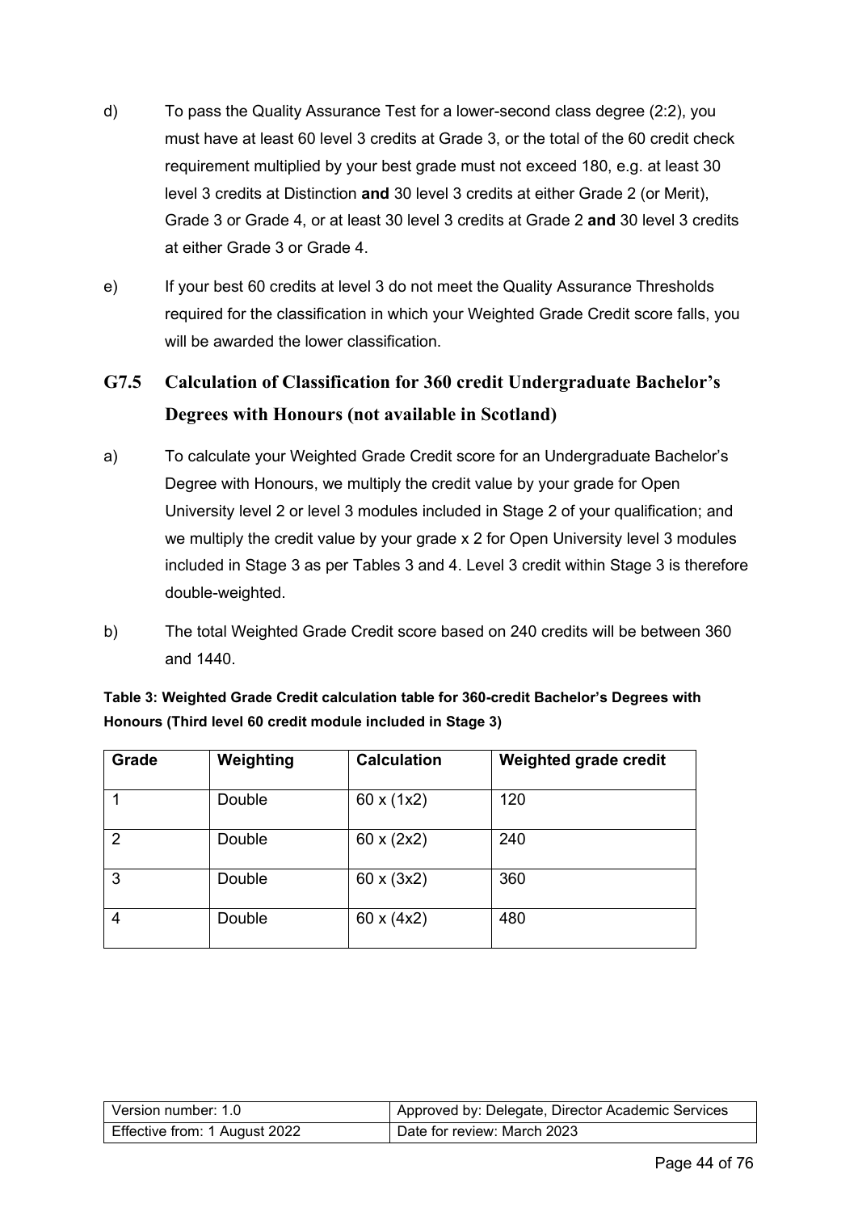d) To pass the Quality Assurance Test for a lower-second class degree (2:2), you must have at least 60 level 3 credits at Grade 3, or the total of the 60 credit check requirement multiplied by your best grade must not exceed 180, e.g. at least 30 level 3 credits at Distinction **and** 30 level 3 credits at either Grade 2 (or Merit), Grade 3 or Grade 4, or at least 30 level 3 credits at Grade 2 **and** 30 level 3 credits at either Grade 3 or Grade 4.

e) If your best 60 credits at level 3 do not meet the Quality Assurance Thresholds required for the classification in which your Weighted Grade Credit score falls, you will be awarded the lower classification.

## G7.5 Calculation of Classification for 360 credit Undergraduate Bachelor's Degrees with Honours (not available in Scotland)

a) To calculate your Weighted Grade Credit score for an Undergraduate Bachelor's Degree with Honours, we multiply the credit value by your grade for Open University level 2 or level 3 modules included in Stage 2 of your qualification; and we multiply the credit value by your grade x 2 for Open University level 3 modules included in Stage 3 as per Tables 3 and 4. Level 3 credit within Stage 3 is therefore double-weighted.

b) The total Weighted Grade Credit score based on 240 credits will be between 360 and 1440.

**Table 3: Weighted Grade Credit calculation table for 360-credit Bachelor's Degrees with Honours (Third level 60 credit module included in Stage 3)**

| Grade | Weighting | Calculation | Weighted grade credit |
|---|---|---|---|
| 1 | Double | 60 x (1x2) | 120 |
| 2 | Double | 60 x (2x2) | 240 |
| 3 | Double | 60 x (3x2) | 360 |
| 4 | Double | 60 x (4x2) | 480 |

| Version number: 1.0 | Approved by: Delegate, Director Academic Services |
|---|---|
| Effective from: 1 August 2022 | Date for review: March 2023 |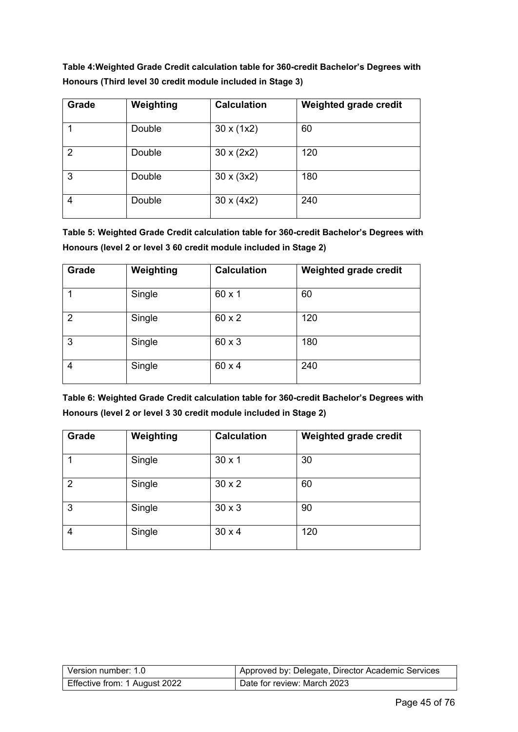**Table 4:Weighted Grade Credit calculation table for 360-credit Bachelor's Degrees with Honours (Third level 30 credit module included in Stage 3)**

| Grade | Weighting | Calculation | Weighted grade credit |
|---|---|---|---|
| 1 | Double | 30 x (1x2) | 60 |
| 2 | Double | 30 x (2x2) | 120 |
| 3 | Double | 30 x (3x2) | 180 |
| 4 | Double | 30 x (4x2) | 240 |

**Table 5: Weighted Grade Credit calculation table for 360-credit Bachelor's Degrees with Honours (level 2 or level 3 60 credit module included in Stage 2)**

| Grade | Weighting | Calculation | Weighted grade credit |
|---|---|---|---|
| 1 | Single | 60 x 1 | 60 |
| 2 | Single | 60 x 2 | 120 |
| 3 | Single | 60 x 3 | 180 |
| 4 | Single | 60 x 4 | 240 |

**Table 6: Weighted Grade Credit calculation table for 360-credit Bachelor's Degrees with Honours (level 2 or level 3 30 credit module included in Stage 2)**

| Grade | Weighting | Calculation | Weighted grade credit |
|---|---|---|---|
| 1 | Single | 30 x 1 | 30 |
| 2 | Single | 30 x 2 | 60 |
| 3 | Single | 30 x 3 | 90 |
| 4 | Single | 30 x 4 | 120 |

| | |
|---|---|
| Version number: 1.0 | Approved by: Delegate, Director Academic Services |
| Effective from: 1 August 2022 | Date for review: March 2023 |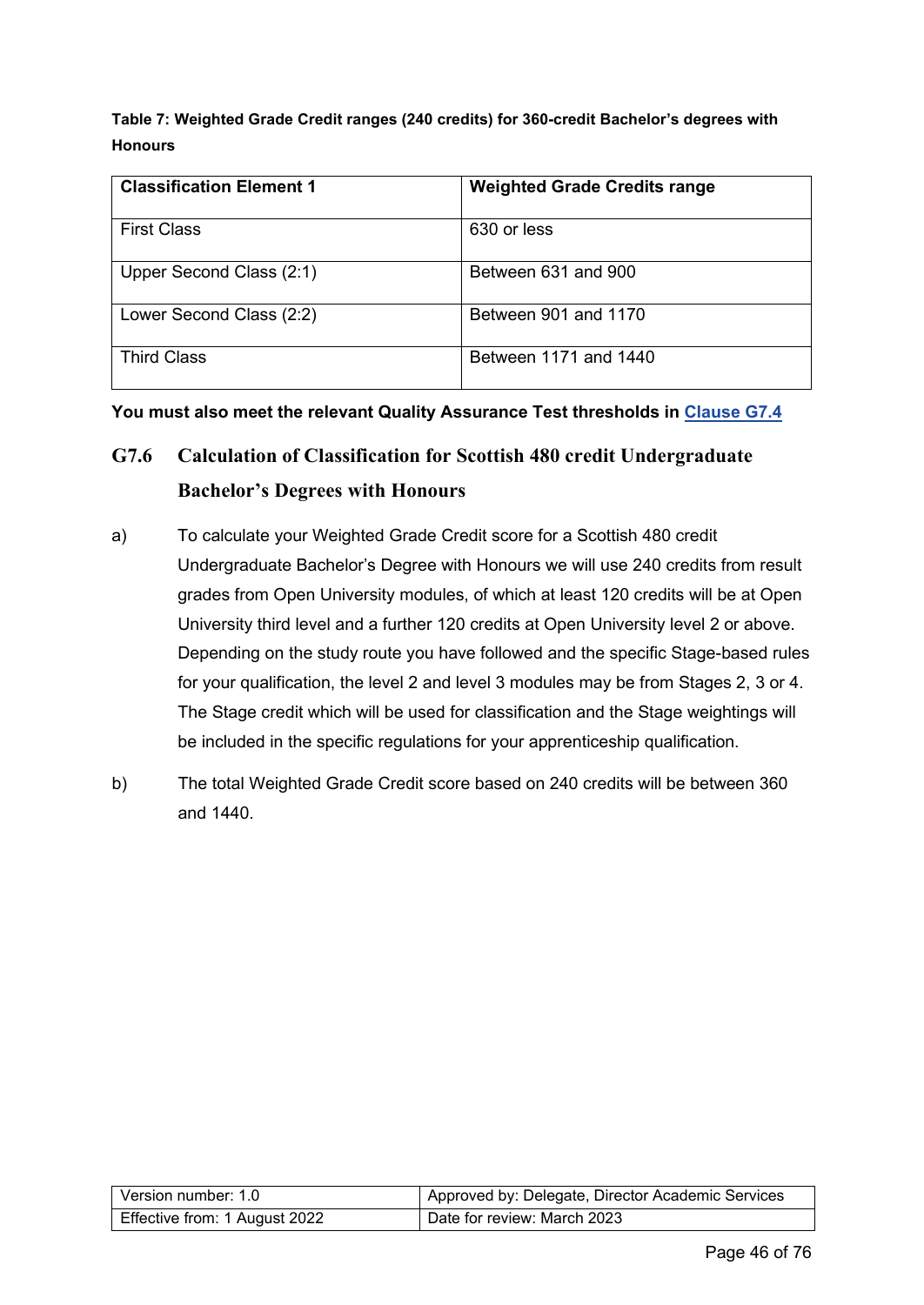**Table 7: Weighted Grade Credit ranges (240 credits) for 360-credit Bachelor's degrees with Honours**

| Classification Element 1 | Weighted Grade Credits range |
|---|---|
| First Class | 630 or less |
| Upper Second Class (2:1) | Between 631 and 900 |
| Lower Second Class (2:2) | Between 901 and 1170 |
| Third Class | Between 1171 and 1440 |

**You must also meet the relevant Quality Assurance Test thresholds in Clause G7.4**

## G7.6 Calculation of Classification for Scottish 480 credit Undergraduate Bachelor's Degrees with Honours

a) To calculate your Weighted Grade Credit score for a Scottish 480 credit Undergraduate Bachelor's Degree with Honours we will use 240 credits from result grades from Open University modules, of which at least 120 credits will be at Open University third level and a further 120 credits at Open University level 2 or above. Depending on the study route you have followed and the specific Stage-based rules for your qualification, the level 2 and level 3 modules may be from Stages 2, 3 or 4. The Stage credit which will be used for classification and the Stage weightings will be included in the specific regulations for your apprenticeship qualification.

b) The total Weighted Grade Credit score based on 240 credits will be between 360 and 1440.

| Version number: 1.0 | Approved by: Delegate, Director Academic Services |
|---|---|
| Effective from: 1 August 2022 | Date for review: March 2023 |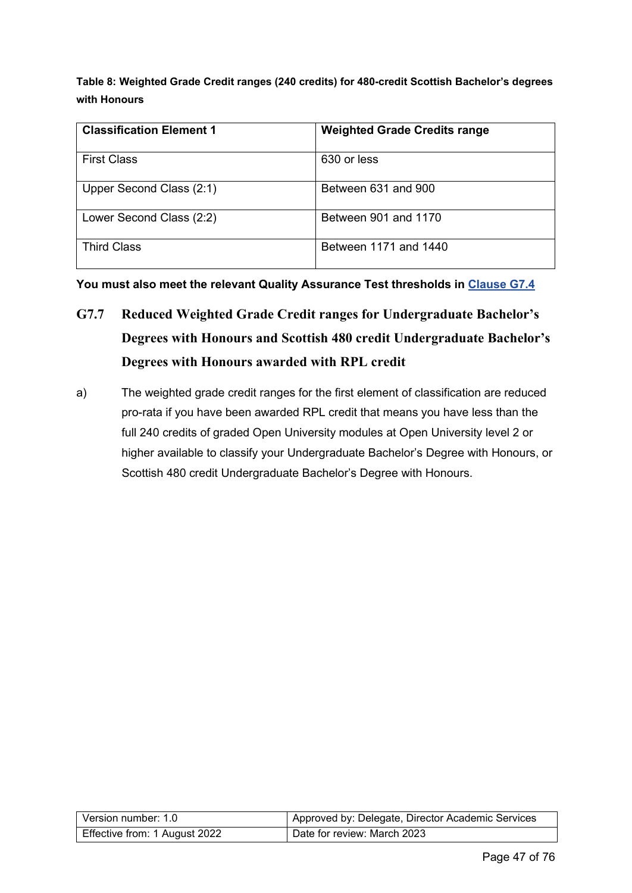**Table 8: Weighted Grade Credit ranges (240 credits) for 480-credit Scottish Bachelor's degrees with Honours**

| Classification Element 1 | Weighted Grade Credits range |
|---|---|
| First Class | 630 or less |
| Upper Second Class (2:1) | Between 631 and 900 |
| Lower Second Class (2:2) | Between 901 and 1170 |
| Third Class | Between 1171 and 1440 |

**You must also meet the relevant Quality Assurance Test thresholds in Clause G7.4**

## G7.7 Reduced Weighted Grade Credit ranges for Undergraduate Bachelor's Degrees with Honours and Scottish 480 credit Undergraduate Bachelor's Degrees with Honours awarded with RPL credit

a) The weighted grade credit ranges for the first element of classification are reduced pro-rata if you have been awarded RPL credit that means you have less than the full 240 credits of graded Open University modules at Open University level 2 or higher available to classify your Undergraduate Bachelor's Degree with Honours, or Scottish 480 credit Undergraduate Bachelor's Degree with Honours.

| Version number: 1.0 | Approved by: Delegate, Director Academic Services |
|---|---|
| Effective from: 1 August 2022 | Date for review: March 2023 |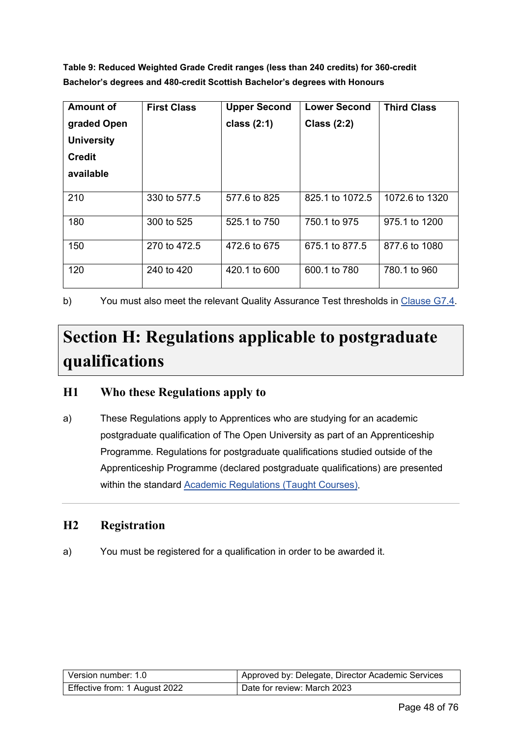**Table 9: Reduced Weighted Grade Credit ranges (less than 240 credits) for 360-credit Bachelor's degrees and 480-credit Scottish Bachelor's degrees with Honours**

| Amount of graded Open University Credit available | First Class | Upper Second class (2:1) | Lower Second Class (2:2) | Third Class |
|---|---|---|---|---|
| 210 | 330 to 577.5 | 577.6 to 825 | 825.1 to 1072.5 | 1072.6 to 1320 |
| 180 | 300 to 525 | 525.1 to 750 | 750.1 to 975 | 975.1 to 1200 |
| 150 | 270 to 472.5 | 472.6 to 675 | 675.1 to 877.5 | 877.6 to 1080 |
| 120 | 240 to 420 | 420.1 to 600 | 600.1 to 780 | 780.1 to 960 |

b) You must also meet the relevant Quality Assurance Test thresholds in Clause G7.4.

# Section H: Regulations applicable to postgraduate qualifications

## H1 Who these Regulations apply to

a) These Regulations apply to Apprentices who are studying for an academic postgraduate qualification of The Open University as part of an Apprenticeship Programme. Regulations for postgraduate qualifications studied outside of the Apprenticeship Programme (declared postgraduate qualifications) are presented within the standard Academic Regulations (Taught Courses).

---

## H2 Registration

a) You must be registered for a qualification in order to be awarded it.

| Version number: 1.0 | Approved by: Delegate, Director Academic Services |
|---|---|
| Effective from: 1 August 2022 | Date for review: March 2023 |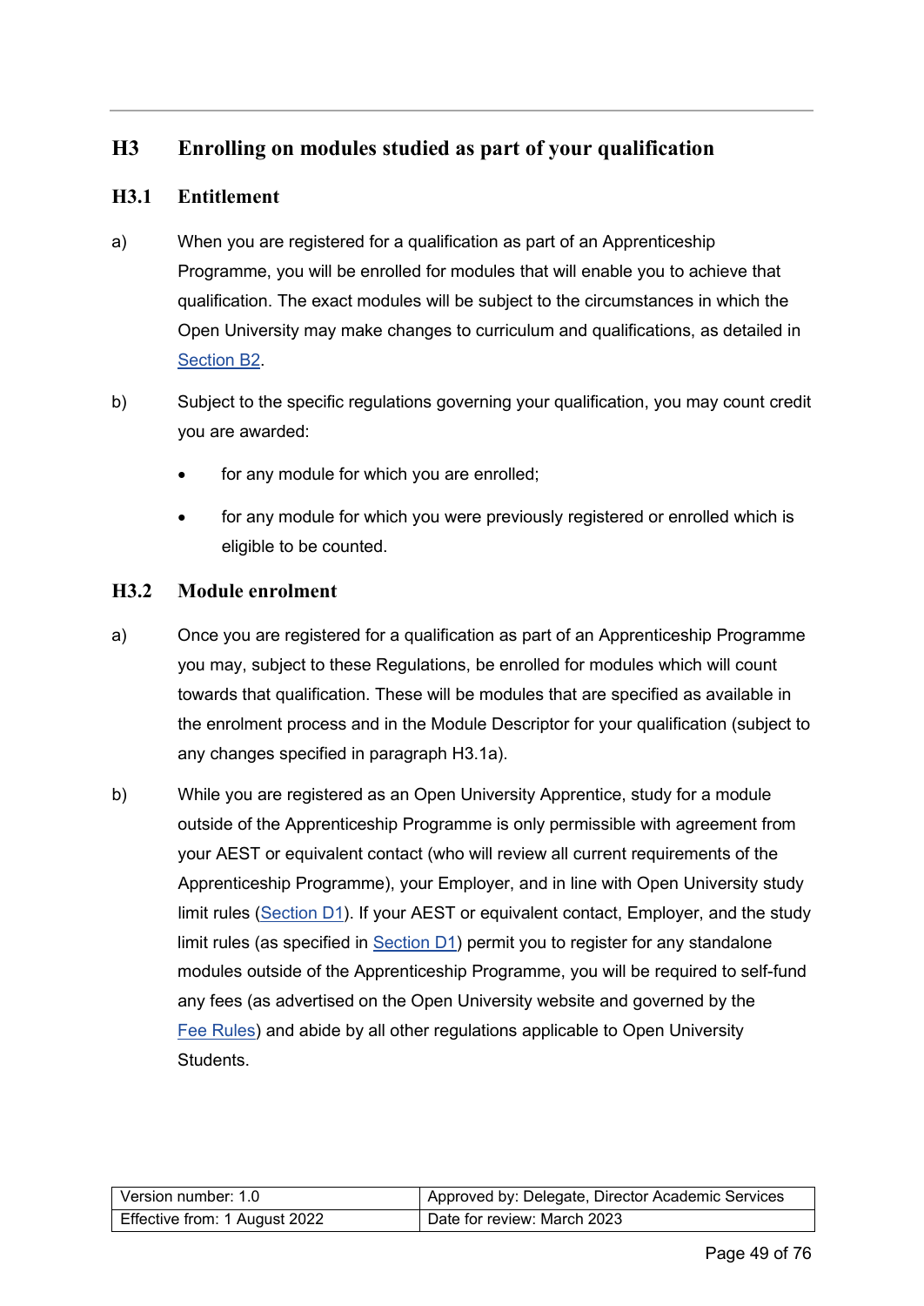## H3 Enrolling on modules studied as part of your qualification

### H3.1 Entitlement

a) When you are registered for a qualification as part of an Apprenticeship Programme, you will be enrolled for modules that will enable you to achieve that qualification. The exact modules will be subject to the circumstances in which the Open University may make changes to curriculum and qualifications, as detailed in Section B2.

b) Subject to the specific regulations governing your qualification, you may count credit you are awarded:

- for any module for which you are enrolled;
- for any module for which you were previously registered or enrolled which is eligible to be counted.

### H3.2 Module enrolment

a) Once you are registered for a qualification as part of an Apprenticeship Programme you may, subject to these Regulations, be enrolled for modules which will count towards that qualification. These will be modules that are specified as available in the enrolment process and in the Module Descriptor for your qualification (subject to any changes specified in paragraph H3.1a).

b) While you are registered as an Open University Apprentice, study for a module outside of the Apprenticeship Programme is only permissible with agreement from your AEST or equivalent contact (who will review all current requirements of the Apprenticeship Programme), your Employer, and in line with Open University study limit rules (Section D1). If your AEST or equivalent contact, Employer, and the study limit rules (as specified in Section D1) permit you to register for any standalone modules outside of the Apprenticeship Programme, you will be required to self-fund any fees (as advertised on the Open University website and governed by the Fee Rules) and abide by all other regulations applicable to Open University Students.

| Version number: 1.0 | Approved by: Delegate, Director Academic Services |
|---|---|
| Effective from: 1 August 2022 | Date for review: March 2023 |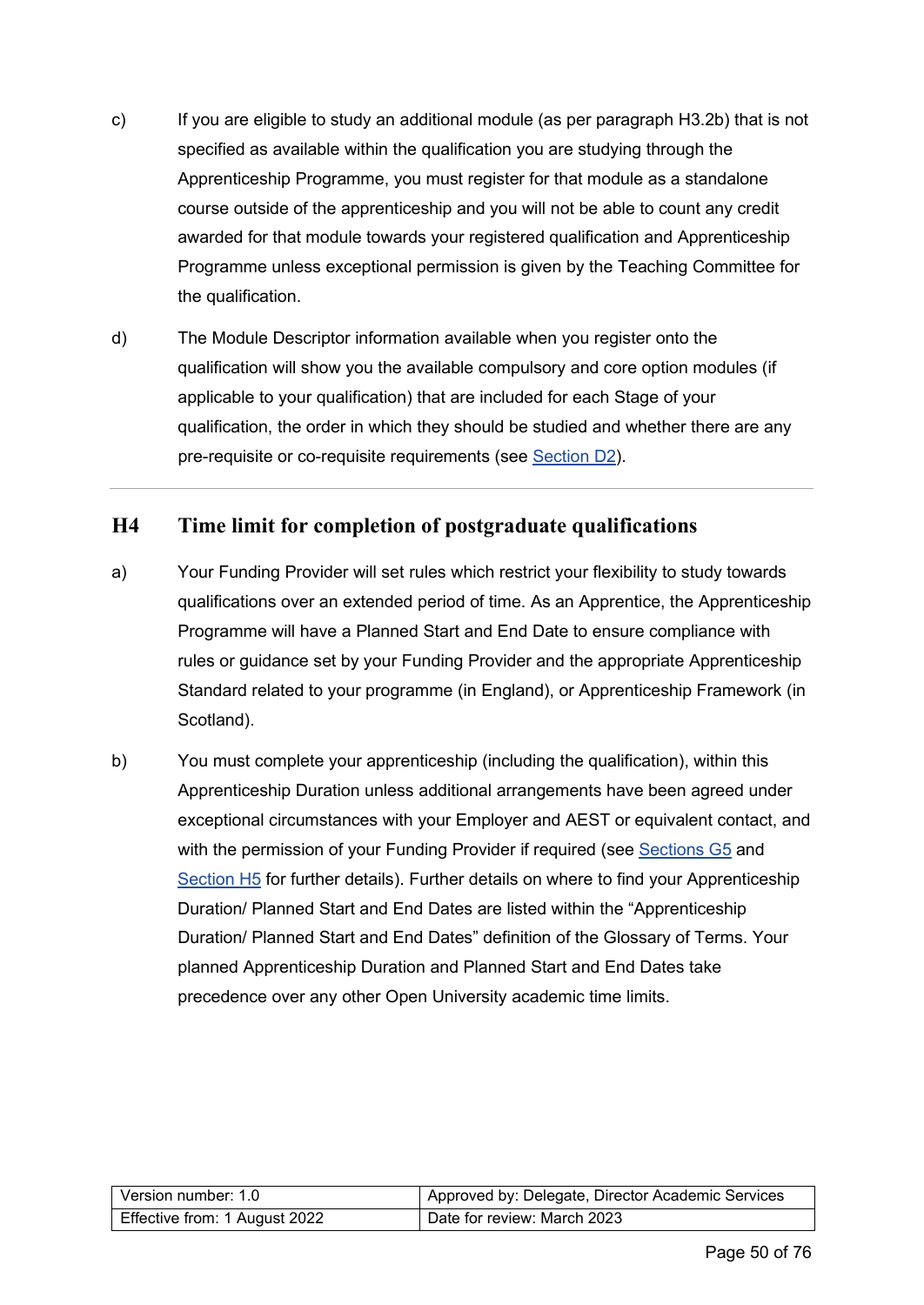c) If you are eligible to study an additional module (as per paragraph H3.2b) that is not specified as available within the qualification you are studying through the Apprenticeship Programme, you must register for that module as a standalone course outside of the apprenticeship and you will not be able to count any credit awarded for that module towards your registered qualification and Apprenticeship Programme unless exceptional permission is given by the Teaching Committee for the qualification.

d) The Module Descriptor information available when you register onto the qualification will show you the available compulsory and core option modules (if applicable to your qualification) that are included for each Stage of your qualification, the order in which they should be studied and whether there are any pre-requisite or co-requisite requirements (see Section D2).

## H4 Time limit for completion of postgraduate qualifications

a) Your Funding Provider will set rules which restrict your flexibility to study towards qualifications over an extended period of time. As an Apprentice, the Apprenticeship Programme will have a Planned Start and End Date to ensure compliance with rules or guidance set by your Funding Provider and the appropriate Apprenticeship Standard related to your programme (in England), or Apprenticeship Framework (in Scotland).

b) You must complete your apprenticeship (including the qualification), within this Apprenticeship Duration unless additional arrangements have been agreed under exceptional circumstances with your Employer and AEST or equivalent contact, and with the permission of your Funding Provider if required (see Sections G5 and Section H5 for further details). Further details on where to find your Apprenticeship Duration/ Planned Start and End Dates are listed within the "Apprenticeship Duration/ Planned Start and End Dates" definition of the Glossary of Terms. Your planned Apprenticeship Duration and Planned Start and End Dates take precedence over any other Open University academic time limits.

| Version number: 1.0 | Approved by: Delegate, Director Academic Services |
|---|---|
| Effective from: 1 August 2022 | Date for review: March 2023 |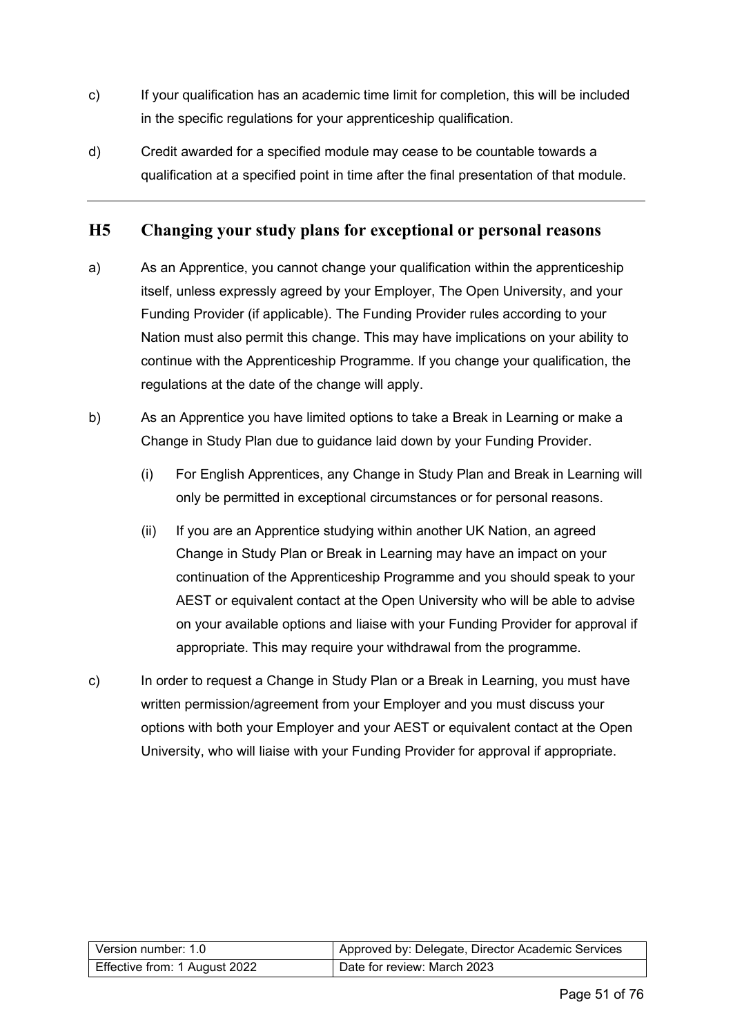c) If your qualification has an academic time limit for completion, this will be included in the specific regulations for your apprenticeship qualification.

d) Credit awarded for a specified module may cease to be countable towards a qualification at a specified point in time after the final presentation of that module.

---

## H5 Changing your study plans for exceptional or personal reasons

a) As an Apprentice, you cannot change your qualification within the apprenticeship itself, unless expressly agreed by your Employer, The Open University, and your Funding Provider (if applicable). The Funding Provider rules according to your Nation must also permit this change. This may have implications on your ability to continue with the Apprenticeship Programme. If you change your qualification, the regulations at the date of the change will apply.

b) As an Apprentice you have limited options to take a Break in Learning or make a Change in Study Plan due to guidance laid down by your Funding Provider.

   (i) For English Apprentices, any Change in Study Plan and Break in Learning will only be permitted in exceptional circumstances or for personal reasons.

   (ii) If you are an Apprentice studying within another UK Nation, an agreed Change in Study Plan or Break in Learning may have an impact on your continuation of the Apprenticeship Programme and you should speak to your AEST or equivalent contact at the Open University who will be able to advise on your available options and liaise with your Funding Provider for approval if appropriate. This may require your withdrawal from the programme.

c) In order to request a Change in Study Plan or a Break in Learning, you must have written permission/agreement from your Employer and you must discuss your options with both your Employer and your AEST or equivalent contact at the Open University, who will liaise with your Funding Provider for approval if appropriate.

| | |
|---|---|
| Version number: 1.0 | Approved by: Delegate, Director Academic Services |
| Effective from: 1 August 2022 | Date for review: March 2023 |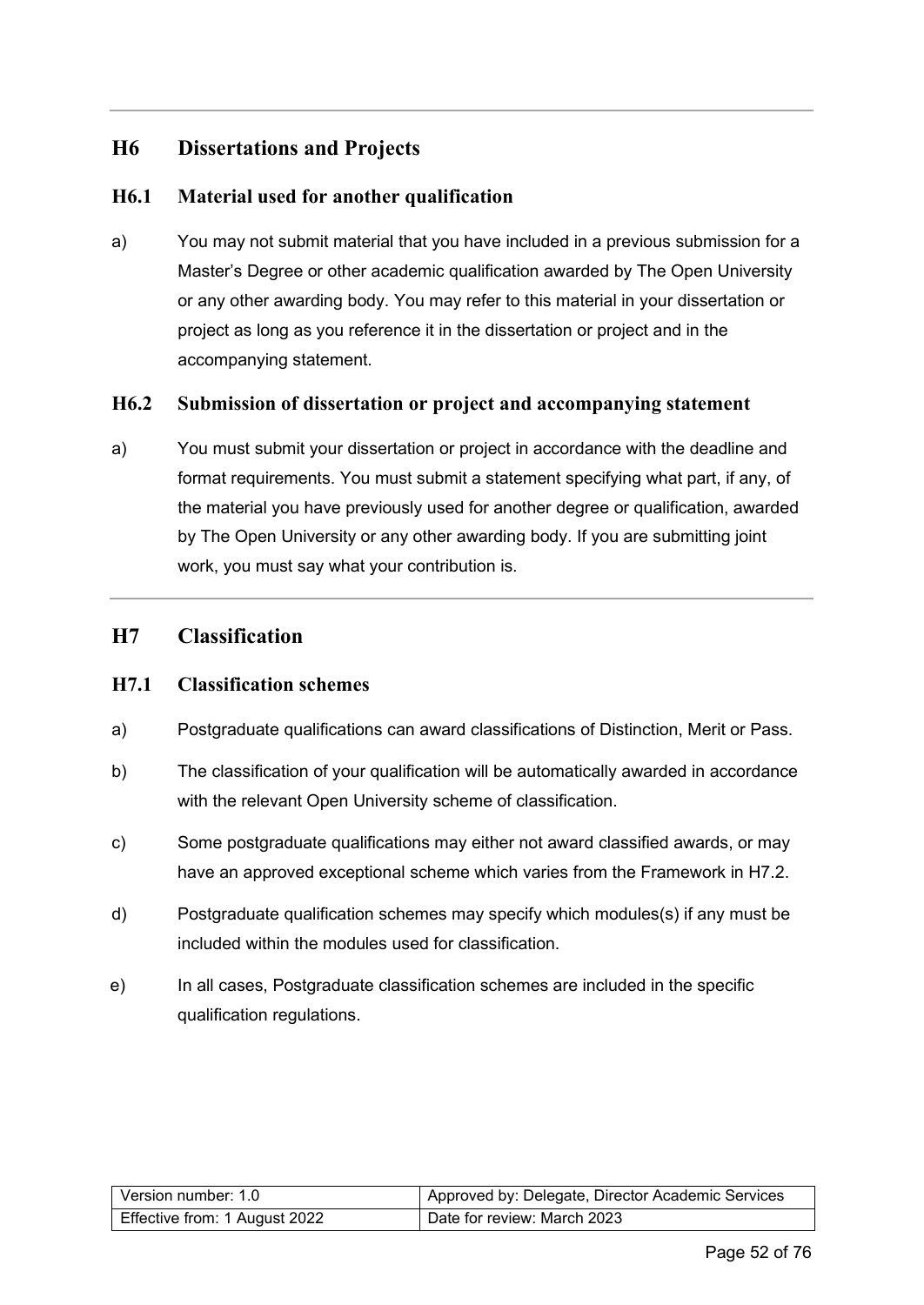## H6 Dissertations and Projects

### H6.1 Material used for another qualification

a) You may not submit material that you have included in a previous submission for a Master's Degree or other academic qualification awarded by The Open University or any other awarding body. You may refer to this material in your dissertation or project as long as you reference it in the dissertation or project and in the accompanying statement.

### H6.2 Submission of dissertation or project and accompanying statement

a) You must submit your dissertation or project in accordance with the deadline and format requirements. You must submit a statement specifying what part, if any, of the material you have previously used for another degree or qualification, awarded by The Open University or any other awarding body. If you are submitting joint work, you must say what your contribution is.

## H7 Classification

### H7.1 Classification schemes

a) Postgraduate qualifications can award classifications of Distinction, Merit or Pass.

b) The classification of your qualification will be automatically awarded in accordance with the relevant Open University scheme of classification.

c) Some postgraduate qualifications may either not award classified awards, or may have an approved exceptional scheme which varies from the Framework in H7.2.

d) Postgraduate qualification schemes may specify which modules(s) if any must be included within the modules used for classification.

e) In all cases, Postgraduate classification schemes are included in the specific qualification regulations.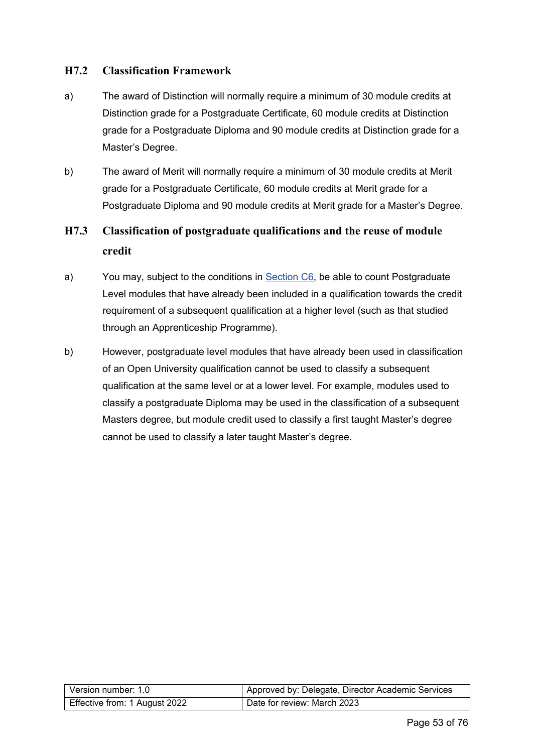### H7.2 Classification Framework

a) The award of Distinction will normally require a minimum of 30 module credits at Distinction grade for a Postgraduate Certificate, 60 module credits at Distinction grade for a Postgraduate Diploma and 90 module credits at Distinction grade for a Master's Degree.

b) The award of Merit will normally require a minimum of 30 module credits at Merit grade for a Postgraduate Certificate, 60 module credits at Merit grade for a Postgraduate Diploma and 90 module credits at Merit grade for a Master's Degree.

### H7.3 Classification of postgraduate qualifications and the reuse of module credit

a) You may, subject to the conditions in Section C6, be able to count Postgraduate Level modules that have already been included in a qualification towards the credit requirement of a subsequent qualification at a higher level (such as that studied through an Apprenticeship Programme).

b) However, postgraduate level modules that have already been used in classification of an Open University qualification cannot be used to classify a subsequent qualification at the same level or at a lower level. For example, modules used to classify a postgraduate Diploma may be used in the classification of a subsequent Masters degree, but module credit used to classify a first taught Master's degree cannot be used to classify a later taught Master's degree.

| | |
|---|---|
| Version number: 1.0 | Approved by: Delegate, Director Academic Services |
| Effective from: 1 August 2022 | Date for review: March 2023 |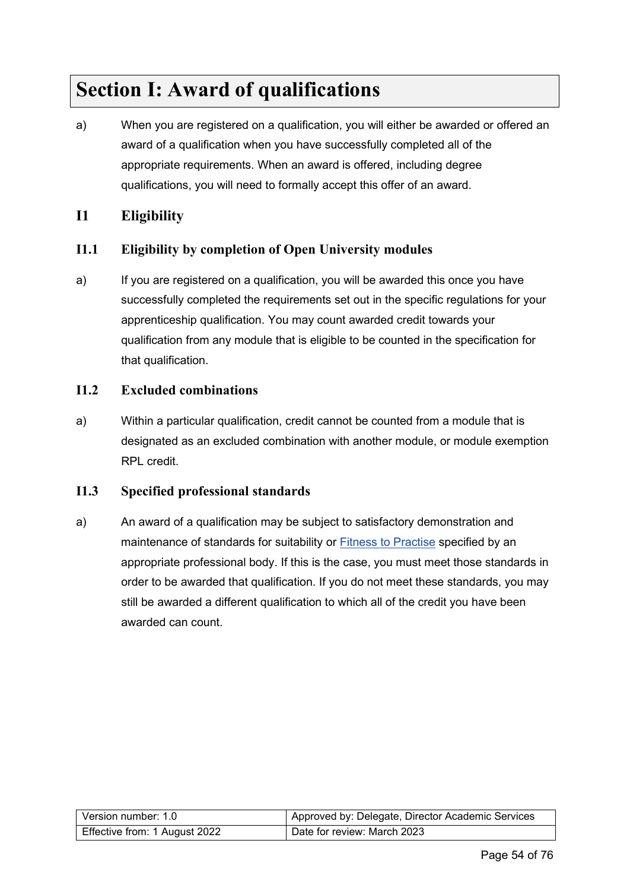# Section I: Award of qualifications

a) When you are registered on a qualification, you will either be awarded or offered an award of a qualification when you have successfully completed all of the appropriate requirements. When an award is offered, including degree qualifications, you will need to formally accept this offer of an award.

## I1 Eligibility

### I1.1 Eligibility by completion of Open University modules

a) If you are registered on a qualification, you will be awarded this once you have successfully completed the requirements set out in the specific regulations for your apprenticeship qualification. You may count awarded credit towards your qualification from any module that is eligible to be counted in the specification for that qualification.

### I1.2 Excluded combinations

a) Within a particular qualification, credit cannot be counted from a module that is designated as an excluded combination with another module, or module exemption RPL credit.

### I1.3 Specified professional standards

a) An award of a qualification may be subject to satisfactory demonstration and maintenance of standards for suitability or Fitness to Practise specified by an appropriate professional body. If this is the case, you must meet those standards in order to be awarded that qualification. If you do not meet these standards, you may still be awarded a different qualification to which all of the credit you have been awarded can count.

| | |
|---|---|
| Version number: 1.0 | Approved by: Delegate, Director Academic Services |
| Effective from: 1 August 2022 | Date for review: March 2023 |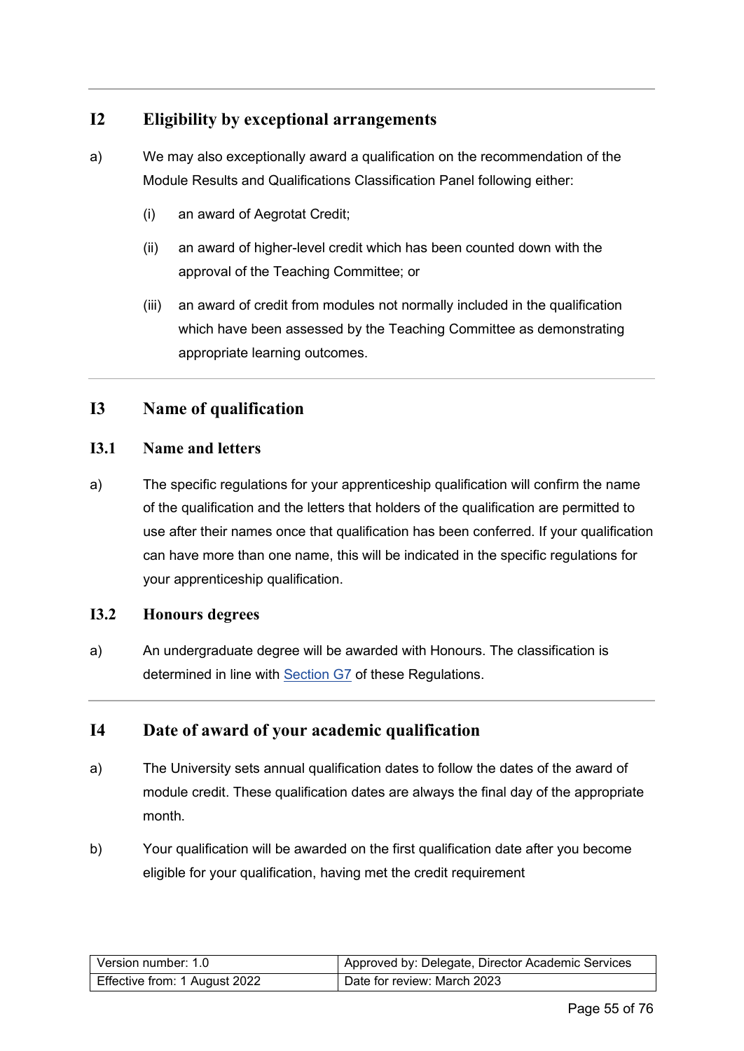## I2 Eligibility by exceptional arrangements

a) We may also exceptionally award a qualification on the recommendation of the Module Results and Qualifications Classification Panel following either:

   (i) an award of Aegrotat Credit;

   (ii) an award of higher-level credit which has been counted down with the approval of the Teaching Committee; or

   (iii) an award of credit from modules not normally included in the qualification which have been assessed by the Teaching Committee as demonstrating appropriate learning outcomes.

## I3 Name of qualification

### I3.1 Name and letters

a) The specific regulations for your apprenticeship qualification will confirm the name of the qualification and the letters that holders of the qualification are permitted to use after their names once that qualification has been conferred. If your qualification can have more than one name, this will be indicated in the specific regulations for your apprenticeship qualification.

### I3.2 Honours degrees

a) An undergraduate degree will be awarded with Honours. The classification is determined in line with Section G7 of these Regulations.

## I4 Date of award of your academic qualification

a) The University sets annual qualification dates to follow the dates of the award of module credit. These qualification dates are always the final day of the appropriate month.

b) Your qualification will be awarded on the first qualification date after you become eligible for your qualification, having met the credit requirement

| | |
|---|---|
| Version number: 1.0 | Approved by: Delegate, Director Academic Services |
| Effective from: 1 August 2022 | Date for review: March 2023 |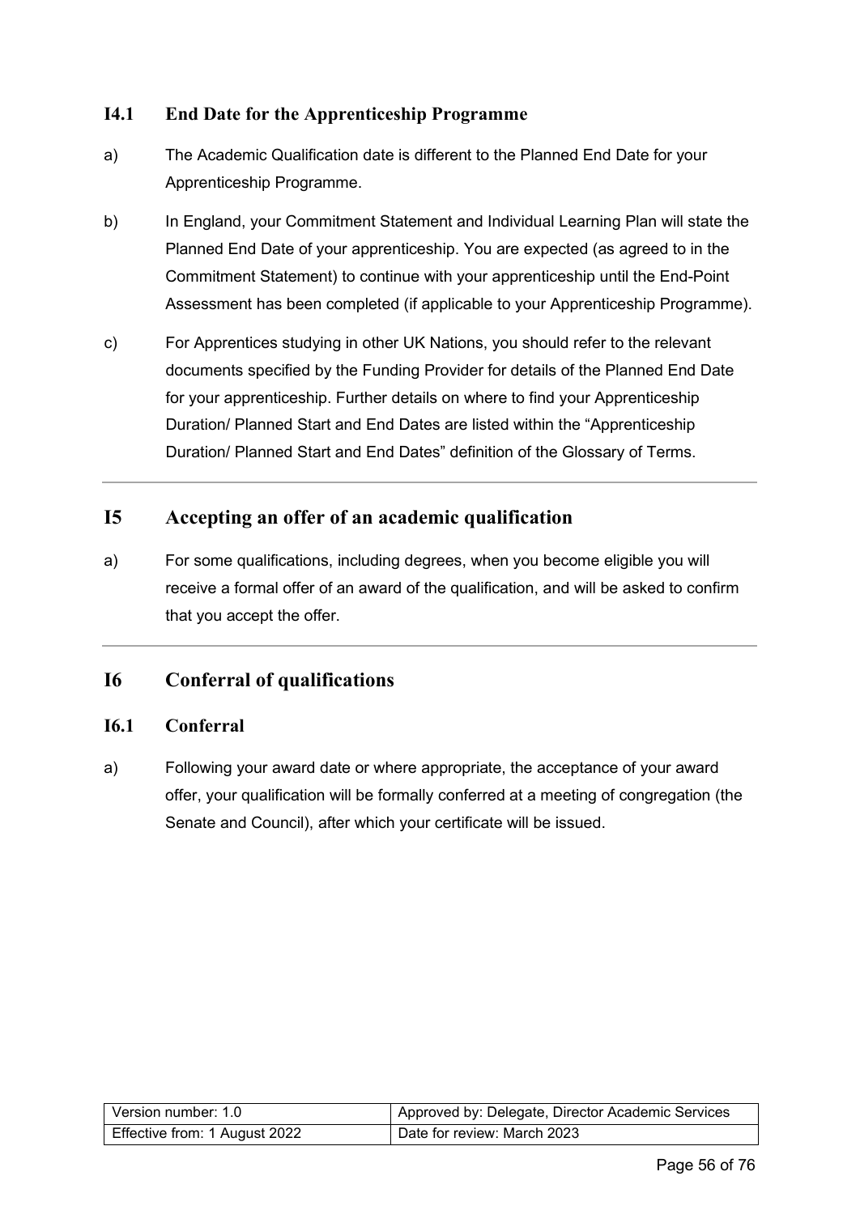### I4.1 End Date for the Apprenticeship Programme

a) The Academic Qualification date is different to the Planned End Date for your Apprenticeship Programme.

b) In England, your Commitment Statement and Individual Learning Plan will state the Planned End Date of your apprenticeship. You are expected (as agreed to in the Commitment Statement) to continue with your apprenticeship until the End-Point Assessment has been completed (if applicable to your Apprenticeship Programme).

c) For Apprentices studying in other UK Nations, you should refer to the relevant documents specified by the Funding Provider for details of the Planned End Date for your apprenticeship. Further details on where to find your Apprenticeship Duration/ Planned Start and End Dates are listed within the "Apprenticeship Duration/ Planned Start and End Dates" definition of the Glossary of Terms.

## I5 Accepting an offer of an academic qualification

a) For some qualifications, including degrees, when you become eligible you will receive a formal offer of an award of the qualification, and will be asked to confirm that you accept the offer.

## I6 Conferral of qualifications

### I6.1 Conferral

a) Following your award date or where appropriate, the acceptance of your award offer, your qualification will be formally conferred at a meeting of congregation (the Senate and Council), after which your certificate will be issued.

| | |
|---|---|
| Version number: 1.0 | Approved by: Delegate, Director Academic Services |
| Effective from: 1 August 2022 | Date for review: March 2023 |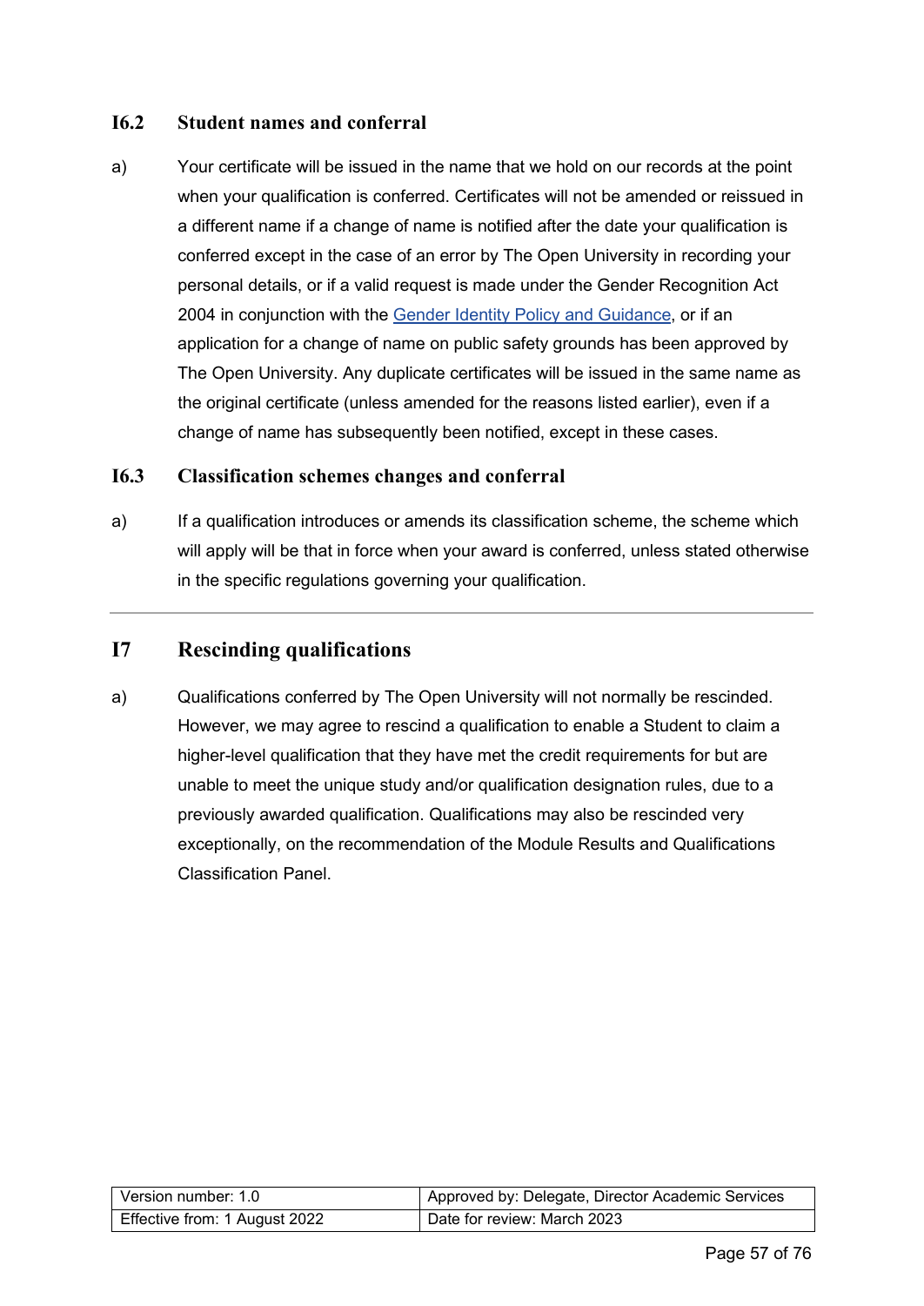### I6.2 Student names and conferral

a) Your certificate will be issued in the name that we hold on our records at the point when your qualification is conferred. Certificates will not be amended or reissued in a different name if a change of name is notified after the date your qualification is conferred except in the case of an error by The Open University in recording your personal details, or if a valid request is made under the Gender Recognition Act 2004 in conjunction with the [Gender Identity Policy and Guidance](), or if an application for a change of name on public safety grounds has been approved by The Open University. Any duplicate certificates will be issued in the same name as the original certificate (unless amended for the reasons listed earlier), even if a change of name has subsequently been notified, except in these cases.

### I6.3 Classification schemes changes and conferral

a) If a qualification introduces or amends its classification scheme, the scheme which will apply will be that in force when your award is conferred, unless stated otherwise in the specific regulations governing your qualification.

---

## I7 Rescinding qualifications

a) Qualifications conferred by The Open University will not normally be rescinded. However, we may agree to rescind a qualification to enable a Student to claim a higher-level qualification that they have met the credit requirements for but are unable to meet the unique study and/or qualification designation rules, due to a previously awarded qualification. Qualifications may also be rescinded very exceptionally, on the recommendation of the Module Results and Qualifications Classification Panel.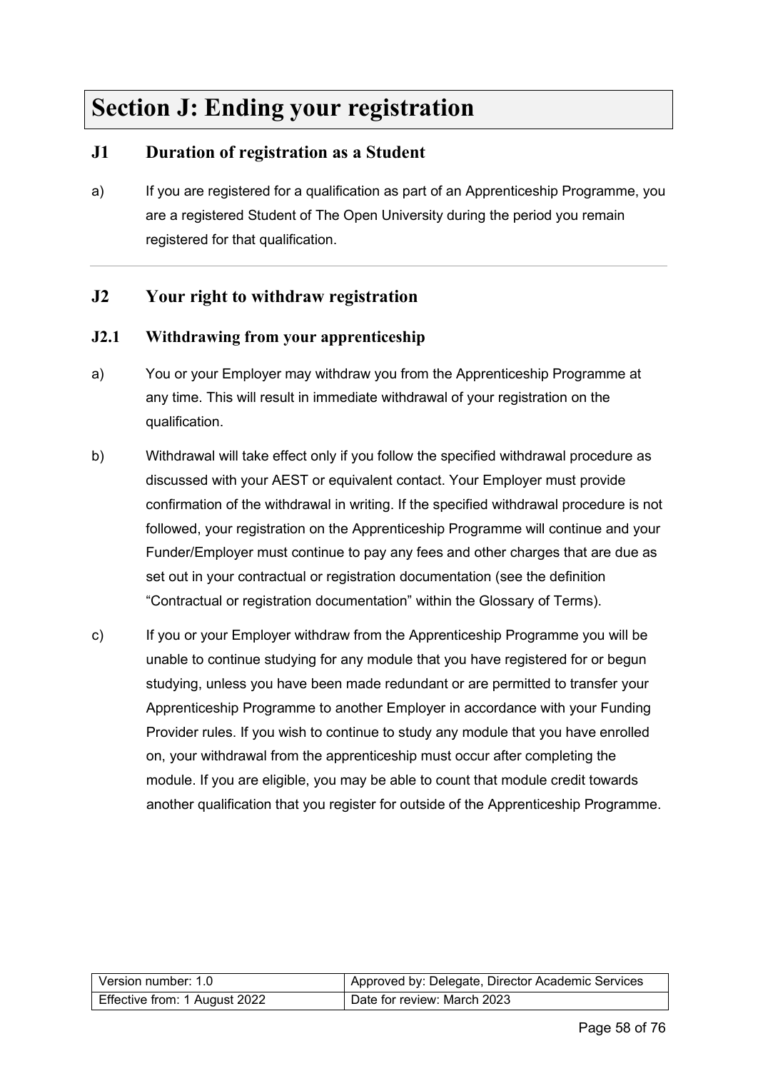# Section J: Ending your registration

## J1 Duration of registration as a Student

a) If you are registered for a qualification as part of an Apprenticeship Programme, you are a registered Student of The Open University during the period you remain registered for that qualification.

---

## J2 Your right to withdraw registration

### J2.1 Withdrawing from your apprenticeship

a) You or your Employer may withdraw you from the Apprenticeship Programme at any time. This will result in immediate withdrawal of your registration on the qualification.

b) Withdrawal will take effect only if you follow the specified withdrawal procedure as discussed with your AEST or equivalent contact. Your Employer must provide confirmation of the withdrawal in writing. If the specified withdrawal procedure is not followed, your registration on the Apprenticeship Programme will continue and your Funder/Employer must continue to pay any fees and other charges that are due as set out in your contractual or registration documentation (see the definition "Contractual or registration documentation" within the Glossary of Terms).

c) If you or your Employer withdraw from the Apprenticeship Programme you will be unable to continue studying for any module that you have registered for or begun studying, unless you have been made redundant or are permitted to transfer your Apprenticeship Programme to another Employer in accordance with your Funding Provider rules. If you wish to continue to study any module that you have enrolled on, your withdrawal from the apprenticeship must occur after completing the module. If you are eligible, you may be able to count that module credit towards another qualification that you register for outside of the Apprenticeship Programme.

| | |
|---|---|
| Version number: 1.0 | Approved by: Delegate, Director Academic Services |
| Effective from: 1 August 2022 | Date for review: March 2023 |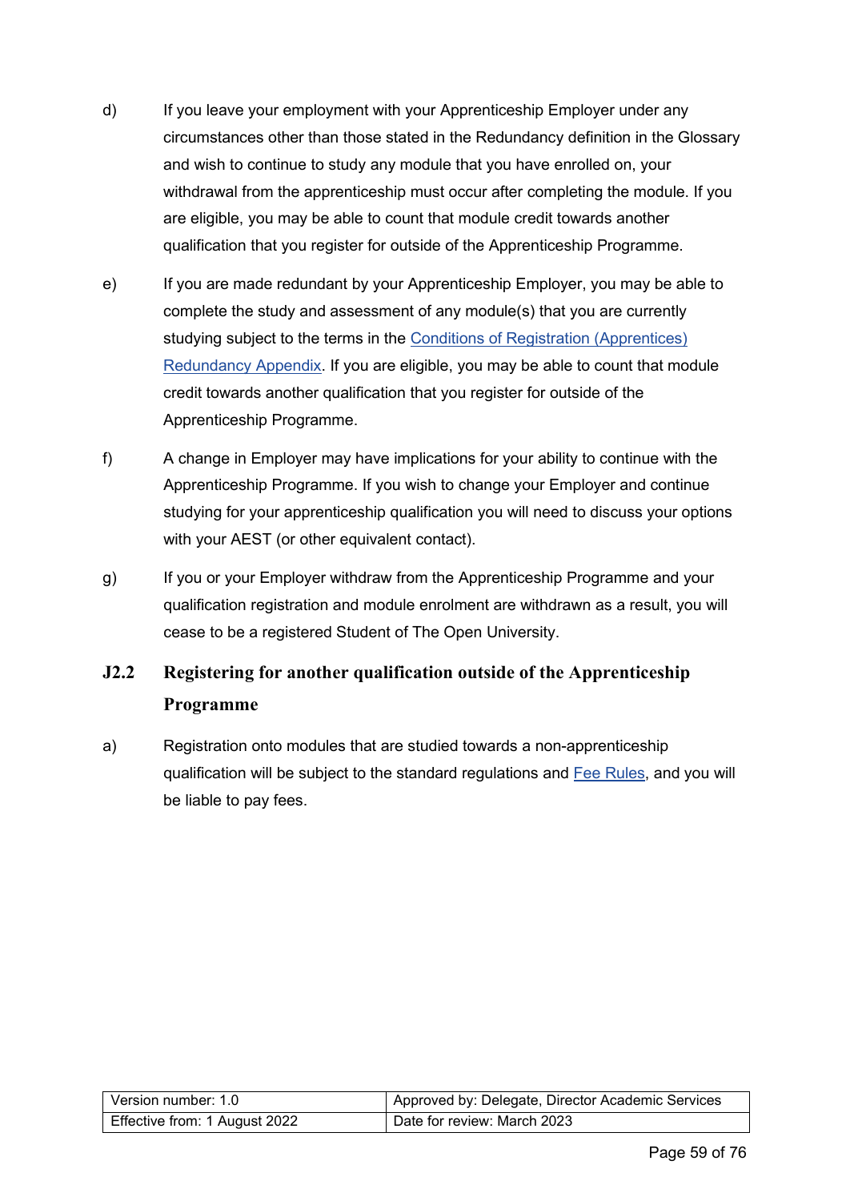d) If you leave your employment with your Apprenticeship Employer under any circumstances other than those stated in the Redundancy definition in the Glossary and wish to continue to study any module that you have enrolled on, your withdrawal from the apprenticeship must occur after completing the module. If you are eligible, you may be able to count that module credit towards another qualification that you register for outside of the Apprenticeship Programme.

e) If you are made redundant by your Apprenticeship Employer, you may be able to complete the study and assessment of any module(s) that you are currently studying subject to the terms in the Conditions of Registration (Apprentices) Redundancy Appendix. If you are eligible, you may be able to count that module credit towards another qualification that you register for outside of the Apprenticeship Programme.

f) A change in Employer may have implications for your ability to continue with the Apprenticeship Programme. If you wish to change your Employer and continue studying for your apprenticeship qualification you will need to discuss your options with your AEST (or other equivalent contact).

g) If you or your Employer withdraw from the Apprenticeship Programme and your qualification registration and module enrolment are withdrawn as a result, you will cease to be a registered Student of The Open University.

### J2.2 Registering for another qualification outside of the Apprenticeship Programme

a) Registration onto modules that are studied towards a non-apprenticeship qualification will be subject to the standard regulations and Fee Rules, and you will be liable to pay fees.

| | |
|---|---|
| Version number: 1.0 | Approved by: Delegate, Director Academic Services |
| Effective from: 1 August 2022 | Date for review: March 2023 |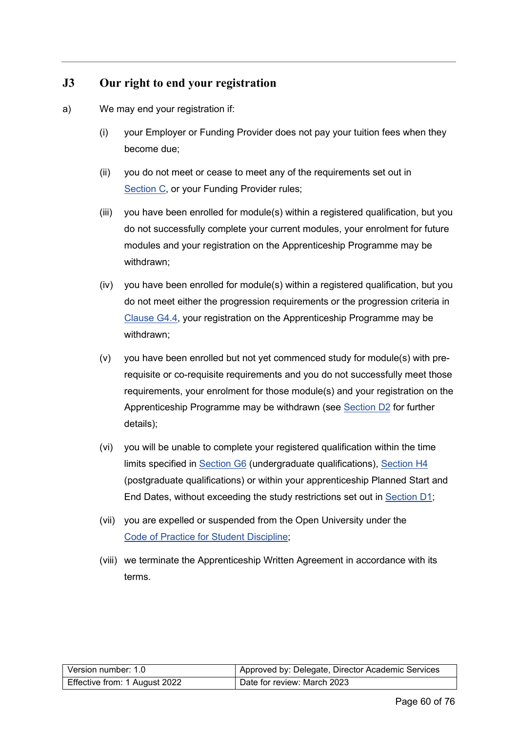## J3 Our right to end your registration

a) We may end your registration if:

(i) your Employer or Funding Provider does not pay your tuition fees when they become due;

(ii) you do not meet or cease to meet any of the requirements set out in Section C, or your Funding Provider rules;

(iii) you have been enrolled for module(s) within a registered qualification, but you do not successfully complete your current modules, your enrolment for future modules and your registration on the Apprenticeship Programme may be withdrawn;

(iv) you have been enrolled for module(s) within a registered qualification, but you do not meet either the progression requirements or the progression criteria in Clause G4.4, your registration on the Apprenticeship Programme may be withdrawn;

(v) you have been enrolled but not yet commenced study for module(s) with pre-requisite or co-requisite requirements and you do not successfully meet those requirements, your enrolment for those module(s) and your registration on the Apprenticeship Programme may be withdrawn (see Section D2 for further details);

(vi) you will be unable to complete your registered qualification within the time limits specified in Section G6 (undergraduate qualifications), Section H4 (postgraduate qualifications) or within your apprenticeship Planned Start and End Dates, without exceeding the study restrictions set out in Section D1;

(vii) you are expelled or suspended from the Open University under the Code of Practice for Student Discipline;

(viii) we terminate the Apprenticeship Written Agreement in accordance with its terms.

| | |
|---|---|
| Version number: 1.0 | Approved by: Delegate, Director Academic Services |
| Effective from: 1 August 2022 | Date for review: March 2023 |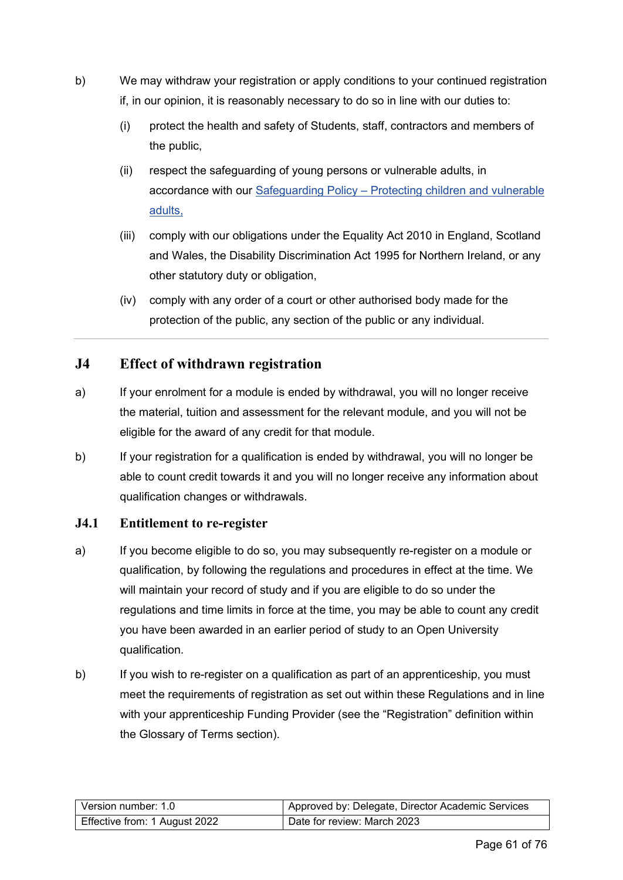b) We may withdraw your registration or apply conditions to your continued registration if, in our opinion, it is reasonably necessary to do so in line with our duties to:

   (i) protect the health and safety of Students, staff, contractors and members of the public,

   (ii) respect the safeguarding of young persons or vulnerable adults, in accordance with our [Safeguarding Policy – Protecting children and vulnerable adults,]()

   (iii) comply with our obligations under the Equality Act 2010 in England, Scotland and Wales, the Disability Discrimination Act 1995 for Northern Ireland, or any other statutory duty or obligation,

   (iv) comply with any order of a court or other authorised body made for the protection of the public, any section of the public or any individual.

---

## J4 Effect of withdrawn registration

a) If your enrolment for a module is ended by withdrawal, you will no longer receive the material, tuition and assessment for the relevant module, and you will not be eligible for the award of any credit for that module.

b) If your registration for a qualification is ended by withdrawal, you will no longer be able to count credit towards it and you will no longer receive any information about qualification changes or withdrawals.

### J4.1 Entitlement to re-register

a) If you become eligible to do so, you may subsequently re-register on a module or qualification, by following the regulations and procedures in effect at the time. We will maintain your record of study and if you are eligible to do so under the regulations and time limits in force at the time, you may be able to count any credit you have been awarded in an earlier period of study to an Open University qualification.

b) If you wish to re-register on a qualification as part of an apprenticeship, you must meet the requirements of registration as set out within these Regulations and in line with your apprenticeship Funding Provider (see the "Registration" definition within the Glossary of Terms section).

| | |
|---|---|
| Version number: 1.0 | Approved by: Delegate, Director Academic Services |
| Effective from: 1 August 2022 | Date for review: March 2023 |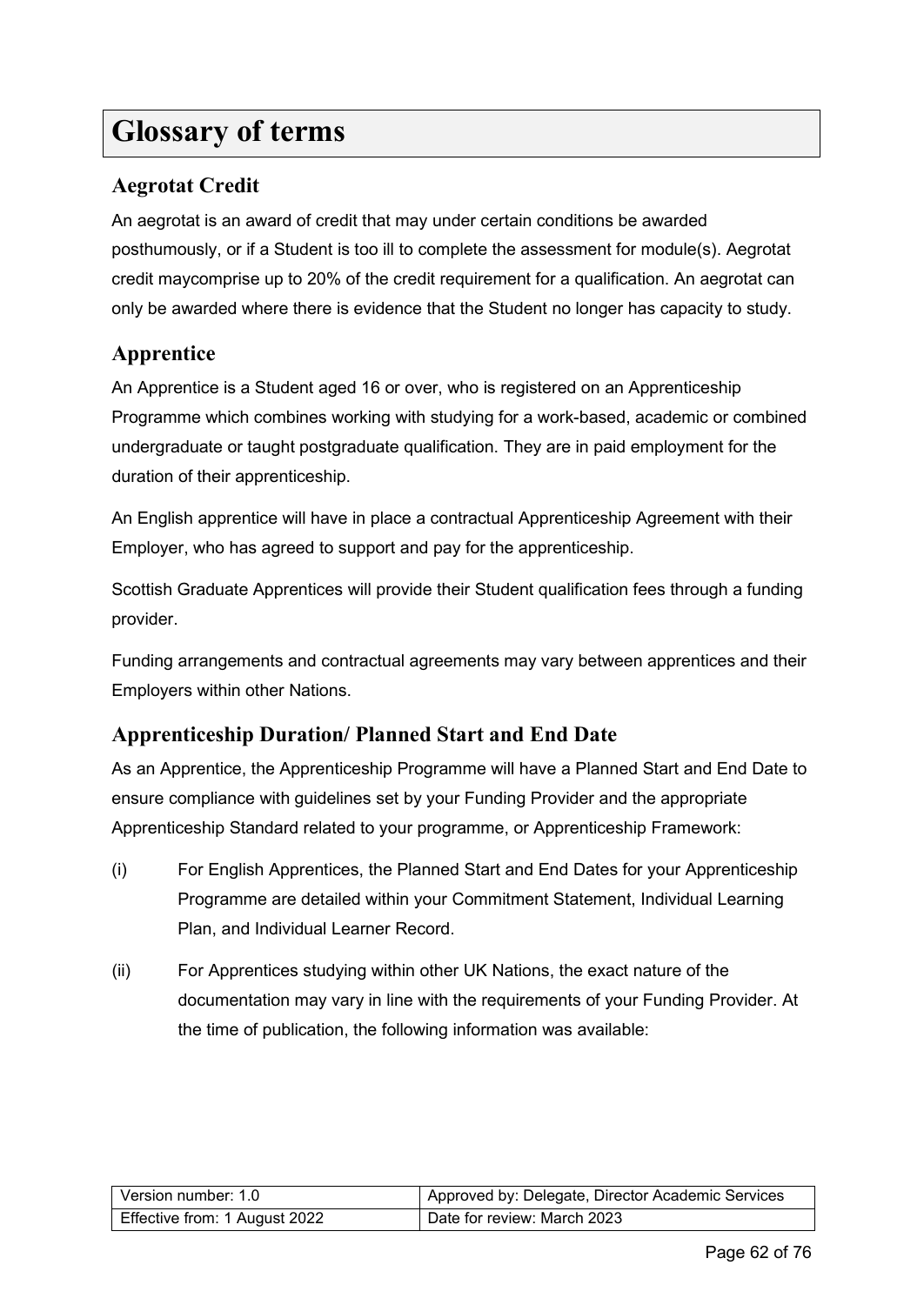# Glossary of terms

## Aegrotat Credit

An aegrotat is an award of credit that may under certain conditions be awarded posthumously, or if a Student is too ill to complete the assessment for module(s). Aegrotat credit maycomprise up to 20% of the credit requirement for a qualification. An aegrotat can only be awarded where there is evidence that the Student no longer has capacity to study.

## Apprentice

An Apprentice is a Student aged 16 or over, who is registered on an Apprenticeship Programme which combines working with studying for a work-based, academic or combined undergraduate or taught postgraduate qualification. They are in paid employment for the duration of their apprenticeship.

An English apprentice will have in place a contractual Apprenticeship Agreement with their Employer, who has agreed to support and pay for the apprenticeship.

Scottish Graduate Apprentices will provide their Student qualification fees through a funding provider.

Funding arrangements and contractual agreements may vary between apprentices and their Employers within other Nations.

## Apprenticeship Duration/ Planned Start and End Date

As an Apprentice, the Apprenticeship Programme will have a Planned Start and End Date to ensure compliance with guidelines set by your Funding Provider and the appropriate Apprenticeship Standard related to your programme, or Apprenticeship Framework:

(i) For English Apprentices, the Planned Start and End Dates for your Apprenticeship Programme are detailed within your Commitment Statement, Individual Learning Plan, and Individual Learner Record.

(ii) For Apprentices studying within other UK Nations, the exact nature of the documentation may vary in line with the requirements of your Funding Provider. At the time of publication, the following information was available:

| Version number: 1.0 | Approved by: Delegate, Director Academic Services |
|---|---|
| Effective from: 1 August 2022 | Date for review: March 2023 |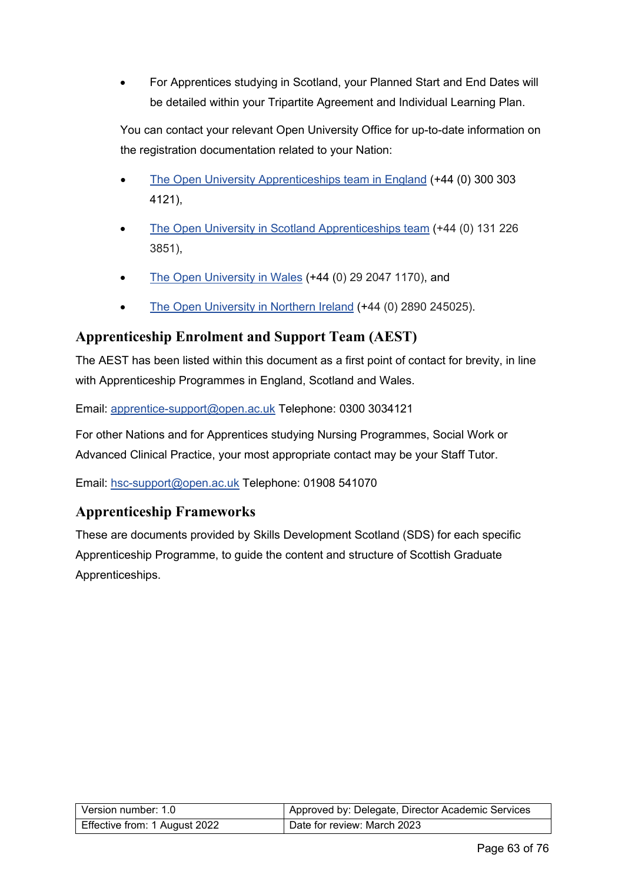- For Apprentices studying in Scotland, your Planned Start and End Dates will be detailed within your Tripartite Agreement and Individual Learning Plan.

You can contact your relevant Open University Office for up-to-date information on the registration documentation related to your Nation:

- The Open University Apprenticeships team in England (+44 (0) 300 303 4121),
- The Open University in Scotland Apprenticeships team (+44 (0) 131 226 3851),
- The Open University in Wales (+44 (0) 29 2047 1170), and
- The Open University in Northern Ireland (+44 (0) 2890 245025).

## Apprenticeship Enrolment and Support Team (AEST)

The AEST has been listed within this document as a first point of contact for brevity, in line with Apprenticeship Programmes in England, Scotland and Wales.

Email: apprentice-support@open.ac.uk Telephone: 0300 3034121

For other Nations and for Apprentices studying Nursing Programmes, Social Work or Advanced Clinical Practice, your most appropriate contact may be your Staff Tutor.

Email: hsc-support@open.ac.uk Telephone: 01908 541070

## Apprenticeship Frameworks

These are documents provided by Skills Development Scotland (SDS) for each specific Apprenticeship Programme, to guide the content and structure of Scottish Graduate Apprenticeships.

| | |
|---|---|
| Version number: 1.0 | Approved by: Delegate, Director Academic Services |
| Effective from: 1 August 2022 | Date for review: March 2023 |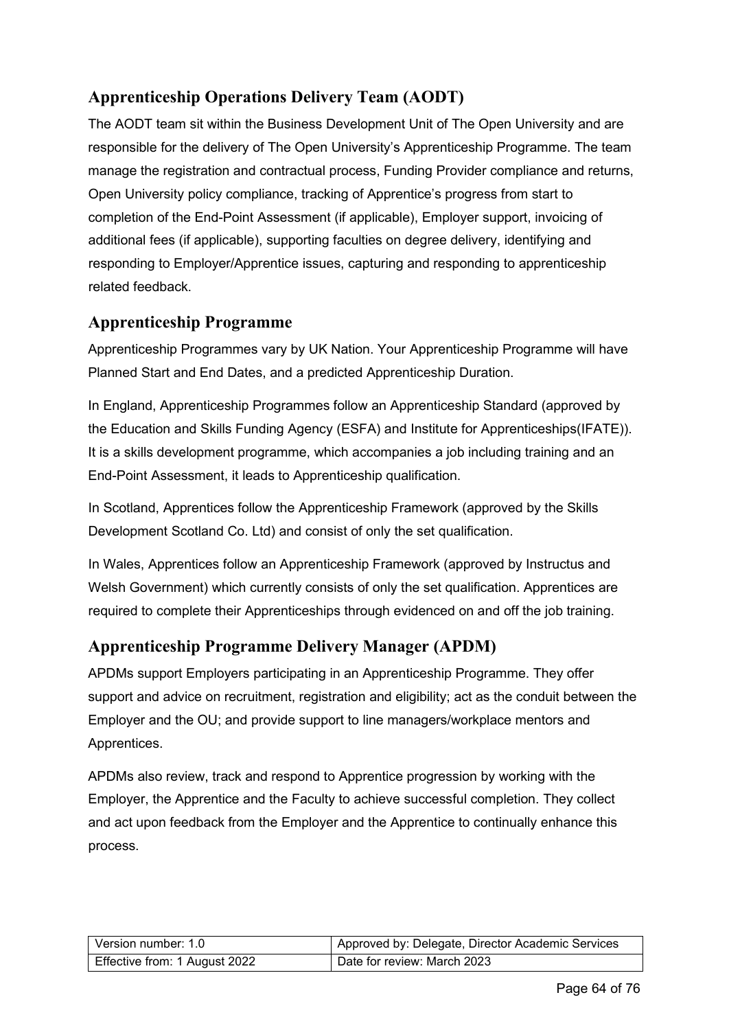## Apprenticeship Operations Delivery Team (AODT)

The AODT team sit within the Business Development Unit of The Open University and are responsible for the delivery of The Open University's Apprenticeship Programme. The team manage the registration and contractual process, Funding Provider compliance and returns, Open University policy compliance, tracking of Apprentice's progress from start to completion of the End-Point Assessment (if applicable), Employer support, invoicing of additional fees (if applicable), supporting faculties on degree delivery, identifying and responding to Employer/Apprentice issues, capturing and responding to apprenticeship related feedback.

## Apprenticeship Programme

Apprenticeship Programmes vary by UK Nation. Your Apprenticeship Programme will have Planned Start and End Dates, and a predicted Apprenticeship Duration.

In England, Apprenticeship Programmes follow an Apprenticeship Standard (approved by the Education and Skills Funding Agency (ESFA) and Institute for Apprenticeships(IFATE)). It is a skills development programme, which accompanies a job including training and an End-Point Assessment, it leads to Apprenticeship qualification.

In Scotland, Apprentices follow the Apprenticeship Framework (approved by the Skills Development Scotland Co. Ltd) and consist of only the set qualification.

In Wales, Apprentices follow an Apprenticeship Framework (approved by Instructus and Welsh Government) which currently consists of only the set qualification. Apprentices are required to complete their Apprenticeships through evidenced on and off the job training.

## Apprenticeship Programme Delivery Manager (APDM)

APDMs support Employers participating in an Apprenticeship Programme. They offer support and advice on recruitment, registration and eligibility; act as the conduit between the Employer and the OU; and provide support to line managers/workplace mentors and Apprentices.

APDMs also review, track and respond to Apprentice progression by working with the Employer, the Apprentice and the Faculty to achieve successful completion. They collect and act upon feedback from the Employer and the Apprentice to continually enhance this process.

| Version number: 1.0 | Approved by: Delegate, Director Academic Services |
|---|---|
| Effective from: 1 August 2022 | Date for review: March 2023 |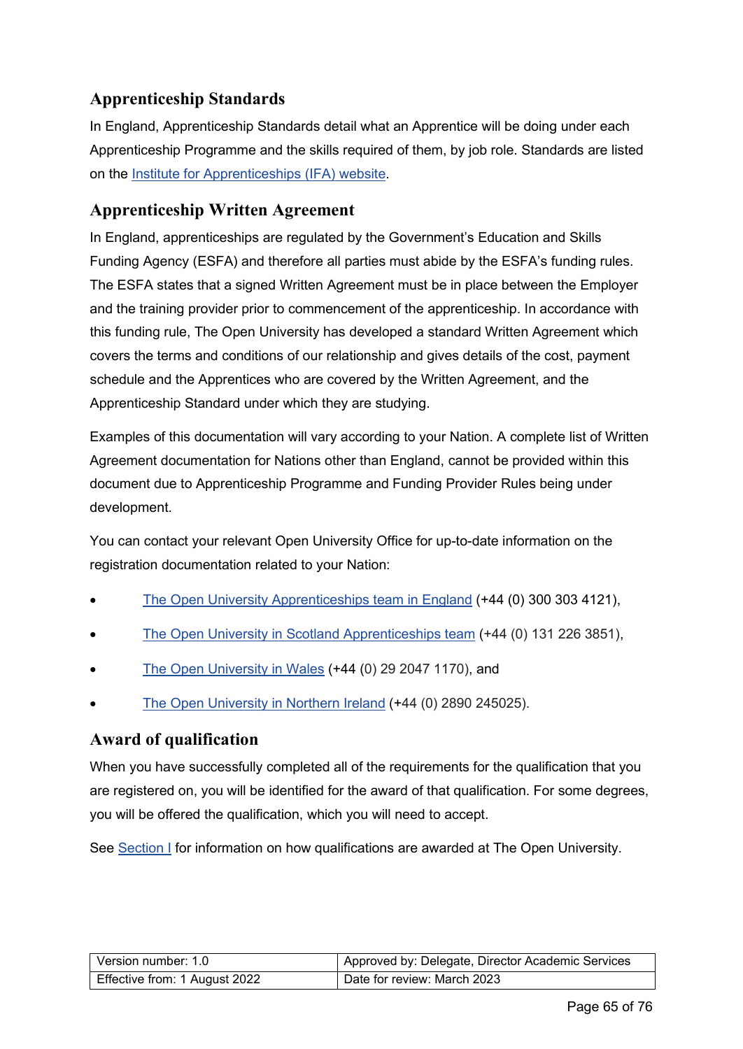## Apprenticeship Standards

In England, Apprenticeship Standards detail what an Apprentice will be doing under each Apprenticeship Programme and the skills required of them, by job role. Standards are listed on the Institute for Apprenticeships (IFA) website.

## Apprenticeship Written Agreement

In England, apprenticeships are regulated by the Government's Education and Skills Funding Agency (ESFA) and therefore all parties must abide by the ESFA's funding rules. The ESFA states that a signed Written Agreement must be in place between the Employer and the training provider prior to commencement of the apprenticeship. In accordance with this funding rule, The Open University has developed a standard Written Agreement which covers the terms and conditions of our relationship and gives details of the cost, payment schedule and the Apprentices who are covered by the Written Agreement, and the Apprenticeship Standard under which they are studying.

Examples of this documentation will vary according to your Nation. A complete list of Written Agreement documentation for Nations other than England, cannot be provided within this document due to Apprenticeship Programme and Funding Provider Rules being under development.

You can contact your relevant Open University Office for up-to-date information on the registration documentation related to your Nation:

- The Open University Apprenticeships team in England (+44 (0) 300 303 4121),
- The Open University in Scotland Apprenticeships team (+44 (0) 131 226 3851),
- The Open University in Wales (+44 (0) 29 2047 1170), and
- The Open University in Northern Ireland (+44 (0) 2890 245025).

## Award of qualification

When you have successfully completed all of the requirements for the qualification that you are registered on, you will be identified for the award of that qualification. For some degrees, you will be offered the qualification, which you will need to accept.

See Section I for information on how qualifications are awarded at The Open University.

| | |
|---|---|
| Version number: 1.0 | Approved by: Delegate, Director Academic Services |
| Effective from: 1 August 2022 | Date for review: March 2023 |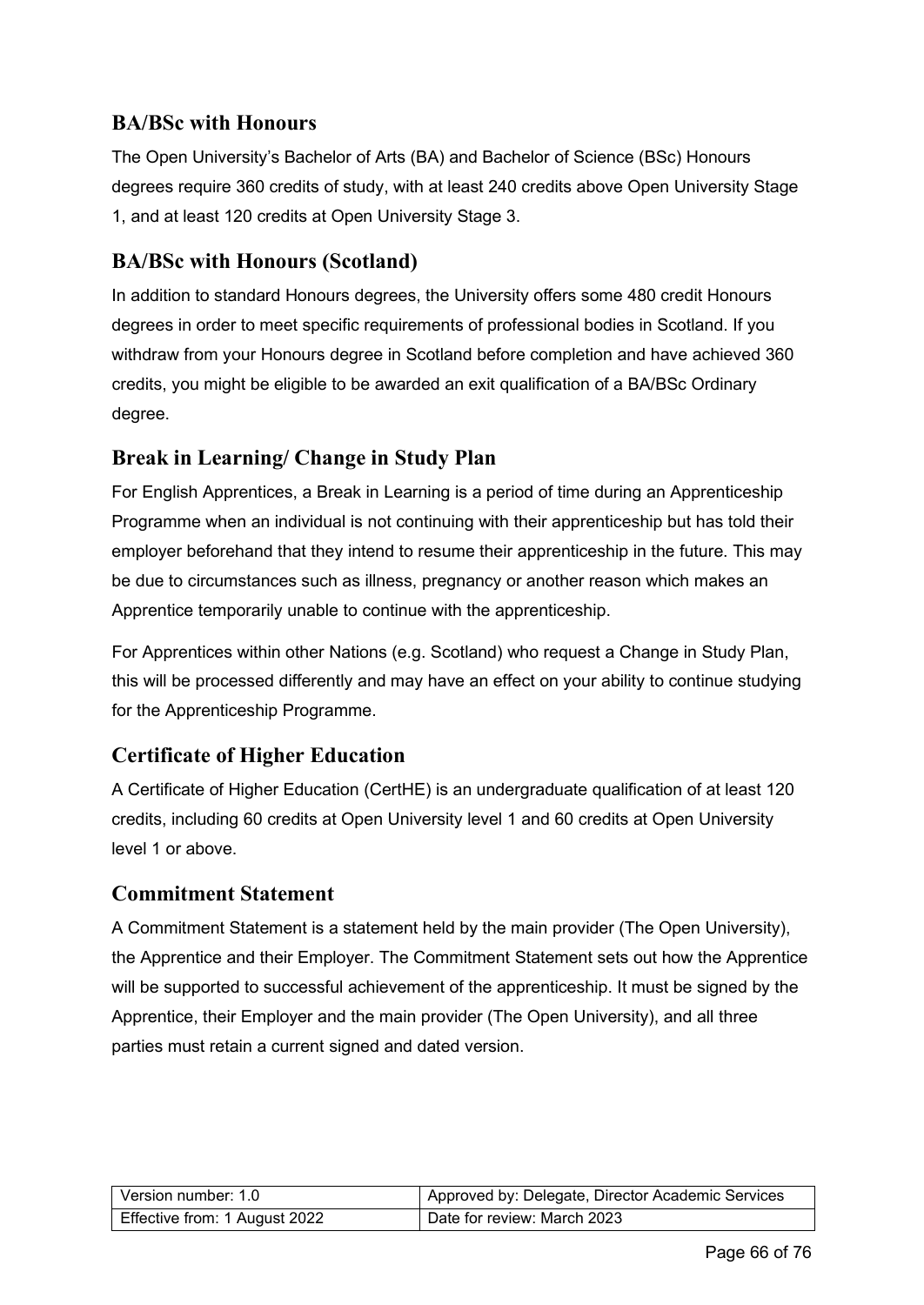## BA/BSc with Honours

The Open University's Bachelor of Arts (BA) and Bachelor of Science (BSc) Honours degrees require 360 credits of study, with at least 240 credits above Open University Stage 1, and at least 120 credits at Open University Stage 3.

## BA/BSc with Honours (Scotland)

In addition to standard Honours degrees, the University offers some 480 credit Honours degrees in order to meet specific requirements of professional bodies in Scotland. If you withdraw from your Honours degree in Scotland before completion and have achieved 360 credits, you might be eligible to be awarded an exit qualification of a BA/BSc Ordinary degree.

## Break in Learning/ Change in Study Plan

For English Apprentices, a Break in Learning is a period of time during an Apprenticeship Programme when an individual is not continuing with their apprenticeship but has told their employer beforehand that they intend to resume their apprenticeship in the future. This may be due to circumstances such as illness, pregnancy or another reason which makes an Apprentice temporarily unable to continue with the apprenticeship.

For Apprentices within other Nations (e.g. Scotland) who request a Change in Study Plan, this will be processed differently and may have an effect on your ability to continue studying for the Apprenticeship Programme.

## Certificate of Higher Education

A Certificate of Higher Education (CertHE) is an undergraduate qualification of at least 120 credits, including 60 credits at Open University level 1 and 60 credits at Open University level 1 or above.

## Commitment Statement

A Commitment Statement is a statement held by the main provider (The Open University), the Apprentice and their Employer. The Commitment Statement sets out how the Apprentice will be supported to successful achievement of the apprenticeship. It must be signed by the Apprentice, their Employer and the main provider (The Open University), and all three parties must retain a current signed and dated version.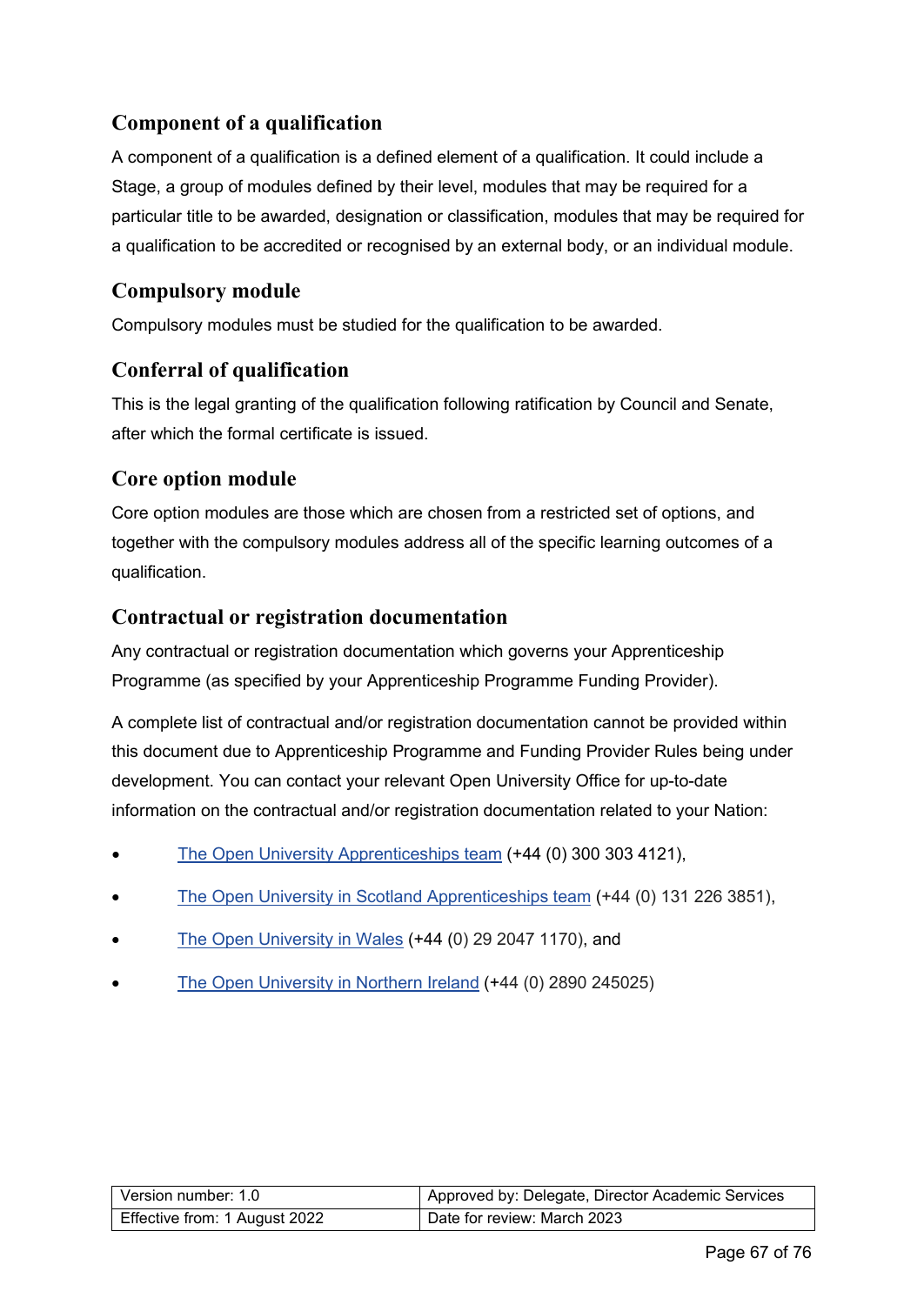## Component of a qualification

A component of a qualification is a defined element of a qualification. It could include a Stage, a group of modules defined by their level, modules that may be required for a particular title to be awarded, designation or classification, modules that may be required for a qualification to be accredited or recognised by an external body, or an individual module.

## Compulsory module

Compulsory modules must be studied for the qualification to be awarded.

## Conferral of qualification

This is the legal granting of the qualification following ratification by Council and Senate, after which the formal certificate is issued.

## Core option module

Core option modules are those which are chosen from a restricted set of options, and together with the compulsory modules address all of the specific learning outcomes of a qualification.

## Contractual or registration documentation

Any contractual or registration documentation which governs your Apprenticeship Programme (as specified by your Apprenticeship Programme Funding Provider).

A complete list of contractual and/or registration documentation cannot be provided within this document due to Apprenticeship Programme and Funding Provider Rules being under development. You can contact your relevant Open University Office for up-to-date information on the contractual and/or registration documentation related to your Nation:

- The Open University Apprenticeships team (+44 (0) 300 303 4121),
- The Open University in Scotland Apprenticeships team (+44 (0) 131 226 3851),
- The Open University in Wales (+44 (0) 29 2047 1170), and
- The Open University in Northern Ireland (+44 (0) 2890 245025)

| | |
|---|---|
| Version number: 1.0 | Approved by: Delegate, Director Academic Services |
| Effective from: 1 August 2022 | Date for review: March 2023 |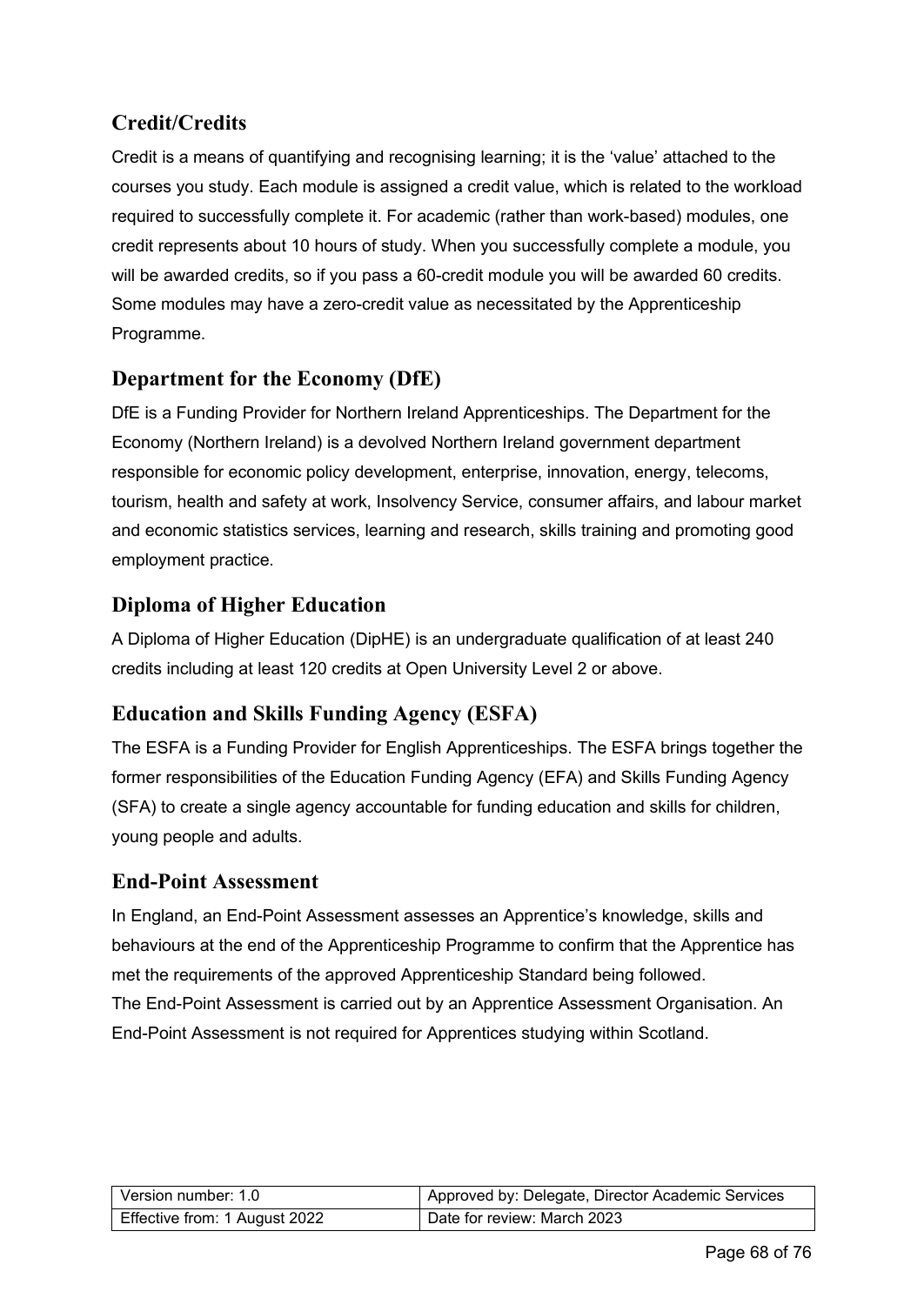## Credit/Credits

Credit is a means of quantifying and recognising learning; it is the 'value' attached to the courses you study. Each module is assigned a credit value, which is related to the workload required to successfully complete it. For academic (rather than work-based) modules, one credit represents about 10 hours of study. When you successfully complete a module, you will be awarded credits, so if you pass a 60-credit module you will be awarded 60 credits. Some modules may have a zero-credit value as necessitated by the Apprenticeship Programme.

## Department for the Economy (DfE)

DfE is a Funding Provider for Northern Ireland Apprenticeships. The Department for the Economy (Northern Ireland) is a devolved Northern Ireland government department responsible for economic policy development, enterprise, innovation, energy, telecoms, tourism, health and safety at work, Insolvency Service, consumer affairs, and labour market and economic statistics services, learning and research, skills training and promoting good employment practice.

## Diploma of Higher Education

A Diploma of Higher Education (DipHE) is an undergraduate qualification of at least 240 credits including at least 120 credits at Open University Level 2 or above.

## Education and Skills Funding Agency (ESFA)

The ESFA is a Funding Provider for English Apprenticeships. The ESFA brings together the former responsibilities of the Education Funding Agency (EFA) and Skills Funding Agency (SFA) to create a single agency accountable for funding education and skills for children, young people and adults.

## End-Point Assessment

In England, an End-Point Assessment assesses an Apprentice's knowledge, skills and behaviours at the end of the Apprenticeship Programme to confirm that the Apprentice has met the requirements of the approved Apprenticeship Standard being followed.
The End-Point Assessment is carried out by an Apprentice Assessment Organisation. An End-Point Assessment is not required for Apprentices studying within Scotland.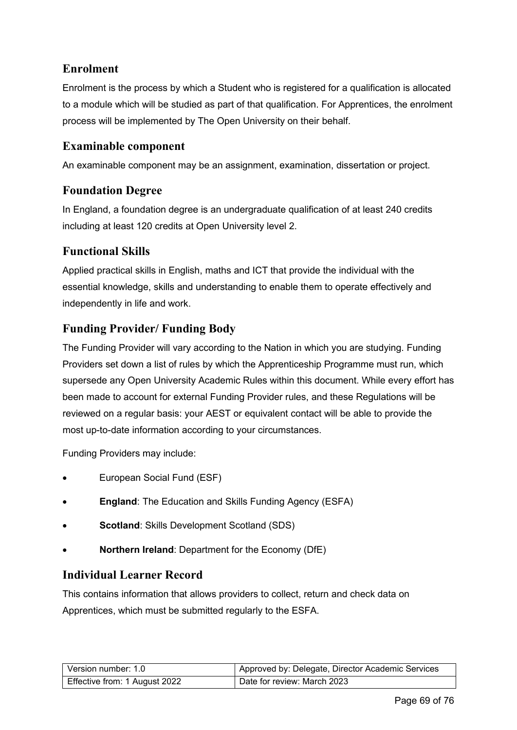## Enrolment

Enrolment is the process by which a Student who is registered for a qualification is allocated to a module which will be studied as part of that qualification. For Apprentices, the enrolment process will be implemented by The Open University on their behalf.

## Examinable component

An examinable component may be an assignment, examination, dissertation or project.

## Foundation Degree

In England, a foundation degree is an undergraduate qualification of at least 240 credits including at least 120 credits at Open University level 2.

## Functional Skills

Applied practical skills in English, maths and ICT that provide the individual with the essential knowledge, skills and understanding to enable them to operate effectively and independently in life and work.

## Funding Provider/ Funding Body

The Funding Provider will vary according to the Nation in which you are studying. Funding Providers set down a list of rules by which the Apprenticeship Programme must run, which supersede any Open University Academic Rules within this document. While every effort has been made to account for external Funding Provider rules, and these Regulations will be reviewed on a regular basis: your AEST or equivalent contact will be able to provide the most up-to-date information according to your circumstances.

Funding Providers may include:

- European Social Fund (ESF)
- **England**: The Education and Skills Funding Agency (ESFA)
- **Scotland**: Skills Development Scotland (SDS)
- **Northern Ireland**: Department for the Economy (DfE)

## Individual Learner Record

This contains information that allows providers to collect, return and check data on Apprentices, which must be submitted regularly to the ESFA.

| Version number: 1.0 | Approved by: Delegate, Director Academic Services |
|---|---|
| Effective from: 1 August 2022 | Date for review: March 2023 |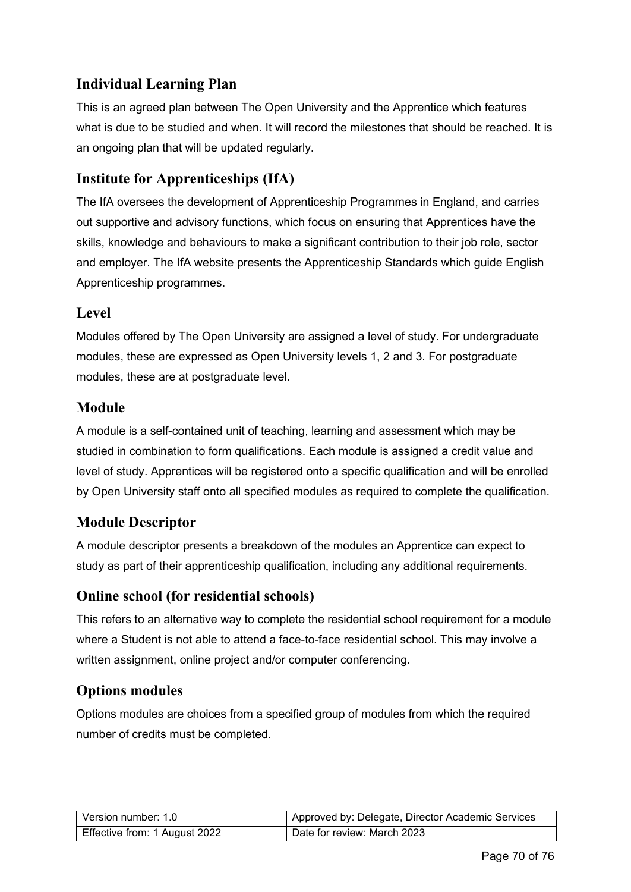## Individual Learning Plan

This is an agreed plan between The Open University and the Apprentice which features what is due to be studied and when. It will record the milestones that should be reached. It is an ongoing plan that will be updated regularly.

## Institute for Apprenticeships (IfA)

The IfA oversees the development of Apprenticeship Programmes in England, and carries out supportive and advisory functions, which focus on ensuring that Apprentices have the skills, knowledge and behaviours to make a significant contribution to their job role, sector and employer. The IfA website presents the Apprenticeship Standards which guide English Apprenticeship programmes.

## Level

Modules offered by The Open University are assigned a level of study. For undergraduate modules, these are expressed as Open University levels 1, 2 and 3. For postgraduate modules, these are at postgraduate level.

## Module

A module is a self-contained unit of teaching, learning and assessment which may be studied in combination to form qualifications. Each module is assigned a credit value and level of study. Apprentices will be registered onto a specific qualification and will be enrolled by Open University staff onto all specified modules as required to complete the qualification.

## Module Descriptor

A module descriptor presents a breakdown of the modules an Apprentice can expect to study as part of their apprenticeship qualification, including any additional requirements.

## Online school (for residential schools)

This refers to an alternative way to complete the residential school requirement for a module where a Student is not able to attend a face-to-face residential school. This may involve a written assignment, online project and/or computer conferencing.

## Options modules

Options modules are choices from a specified group of modules from which the required number of credits must be completed.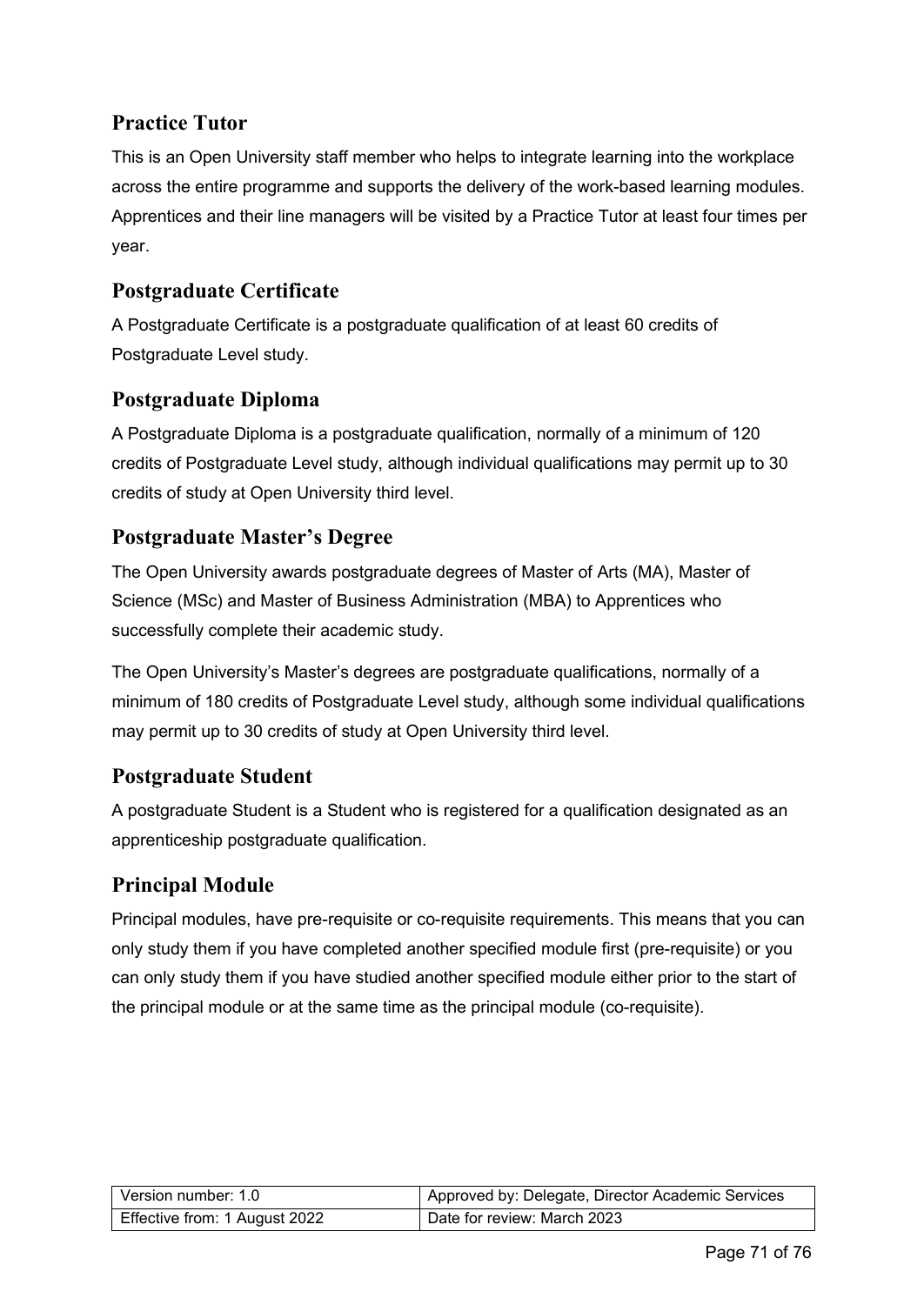## Practice Tutor

This is an Open University staff member who helps to integrate learning into the workplace across the entire programme and supports the delivery of the work-based learning modules. Apprentices and their line managers will be visited by a Practice Tutor at least four times per year.

## Postgraduate Certificate

A Postgraduate Certificate is a postgraduate qualification of at least 60 credits of Postgraduate Level study.

## Postgraduate Diploma

A Postgraduate Diploma is a postgraduate qualification, normally of a minimum of 120 credits of Postgraduate Level study, although individual qualifications may permit up to 30 credits of study at Open University third level.

## Postgraduate Master's Degree

The Open University awards postgraduate degrees of Master of Arts (MA), Master of Science (MSc) and Master of Business Administration (MBA) to Apprentices who successfully complete their academic study.

The Open University's Master's degrees are postgraduate qualifications, normally of a minimum of 180 credits of Postgraduate Level study, although some individual qualifications may permit up to 30 credits of study at Open University third level.

## Postgraduate Student

A postgraduate Student is a Student who is registered for a qualification designated as an apprenticeship postgraduate qualification.

## Principal Module

Principal modules, have pre-requisite or co-requisite requirements. This means that you can only study them if you have completed another specified module first (pre-requisite) or you can only study them if you have studied another specified module either prior to the start of the principal module or at the same time as the principal module (co-requisite).

| | |
|---|---|
| Version number: 1.0 | Approved by: Delegate, Director Academic Services |
| Effective from: 1 August 2022 | Date for review: March 2023 |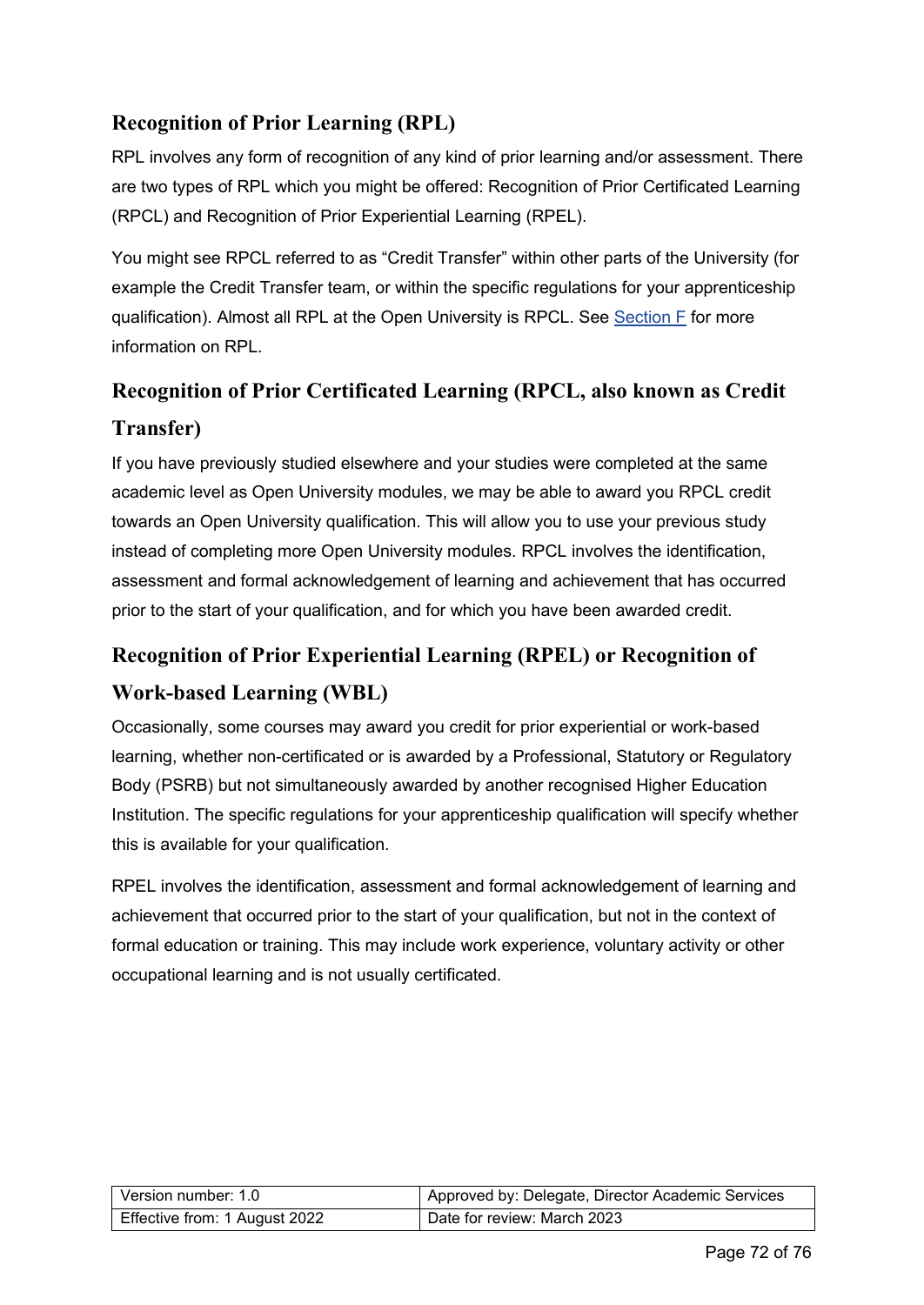## Recognition of Prior Learning (RPL)

RPL involves any form of recognition of any kind of prior learning and/or assessment. There are two types of RPL which you might be offered: Recognition of Prior Certificated Learning (RPCL) and Recognition of Prior Experiential Learning (RPEL).

You might see RPCL referred to as “Credit Transfer” within other parts of the University (for example the Credit Transfer team, or within the specific regulations for your apprenticeship qualification). Almost all RPL at the Open University is RPCL. See Section F for more information on RPL.

## Recognition of Prior Certificated Learning (RPCL, also known as Credit Transfer)

If you have previously studied elsewhere and your studies were completed at the same academic level as Open University modules, we may be able to award you RPCL credit towards an Open University qualification. This will allow you to use your previous study instead of completing more Open University modules. RPCL involves the identification, assessment and formal acknowledgement of learning and achievement that has occurred prior to the start of your qualification, and for which you have been awarded credit.

## Recognition of Prior Experiential Learning (RPEL) or Recognition of Work-based Learning (WBL)

Occasionally, some courses may award you credit for prior experiential or work-based learning, whether non-certificated or is awarded by a Professional, Statutory or Regulatory Body (PSRB) but not simultaneously awarded by another recognised Higher Education Institution. The specific regulations for your apprenticeship qualification will specify whether this is available for your qualification.

RPEL involves the identification, assessment and formal acknowledgement of learning and achievement that occurred prior to the start of your qualification, but not in the context of formal education or training. This may include work experience, voluntary activity or other occupational learning and is not usually certificated.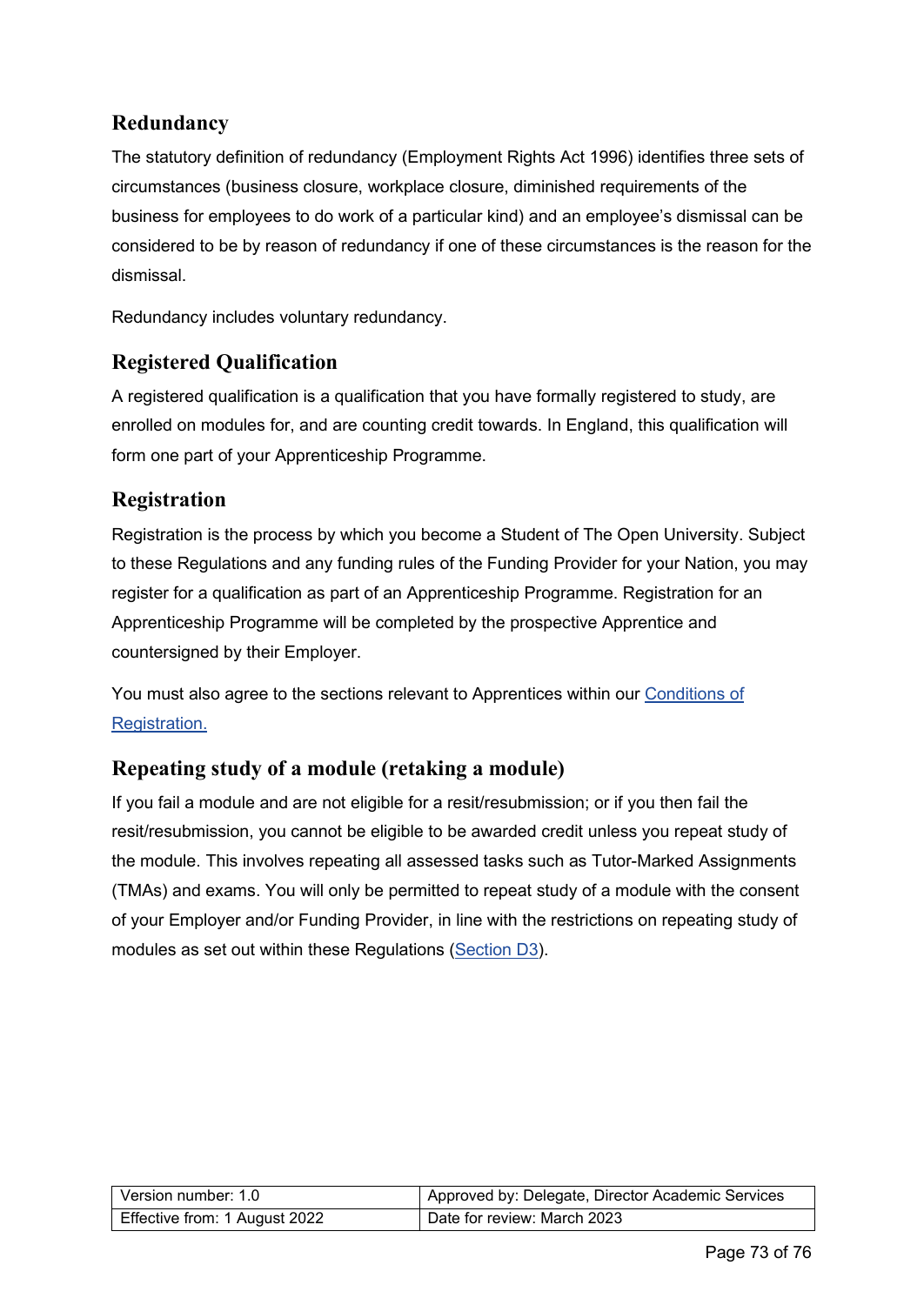## Redundancy

The statutory definition of redundancy (Employment Rights Act 1996) identifies three sets of circumstances (business closure, workplace closure, diminished requirements of the business for employees to do work of a particular kind) and an employee's dismissal can be considered to be by reason of redundancy if one of these circumstances is the reason for the dismissal.

Redundancy includes voluntary redundancy.

## Registered Qualification

A registered qualification is a qualification that you have formally registered to study, are enrolled on modules for, and are counting credit towards. In England, this qualification will form one part of your Apprenticeship Programme.

## Registration

Registration is the process by which you become a Student of The Open University. Subject to these Regulations and any funding rules of the Funding Provider for your Nation, you may register for a qualification as part of an Apprenticeship Programme. Registration for an Apprenticeship Programme will be completed by the prospective Apprentice and countersigned by their Employer.

You must also agree to the sections relevant to Apprentices within our Conditions of Registration.

## Repeating study of a module (retaking a module)

If you fail a module and are not eligible for a resit/resubmission; or if you then fail the resit/resubmission, you cannot be eligible to be awarded credit unless you repeat study of the module. This involves repeating all assessed tasks such as Tutor-Marked Assignments (TMAs) and exams. You will only be permitted to repeat study of a module with the consent of your Employer and/or Funding Provider, in line with the restrictions on repeating study of modules as set out within these Regulations (Section D3).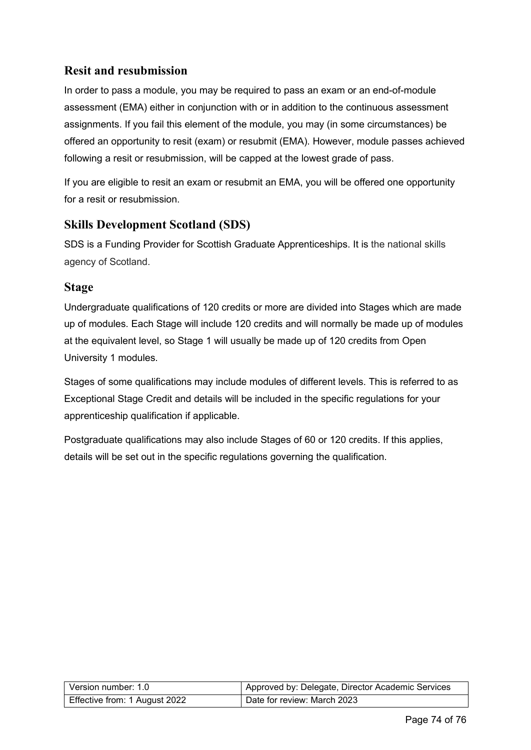## Resit and resubmission

In order to pass a module, you may be required to pass an exam or an end-of-module assessment (EMA) either in conjunction with or in addition to the continuous assessment assignments. If you fail this element of the module, you may (in some circumstances) be offered an opportunity to resit (exam) or resubmit (EMA). However, module passes achieved following a resit or resubmission, will be capped at the lowest grade of pass.

If you are eligible to resit an exam or resubmit an EMA, you will be offered one opportunity for a resit or resubmission.

## Skills Development Scotland (SDS)

SDS is a Funding Provider for Scottish Graduate Apprenticeships. It is the national skills agency of Scotland.

## Stage

Undergraduate qualifications of 120 credits or more are divided into Stages which are made up of modules. Each Stage will include 120 credits and will normally be made up of modules at the equivalent level, so Stage 1 will usually be made up of 120 credits from Open University 1 modules.

Stages of some qualifications may include modules of different levels. This is referred to as Exceptional Stage Credit and details will be included in the specific regulations for your apprenticeship qualification if applicable.

Postgraduate qualifications may also include Stages of 60 or 120 credits. If this applies, details will be set out in the specific regulations governing the qualification.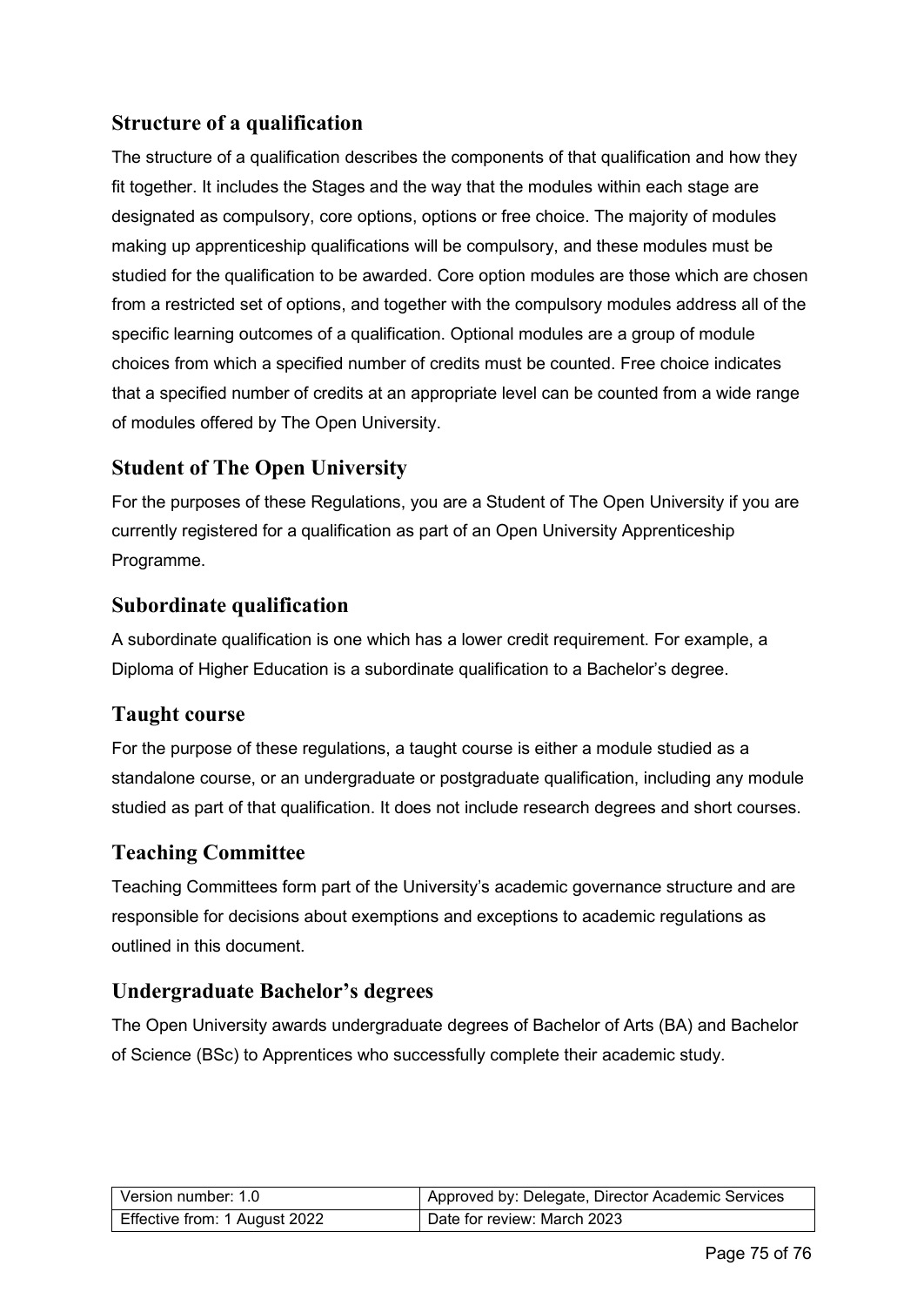## Structure of a qualification

The structure of a qualification describes the components of that qualification and how they fit together. It includes the Stages and the way that the modules within each stage are designated as compulsory, core options, options or free choice. The majority of modules making up apprenticeship qualifications will be compulsory, and these modules must be studied for the qualification to be awarded. Core option modules are those which are chosen from a restricted set of options, and together with the compulsory modules address all of the specific learning outcomes of a qualification. Optional modules are a group of module choices from which a specified number of credits must be counted. Free choice indicates that a specified number of credits at an appropriate level can be counted from a wide range of modules offered by The Open University.

## Student of The Open University

For the purposes of these Regulations, you are a Student of The Open University if you are currently registered for a qualification as part of an Open University Apprenticeship Programme.

## Subordinate qualification

A subordinate qualification is one which has a lower credit requirement. For example, a Diploma of Higher Education is a subordinate qualification to a Bachelor's degree.

## Taught course

For the purpose of these regulations, a taught course is either a module studied as a standalone course, or an undergraduate or postgraduate qualification, including any module studied as part of that qualification. It does not include research degrees and short courses.

## Teaching Committee

Teaching Committees form part of the University's academic governance structure and are responsible for decisions about exemptions and exceptions to academic regulations as outlined in this document.

## Undergraduate Bachelor's degrees

The Open University awards undergraduate degrees of Bachelor of Arts (BA) and Bachelor of Science (BSc) to Apprentices who successfully complete their academic study.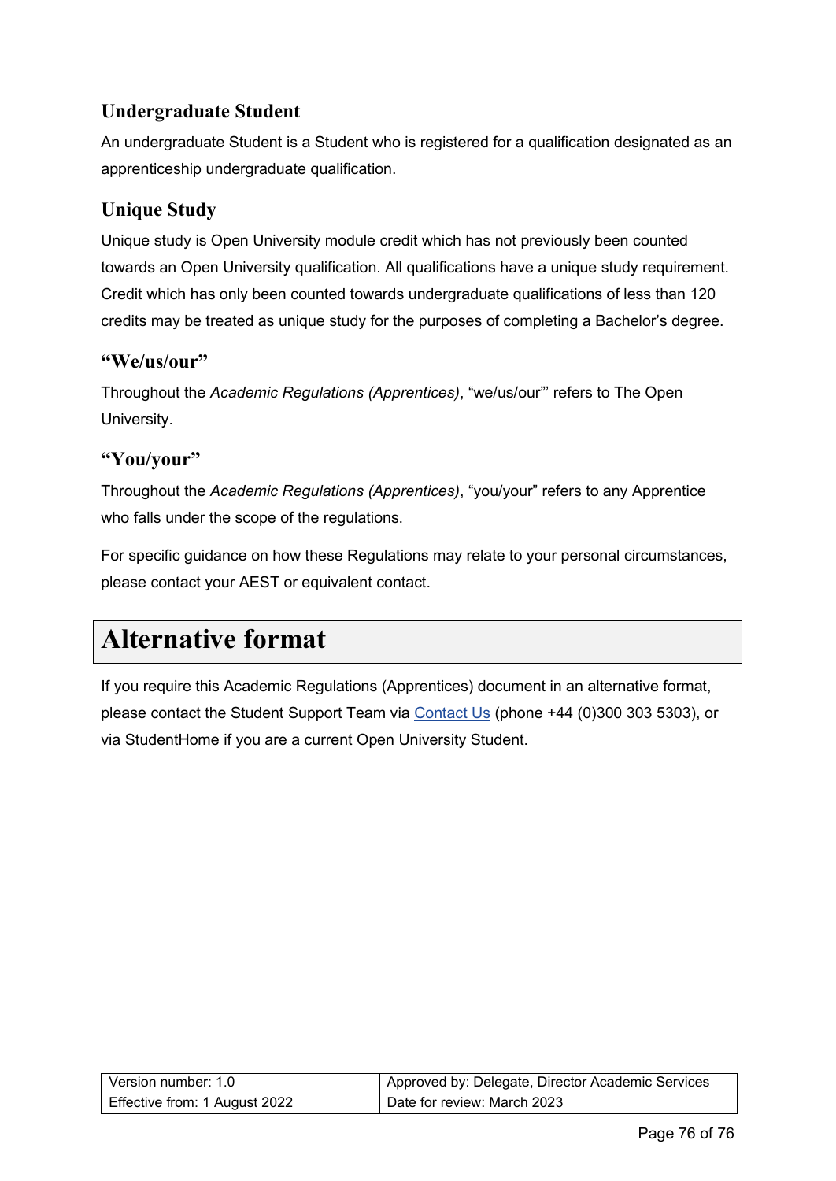### Undergraduate Student

An undergraduate Student is a Student who is registered for a qualification designated as an apprenticeship undergraduate qualification.

### Unique Study

Unique study is Open University module credit which has not previously been counted towards an Open University qualification. All qualifications have a unique study requirement. Credit which has only been counted towards undergraduate qualifications of less than 120 credits may be treated as unique study for the purposes of completing a Bachelor's degree.

### "We/us/our"

Throughout the *Academic Regulations (Apprentices)*, "we/us/our"' refers to The Open University.

### "You/your"

Throughout the *Academic Regulations (Apprentices)*, "you/your" refers to any Apprentice who falls under the scope of the regulations.

For specific guidance on how these Regulations may relate to your personal circumstances, please contact your AEST or equivalent contact.

# Alternative format

If you require this Academic Regulations (Apprentices) document in an alternative format, please contact the Student Support Team via [Contact Us](Contact Us) (phone +44 (0)300 303 5303), or via StudentHome if you are a current Open University Student.

| | |
|---|---|
| Version number: 1.0 | Approved by: Delegate, Director Academic Services |
| Effective from: 1 August 2022 | Date for review: March 2023 |